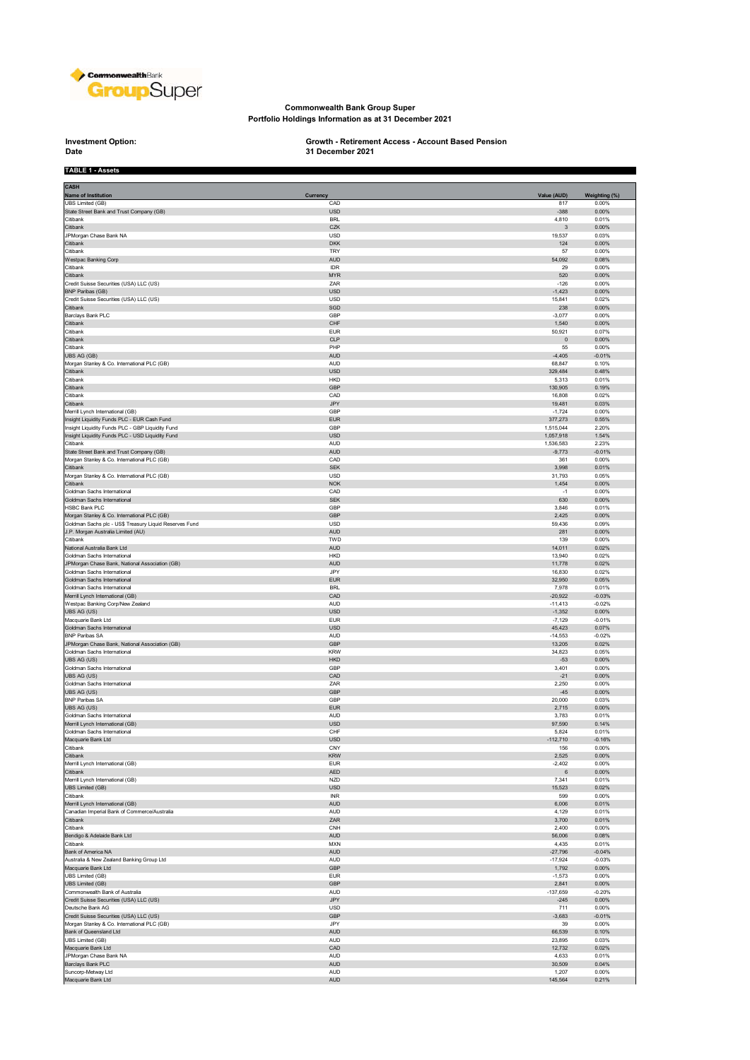# Commonwealth Bank Group Super

## Portfolio Holdings Information as at 31 December 2021

**Investment Option:** Growth - Retirement Access - Account Based Pension

**Date** 31 December 2021

**TABLE 1 - Assets**

| CASH | | | |
|---|---|---|---|
| **Name of Institution** | **Currency** | **Value (AUD)** | **Weighting (%)** |
| UBS Limited (GB) | CAD | 817 | 0.00% |
| State Street Bank and Trust Company (GB) | USD | -388 | 0.00% |
| Citibank | BRL | 4,810 | 0.01% |
| Citibank | CZK | 3 | 0.00% |
| JPMorgan Chase Bank NA | USD | 19,537 | 0.03% |
| Citibank | DKK | 124 | 0.00% |
| Citibank | TRY | 57 | 0.00% |
| Westpac Banking Corp | AUD | 54,092 | 0.08% |
| Citibank | IDR | 29 | 0.00% |
| Citibank | MYR | 520 | 0.00% |
| Credit Suisse Securities (USA) LLC (US) | ZAR | -126 | 0.00% |
| BNP Paribas (GB) | USD | -1,423 | 0.00% |
| Credit Suisse Securities (USA) LLC (US) | USD | 15,841 | 0.02% |
| Citibank | SGD | 238 | 0.00% |
| Barclays Bank PLC | GBP | -3,077 | 0.00% |
| Citibank | CHF | 1,540 | 0.00% |
| Citibank | EUR | 50,921 | 0.07% |
| Citibank | CLP | 0 | 0.00% |
| Citibank | PHP | 55 | 0.00% |
| UBS AG (GB) | AUD | -4,405 | -0.01% |
| Morgan Stanley & Co. International PLC (GB) | AUD | 68,847 | 0.10% |
| Citibank | USD | 329,484 | 0.48% |
| Citibank | HKD | 5,313 | 0.01% |
| Citibank | GBP | 130,905 | 0.19% |
| Citibank | CAD | 16,808 | 0.02% |
| Citibank | JPY | 19,481 | 0.03% |
| Merrill Lynch International (GB) | GBP | -1,724 | 0.00% |
| Insight Liquidity Funds PLC - EUR Cash Fund | EUR | 377,273 | 0.55% |
| Insight Liquidity Funds PLC - GBP Liquidity Fund | GBP | 1,515,044 | 2.20% |
| Insight Liquidity Funds PLC - USD Liquidity Fund | USD | 1,057,918 | 1.54% |
| Citibank | AUD | 1,536,583 | 2.23% |
| State Street Bank and Trust Company (GB) | AUD | -9,773 | -0.01% |
| Morgan Stanley & Co. International PLC (GB) | CAD | 361 | 0.00% |
| Citibank | SEK | 3,998 | 0.01% |
| Morgan Stanley & Co. International PLC (GB) | USD | 31,793 | 0.05% |
| Citibank | NOK | 1,454 | 0.00% |
| Goldman Sachs International | CAD | -1 | 0.00% |
| Goldman Sachs International | SEK | 630 | 0.00% |
| HSBC Bank PLC | GBP | 3,846 | 0.01% |
| Morgan Stanley & Co. International PLC (GB) | GBP | 2,425 | 0.00% |
| Goldman Sachs plc - US$ Treasury Liquid Reserves Fund | USD | 59,436 | 0.09% |
| J.P. Morgan Australia Limited (AU) | AUD | 281 | 0.00% |
| Citibank | TWD | 139 | 0.00% |
| National Australia Bank Ltd | AUD | 14,011 | 0.02% |
| Goldman Sachs International | HKD | 13,940 | 0.02% |
| JPMorgan Chase Bank, National Association (GB) | AUD | 11,778 | 0.02% |
| Goldman Sachs International | JPY | 16,830 | 0.02% |
| Goldman Sachs International | EUR | 32,950 | 0.05% |
| Goldman Sachs International | BRL | 7,978 | 0.01% |
| Merrill Lynch International (GB) | CAD | -20,922 | -0.03% |
| Westpac Banking Corp/New Zealand | AUD | -11,413 | -0.02% |
| UBS AG (US) | USD | -1,352 | 0.00% |
| Macquarie Bank Ltd | EUR | -7,129 | -0.01% |
| Goldman Sachs International | USD | 45,423 | 0.07% |
| BNP Paribas SA | AUD | -14,553 | -0.02% |
| JPMorgan Chase Bank, National Association (GB) | GBP | 13,205 | 0.02% |
| Goldman Sachs International | KRW | 34,823 | 0.05% |
| UBS AG (US) | HKD | -53 | 0.00% |
| Goldman Sachs International | GBP | 3,401 | 0.00% |
| UBS AG (US) | CAD | -21 | 0.00% |
| Goldman Sachs International | ZAR | 2,250 | 0.00% |
| UBS AG (US) | GBP | -45 | 0.00% |
| BNP Paribas SA | GBP | 20,000 | 0.03% |
| UBS AG (US) | EUR | 2,715 | 0.00% |
| Goldman Sachs International | AUD | 3,783 | 0.01% |
| Merrill Lynch International (GB) | USD | 97,590 | 0.14% |
| Goldman Sachs International | CHF | 5,824 | 0.01% |
| Macquarie Bank Ltd | USD | -112,710 | -0.16% |
| Citibank | CNY | 156 | 0.00% |
| Citibank | KRW | 2,525 | 0.00% |
| Merrill Lynch International (GB) | EUR | -2,402 | 0.00% |
| Citibank | AED | 6 | 0.00% |
| Merrill Lynch International (GB) | NZD | 7,341 | 0.01% |
| UBS Limited (GB) | USD | 15,523 | 0.02% |
| Citibank | INR | 599 | 0.00% |
| Merrill Lynch International (GB) | AUD | 6,006 | 0.01% |
| Canadian Imperial Bank of Commerce/Australia | AUD | 4,129 | 0.01% |
| Citibank | ZAR | 3,700 | 0.01% |
| Citibank | CNH | 2,400 | 0.00% |
| Bendigo & Adelaide Bank Ltd | AUD | 56,006 | 0.08% |
| Citibank | MXN | 4,435 | 0.01% |
| Bank of America NA | AUD | -27,796 | -0.04% |
| Australia & New Zealand Banking Group Ltd | AUD | -17,924 | -0.03% |
| Macquarie Bank Ltd | GBP | 1,792 | 0.00% |
| UBS Limited (GB) | EUR | -1,573 | 0.00% |
| UBS Limited (GB) | GBP | 2,841 | 0.00% |
| Commonwealth Bank of Australia | AUD | -137,659 | -0.20% |
| Credit Suisse Securities (USA) LLC (US) | JPY | -245 | 0.00% |
| Deutsche Bank AG | USD | 711 | 0.00% |
| Credit Suisse Securities (USA) LLC (US) | GBP | -3,683 | -0.01% |
| Morgan Stanley & Co. International PLC (GB) | JPY | 39 | 0.00% |
| Bank of Queensland Ltd | AUD | 66,539 | 0.10% |
| UBS Limited (GB) | AUD | 23,895 | 0.03% |
| Macquarie Bank Ltd | CAD | 12,732 | 0.02% |
| JPMorgan Chase Bank NA | AUD | 4,633 | 0.01% |
| Barclays Bank PLC | AUD | 30,509 | 0.04% |
| Suncorp-Metway Ltd | AUD | 1,207 | 0.00% |
| Macquarie Bank Ltd | AUD | 145,564 | 0.21% |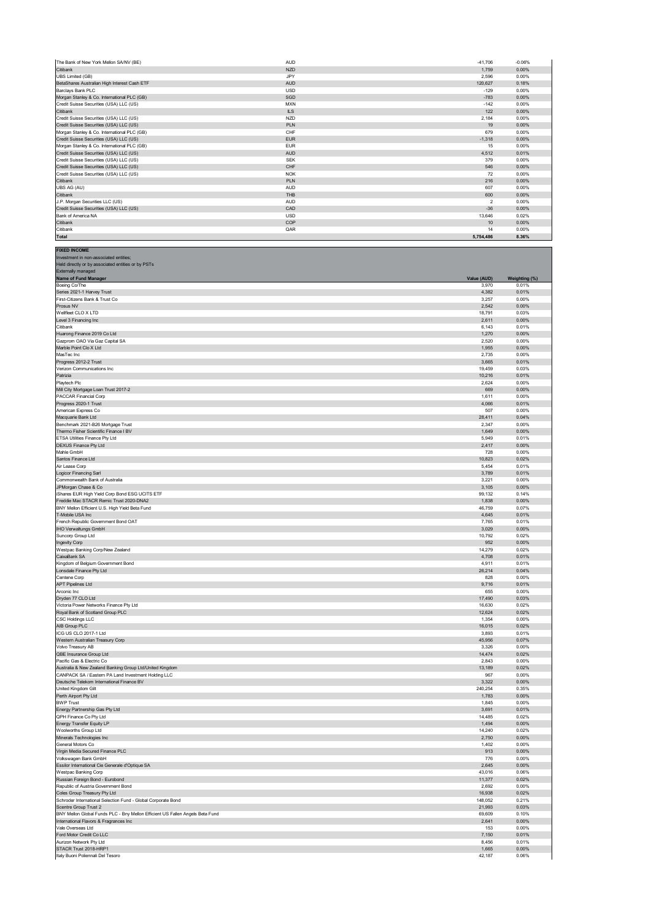| | | | |
|---|---|---|---|
| The Bank of New York Mellon SA/NV (BE) | AUD | -41,706 | -0.06% |
| Citibank | NZD | 1,759 | 0.00% |
| UBS Limited (GB) | JPY | 2,596 | 0.00% |
| BetaShares Australian High Interest Cash ETF | AUD | 120,627 | 0.18% |
| Barclays Bank PLC | USD | -129 | 0.00% |
| Morgan Stanley & Co. International PLC (GB) | SGD | -783 | 0.00% |
| Credit Suisse Securities (USA) LLC (US) | MXN | -142 | 0.00% |
| Citibank | ILS | 122 | 0.00% |
| Credit Suisse Securities (USA) LLC (US) | NZD | 2,184 | 0.00% |
| Credit Suisse Securities (USA) LLC (US) | PLN | 19 | 0.00% |
| Morgan Stanley & Co. International PLC (GB) | CHF | 679 | 0.00% |
| Credit Suisse Securities (USA) LLC (US) | EUR | -1,318 | 0.00% |
| Morgan Stanley & Co. International PLC (GB) | EUR | 15 | 0.00% |
| Credit Suisse Securities (USA) LLC (US) | AUD | 4,512 | 0.01% |
| Credit Suisse Securities (USA) LLC (US) | SEK | 379 | 0.00% |
| Credit Suisse Securities (USA) LLC (US) | CHF | 546 | 0.00% |
| Credit Suisse Securities (USA) LLC (US) | NOK | 72 | 0.00% |
| Citibank | PLN | 216 | 0.00% |
| UBS AG (AU) | AUD | 607 | 0.00% |
| Citibank | THB | 600 | 0.00% |
| J.P. Morgan Securities LLC (US) | AUD | 2 | 0.00% |
| Credit Suisse Securities (USA) LLC (US) | CAD | -36 | 0.00% |
| Bank of America NA | USD | 13,646 | 0.02% |
| Citibank | COP | 10 | 0.00% |
| Citibank | QAR | 14 | 0.00% |
| **Total** | | **5,754,486** | **8.36%** |

**FIXED INCOME**

Investment in non-associated entities;
Held directly or by associated entities or by PSTs
Externally managed

| Name of Fund Manager | Value (AUD) | Weighting (%) |
|---|---|---|
| Boeing Co/The | 3,970 | 0.01% |
| Series 2021-1 Harvey Trust | 4,382 | 0.01% |
| First-Citizens Bank & Trust Co | 3,257 | 0.00% |
| Prosus NV | 2,542 | 0.00% |
| Wellfleet CLO X LTD | 18,791 | 0.03% |
| Level 3 Financing Inc | 2,611 | 0.00% |
| Citibank | 6,143 | 0.01% |
| Huarong Finance 2019 Co Ltd | 1,270 | 0.00% |
| Gazprom OAO Via Gaz Capital SA | 2,520 | 0.00% |
| Marble Point Clo X Ltd | 1,955 | 0.00% |
| MasTec Inc | 2,735 | 0.00% |
| Progress 2012-2 Trust | 3,665 | 0.01% |
| Verizon Communications Inc | 19,459 | 0.03% |
| Patrizia | 10,216 | 0.01% |
| Playtech Plc | 2,624 | 0.00% |
| Mill City Mortgage Loan Trust 2017-2 | 669 | 0.00% |
| PACCAR Financial Corp | 1,611 | 0.00% |
| Progress 2020-1 Trust | 4,066 | 0.01% |
| American Express Co | 507 | 0.00% |
| Macquarie Bank Ltd | 28,411 | 0.04% |
| Benchmark 2021-B26 Mortgage Trust | 2,347 | 0.00% |
| Thermo Fisher Scientific Finance I BV | 1,649 | 0.00% |
| ETSA Utilities Finance Pty Ltd | 5,949 | 0.01% |
| DEXUS Finance Pty Ltd | 2,417 | 0.00% |
| Mahle GmbH | 728 | 0.00% |
| Santos Finance Ltd | 10,823 | 0.02% |
| Air Lease Corp | 5,454 | 0.01% |
| Logicor Financing Sarl | 3,789 | 0.01% |
| Commonwealth Bank of Australia | 3,221 | 0.00% |
| JPMorgan Chase & Co | 3,105 | 0.00% |
| iShares EUR High Yield Corp Bond ESG UCITS ETF | 99,132 | 0.14% |
| Freddie Mac STACR Remic Trust 2020-DNA2 | 1,838 | 0.00% |
| BNY Mellon Efficient U.S. High Yield Beta Fund | 46,759 | 0.07% |
| T-Mobile USA Inc | 4,645 | 0.01% |
| French Republic Government Bond OAT | 7,765 | 0.01% |
| IHO Verwaltungs GmbH | 3,029 | 0.00% |
| Suncorp Group Ltd | 10,792 | 0.02% |
| Ingevity Corp | 952 | 0.00% |
| Westpac Banking Corp/New Zealand | 14,279 | 0.02% |
| CaixaBank SA | 4,708 | 0.01% |
| Kingdom of Belgium Government Bond | 4,911 | 0.01% |
| Lonsdale Finance Pty Ltd | 26,214 | 0.04% |
| Centene Corp | 828 | 0.00% |
| APT Pipelines Ltd | 9,716 | 0.01% |
| Arconic Inc | 655 | 0.00% |
| Dryden 77 CLO Ltd | 17,490 | 0.03% |
| Victoria Power Networks Finance Pty Ltd | 16,630 | 0.02% |
| Royal Bank of Scotland Group PLC | 12,624 | 0.02% |
| CSC Holdings LLC | 1,354 | 0.00% |
| AIB Group PLC | 16,015 | 0.02% |
| ICG US CLO 2017-1 Ltd | 3,893 | 0.01% |
| Western Australian Treasury Corp | 45,956 | 0.07% |
| Volvo Treasury AB | 3,326 | 0.00% |
| QBE Insurance Group Ltd | 14,474 | 0.02% |
| Pacific Gas & Electric Co | 2,843 | 0.00% |
| Australia & New Zealand Banking Group Ltd/United Kingdom | 13,189 | 0.02% |
| CANPACK SA / Eastern PA Land Investment Holding LLC | 967 | 0.00% |
| Deutsche Telekom International Finance BV | 3,322 | 0.00% |
| United Kingdom Gilt | 240,254 | 0.35% |
| Perth Airport Pty Ltd | 1,783 | 0.00% |
| BWP Trust | 1,845 | 0.00% |
| Energy Partnership Gas Pty Ltd | 3,691 | 0.01% |
| QPH Finance Co Pty Ltd | 14,485 | 0.02% |
| Energy Transfer Equity LP | 1,494 | 0.00% |
| Woolworths Group Ltd | 14,240 | 0.02% |
| Minerals Technologies Inc | 2,750 | 0.00% |
| General Motors Co | 1,402 | 0.00% |
| Virgin Media Secured Finance PLC | 913 | 0.00% |
| Volkswagen Bank GmbH | 776 | 0.00% |
| Essilor International Cie Generale d'Optique SA | 2,645 | 0.00% |
| Westpac Banking Corp | 43,016 | 0.06% |
| Russian Foreign Bond - Eurobond | 11,377 | 0.02% |
| Republic of Austria Government Bond | 2,692 | 0.00% |
| Coles Group Treasury Pty Ltd | 16,938 | 0.02% |
| Schroder International Selection Fund - Global Corporate Bond | 148,052 | 0.21% |
| Scentre Group Trust 2 | 21,993 | 0.03% |
| BNY Mellon Global Funds PLC - Bny Mellon Efficient US Fallen Angels Beta Fund | 69,609 | 0.10% |
| International Flavors & Fragrances Inc | 2,641 | 0.00% |
| Vale Overseas Ltd | 153 | 0.00% |
| Ford Motor Credit Co LLC | 7,150 | 0.01% |
| Aurizon Network Pty Ltd | 8,456 | 0.01% |
| STACR Trust 2018-HRP1 | 1,665 | 0.00% |
| Italy Buoni Poliennali Del Tesoro | 42,187 | 0.06% |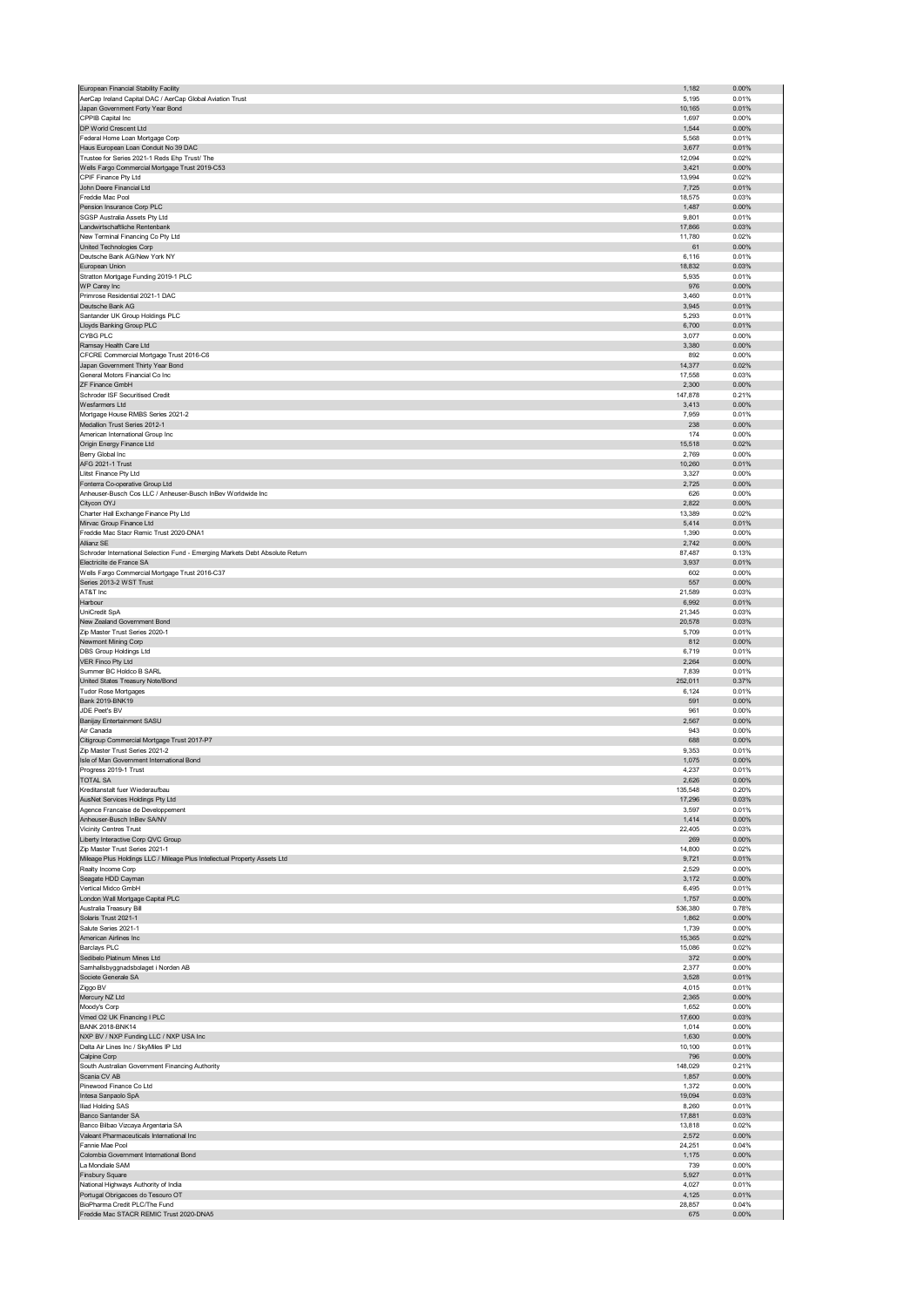| | | |
|---|---|---|
| European Financial Stability Facility | 1,182 | 0.00% |
| AerCap Ireland Capital DAC / AerCap Global Aviation Trust | 5,195 | 0.01% |
| Japan Government Forty Year Bond | 10,165 | 0.01% |
| CPPIB Capital Inc | 1,697 | 0.00% |
| DP World Crescent Ltd | 1,544 | 0.00% |
| Federal Home Loan Mortgage Corp | 5,568 | 0.01% |
| Haus European Loan Conduit No 39 DAC | 3,677 | 0.01% |
| Trustee for Series 2021-1 Reds Ehp Trust/ The | 12,094 | 0.02% |
| Wells Fargo Commercial Mortgage Trust 2019-C53 | 3,421 | 0.00% |
| CPIF Finance Pty Ltd | 13,994 | 0.02% |
| John Deere Financial Ltd | 7,725 | 0.01% |
| Freddie Mac Pool | 18,575 | 0.03% |
| Pension Insurance Corp PLC | 1,487 | 0.00% |
| SGSP Australia Assets Pty Ltd | 9,801 | 0.01% |
| Landwirtschaftliche Rentenbank | 17,866 | 0.03% |
| New Terminal Financing Co Pty Ltd | 11,780 | 0.02% |
| United Technologies Corp | 61 | 0.00% |
| Deutsche Bank AG/New York NY | 6,116 | 0.01% |
| European Union | 18,832 | 0.03% |
| Stratton Mortgage Funding 2019-1 PLC | 5,935 | 0.01% |
| WP Carey Inc | 976 | 0.00% |
| Primrose Residential 2021-1 DAC | 3,460 | 0.01% |
| Deutsche Bank AG | 3,945 | 0.01% |
| Santander UK Group Holdings PLC | 5,293 | 0.01% |
| Lloyds Banking Group PLC | 6,700 | 0.01% |
| CYBG PLC | 3,077 | 0.00% |
| Ramsay Health Care Ltd | 3,380 | 0.00% |
| CFCRE Commercial Mortgage Trust 2016-C6 | 892 | 0.00% |
| Japan Government Thirty Year Bond | 14,377 | 0.02% |
| General Motors Financial Co Inc | 17,558 | 0.03% |
| ZF Finance GmbH | 2,300 | 0.00% |
| Schroder ISF Securitised Credit | 147,878 | 0.21% |
| Wesfarmers Ltd | 3,413 | 0.00% |
| Mortgage House RMBS Series 2021-2 | 7,959 | 0.01% |
| Medallion Trust Series 2012-1 | 238 | 0.00% |
| American International Group Inc | 174 | 0.00% |
| Origin Energy Finance Ltd | 15,518 | 0.02% |
| Berry Global Inc | 2,769 | 0.00% |
| AFG 2021-1 Trust | 10,260 | 0.01% |
| Liitst Finance Pty Ltd | 3,327 | 0.00% |
| Fonterra Co-operative Group Ltd | 2,725 | 0.00% |
| Anheuser-Busch Cos LLC / Anheuser-Busch InBev Worldwide Inc | 626 | 0.00% |
| Citycon OYJ | 2,822 | 0.00% |
| Charter Hall Exchange Finance Pty Ltd | 13,389 | 0.02% |
| Mirvac Group Finance Ltd | 5,414 | 0.01% |
| Freddie Mac Stacr Remic Trust 2020-DNA1 | 1,390 | 0.00% |
| Allianz SE | 2,742 | 0.00% |
| Schroder International Selection Fund - Emerging Markets Debt Absolute Return | 87,487 | 0.13% |
| Electricite de France SA | 3,937 | 0.01% |
| Wells Fargo Commercial Mortgage Trust 2016-C37 | 602 | 0.00% |
| Series 2013-2 WST Trust | 557 | 0.00% |
| AT&T Inc | 21,589 | 0.03% |
| Harbour | 6,992 | 0.01% |
| UniCredit SpA | 21,345 | 0.03% |
| New Zealand Government Bond | 20,578 | 0.03% |
| Zip Master Trust Series 2020-1 | 5,709 | 0.01% |
| Newmont Mining Corp | 812 | 0.00% |
| DBS Group Holdings Ltd | 6,719 | 0.01% |
| VER Finco Pty Ltd | 2,264 | 0.00% |
| Summer BC Holdco B SARL | 7,839 | 0.01% |
| United States Treasury Note/Bond | 252,011 | 0.37% |
| Tudor Rose Mortgages | 6,124 | 0.01% |
| Bank 2019-BNK19 | 591 | 0.00% |
| JDE Peet's BV | 961 | 0.00% |
| Banijay Entertainment SASU | 2,567 | 0.00% |
| Air Canada | 943 | 0.00% |
| Citigroup Commercial Mortgage Trust 2017-P7 | 688 | 0.00% |
| Zip Master Trust Series 2021-2 | 9,353 | 0.01% |
| Isle of Man Government International Bond | 1,075 | 0.00% |
| Progress 2019-1 Trust | 4,237 | 0.01% |
| TOTAL SA | 2,626 | 0.00% |
| Kreditanstalt fuer Wiederaufbau | 135,548 | 0.20% |
| AusNet Services Holdings Pty Ltd | 17,296 | 0.03% |
| Agence Francaise de Developpement | 3,597 | 0.01% |
| Anheuser-Busch InBev SA/NV | 1,414 | 0.00% |
| Vicinity Centres Trust | 22,405 | 0.03% |
| Liberty Interactive Corp QVC Group | 269 | 0.00% |
| Zip Master Trust Series 2021-1 | 14,800 | 0.02% |
| Mileage Plus Holdings LLC / Mileage Plus Intellectual Property Assets Ltd | 9,721 | 0.01% |
| Realty Income Corp | 2,529 | 0.00% |
| Seagate HDD Cayman | 3,172 | 0.00% |
| Vertical Midco GmbH | 6,495 | 0.01% |
| London Wall Mortgage Capital PLC | 1,757 | 0.00% |
| Australia Treasury Bill | 536,380 | 0.78% |
| Solaris Trust 2021-1 | 1,862 | 0.00% |
| Salute Series 2021-1 | 1,739 | 0.00% |
| American Airlines Inc | 15,365 | 0.02% |
| Barclays PLC | 15,086 | 0.02% |
| Sedibelo Platinum Mines Ltd | 372 | 0.00% |
| Samhallsbyggnadsbolaget i Norden AB | 2,377 | 0.00% |
| Societe Generale SA | 3,528 | 0.01% |
| Ziggo BV | 4,015 | 0.01% |
| Mercury NZ Ltd | 2,365 | 0.00% |
| Moody's Corp | 1,652 | 0.00% |
| Vmed O2 UK Financing I PLC | 17,600 | 0.03% |
| BANK 2018-BNK14 | 1,014 | 0.00% |
| NXP BV / NXP Funding LLC / NXP USA Inc | 1,630 | 0.00% |
| Delta Air Lines Inc / SkyMiles IP Ltd | 10,100 | 0.01% |
| Calpine Corp | 796 | 0.00% |
| South Australian Government Financing Authority | 148,029 | 0.21% |
| Scania CV AB | 1,857 | 0.00% |
| Pinewood Finance Co Ltd | 1,372 | 0.00% |
| Intesa Sanpaolo SpA | 19,094 | 0.03% |
| Iliad Holding SAS | 8,260 | 0.01% |
| Banco Santander SA | 17,881 | 0.03% |
| Banco Bilbao Vizcaya Argentaria SA | 13,818 | 0.02% |
| Valeant Pharmaceuticals International Inc | 2,572 | 0.00% |
| Fannie Mae Pool | 24,251 | 0.04% |
| Colombia Government International Bond | 1,175 | 0.00% |
| La Mondiale SAM | 739 | 0.00% |
| Finsbury Square | 5,927 | 0.01% |
| National Highways Authority of India | 4,027 | 0.01% |
| Portugal Obrigacoes do Tesouro OT | 4,125 | 0.01% |
| BioPharma Credit PLC/The Fund | 28,857 | 0.04% |
| Freddie Mac STACR REMIC Trust 2020-DNA5 | 675 | 0.00% |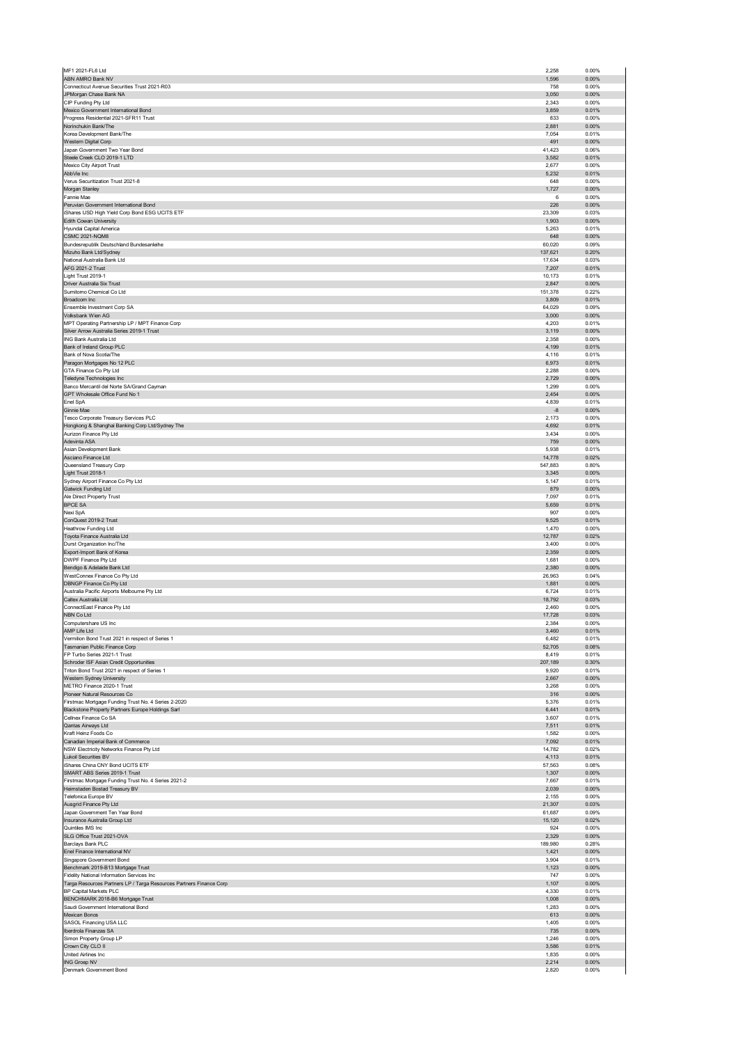| | | |
|---|---|---|
| MF1 2021-FL6 Ltd | 2,258 | 0.00% |
| ABN AMRO Bank NV | 1,596 | 0.00% |
| Connecticut Avenue Securities Trust 2021-R03 | 758 | 0.00% |
| JPMorgan Chase Bank NA | 3,050 | 0.00% |
| CIP Funding Pty Ltd | 2,343 | 0.00% |
| Mexico Government International Bond | 3,859 | 0.01% |
| Progress Residential 2021-SFR11 Trust | 833 | 0.00% |
| Norinchukin Bank/The | 2,881 | 0.00% |
| Korea Development Bank/The | 7,054 | 0.01% |
| Western Digital Corp | 491 | 0.00% |
| Japan Government Two Year Bond | 41,423 | 0.06% |
| Steele Creek CLO 2019-1 LTD | 3,582 | 0.01% |
| Mexico City Airport Trust | 2,677 | 0.00% |
| AbbVie Inc | 5,232 | 0.01% |
| Verus Securitization Trust 2021-8 | 648 | 0.00% |
| Morgan Stanley | 1,727 | 0.00% |
| Fannie Mae | 6 | 0.00% |
| Peruvian Government International Bond | 226 | 0.00% |
| iShares USD High Yield Corp Bond ESG UCITS ETF | 23,309 | 0.03% |
| Edith Cowan University | 1,903 | 0.00% |
| Hyundai Capital America | 5,263 | 0.01% |
| CSMC 2021-NQM8 | 648 | 0.00% |
| Bundesrepublik Deutschland Bundesanleihe | 60,020 | 0.09% |
| Mizuho Bank Ltd/Sydney | 137,621 | 0.20% |
| National Australia Bank Ltd | 17,634 | 0.03% |
| AFG 2021-2 Trust | 7,207 | 0.01% |
| Light Trust 2019-1 | 10,173 | 0.01% |
| Driver Australia Six Trust | 2,847 | 0.00% |
| Sumitomo Chemical Co Ltd | 151,378 | 0.22% |
| Broadcom Inc | 3,809 | 0.01% |
| Ensemble Investment Corp SA | 64,029 | 0.09% |
| Volksbank Wien AG | 3,000 | 0.00% |
| MPT Operating Partnership LP / MPT Finance Corp | 4,203 | 0.01% |
| Silver Arrow Australia Series 2019-1 Trust | 3,119 | 0.00% |
| ING Bank Australia Ltd | 2,358 | 0.00% |
| Bank of Ireland Group PLC | 4,199 | 0.01% |
| Bank of Nova Scotia/The | 4,116 | 0.01% |
| Paragon Mortgages No 12 PLC | 6,973 | 0.01% |
| GTA Finance Co Pty Ltd | 2,288 | 0.00% |
| Teledyne Technologies Inc | 2,729 | 0.00% |
| Banco Mercantil del Norte SA/Grand Cayman | 1,299 | 0.00% |
| GPT Wholesale Office Fund No 1 | 2,454 | 0.00% |
| Enel SpA | 4,839 | 0.01% |
| Ginnie Mae | -8 | 0.00% |
| Tesco Corporate Treasury Services PLC | 2,173 | 0.00% |
| Hongkong & Shanghai Banking Corp Ltd/Sydney The | 4,692 | 0.01% |
| Aurizon Finance Pty Ltd | 3,434 | 0.00% |
| Adevinta ASA | 759 | 0.00% |
| Asian Development Bank | 5,938 | 0.01% |
| Ascíano Finance Ltd | 14,778 | 0.02% |
| Queensland Treasury Corp | 547,883 | 0.80% |
| Light Trust 2018-1 | 3,345 | 0.00% |
| Sydney Airport Finance Co Pty Ltd | 5,147 | 0.01% |
| Gatwick Funding Ltd | 879 | 0.00% |
| Ale Direct Property Trust | 7,097 | 0.01% |
| BPCE SA | 5,659 | 0.01% |
| Nexi SpA | 907 | 0.00% |
| ConQuest 2019-2 Trust | 9,525 | 0.01% |
| Heathrow Funding Ltd | 1,470 | 0.00% |
| Toyota Finance Australia Ltd | 12,787 | 0.02% |
| Durst Organization Inc/The | 3,400 | 0.00% |
| Export-Import Bank of Korea | 2,359 | 0.00% |
| DWPF Finance Pty Ltd | 1,681 | 0.00% |
| Bendigo & Adelaide Bank Ltd | 2,380 | 0.00% |
| WestConnex Finance Co Pty Ltd | 26,963 | 0.04% |
| DBNGP Finance Co Pty Ltd | 1,881 | 0.00% |
| Australia Pacific Airports Melbourne Pty Ltd | 6,724 | 0.01% |
| Caltex Australia Ltd | 18,792 | 0.03% |
| ConnectEast Finance Pty Ltd | 2,460 | 0.00% |
| NBN Co Ltd | 17,728 | 0.03% |
| Computershare US Inc | 2,384 | 0.00% |
| AMP Life Ltd | 3,460 | 0.01% |
| Vermilion Bond Trust 2021 in respect of Series 1 | 6,482 | 0.01% |
| Tasmanian Public Finance Corp | 52,705 | 0.08% |
| FP Turbo Series 2021-1 Trust | 8,419 | 0.01% |
| Schroder ISF Asian Credit Opportunities | 207,189 | 0.30% |
| Triton Bond Trust 2021 in respect of Series 1 | 9,920 | 0.01% |
| Western Sydney University | 2,667 | 0.00% |
| METRO Finance 2020-1 Trust | 3,268 | 0.00% |
| Pioneer Natural Resources Co | 316 | 0.00% |
| Firstmac Mortgage Funding Trust No. 4 Series 2-2020 | 5,376 | 0.01% |
| Blackstone Property Partners Europe Holdings Sarl | 6,441 | 0.01% |
| Cellnex Finance Co SA | 3,607 | 0.01% |
| Qantas Airways Ltd | 7,511 | 0.01% |
| Kraft Heinz Foods Co | 1,582 | 0.00% |
| Canadian Imperial Bank of Commerce | 7,092 | 0.01% |
| NSW Electricity Networks Finance Pty Ltd | 14,782 | 0.02% |
| Lukoil Securities BV | 4,113 | 0.01% |
| iShares China CNY Bond UCITS ETF | 57,563 | 0.08% |
| SMART ABS Series 2019-1 Trust | 1,307 | 0.00% |
| Firstmac Mortgage Funding Trust No. 4 Series 2021-2 | 7,667 | 0.01% |
| Heimstaden Bostad Treasury BV | 2,039 | 0.00% |
| Telefonica Europe BV | 2,155 | 0.00% |
| Ausgrid Finance Pty Ltd | 21,307 | 0.03% |
| Japan Government Ten Year Bond | 61,687 | 0.09% |
| Insurance Australia Group Ltd | 15,120 | 0.02% |
| Quintiles IMS Inc | 924 | 0.00% |
| SLG Office Trust 2021-OVA | 2,329 | 0.00% |
| Barclays Bank PLC | 189,980 | 0.28% |
| Enel Finance International NV | 1,421 | 0.00% |
| Singapore Government Bond | 3,904 | 0.01% |
| Benchmark 2019-B13 Mortgage Trust | 1,123 | 0.00% |
| Fidelity National Information Services Inc | 747 | 0.00% |
| Targa Resources Partners LP / Targa Resources Partners Finance Corp | 1,107 | 0.00% |
| BP Capital Markets PLC | 4,330 | 0.01% |
| BENCHMARK 2018-B6 Mortgage Trust | 1,008 | 0.00% |
| Saudi Government International Bond | 1,283 | 0.00% |
| Mexican Bonos | 613 | 0.00% |
| SASOL Financing USA LLC | 1,405 | 0.00% |
| Iberdrola Finanzas SA | 735 | 0.00% |
| Simon Property Group LP | 1,246 | 0.00% |
| Crown City CLO II | 3,586 | 0.01% |
| United Airlines Inc | 1,835 | 0.00% |
| ING Groep NV | 2,214 | 0.00% |
| Denmark Government Bond | 2,820 | 0.00% |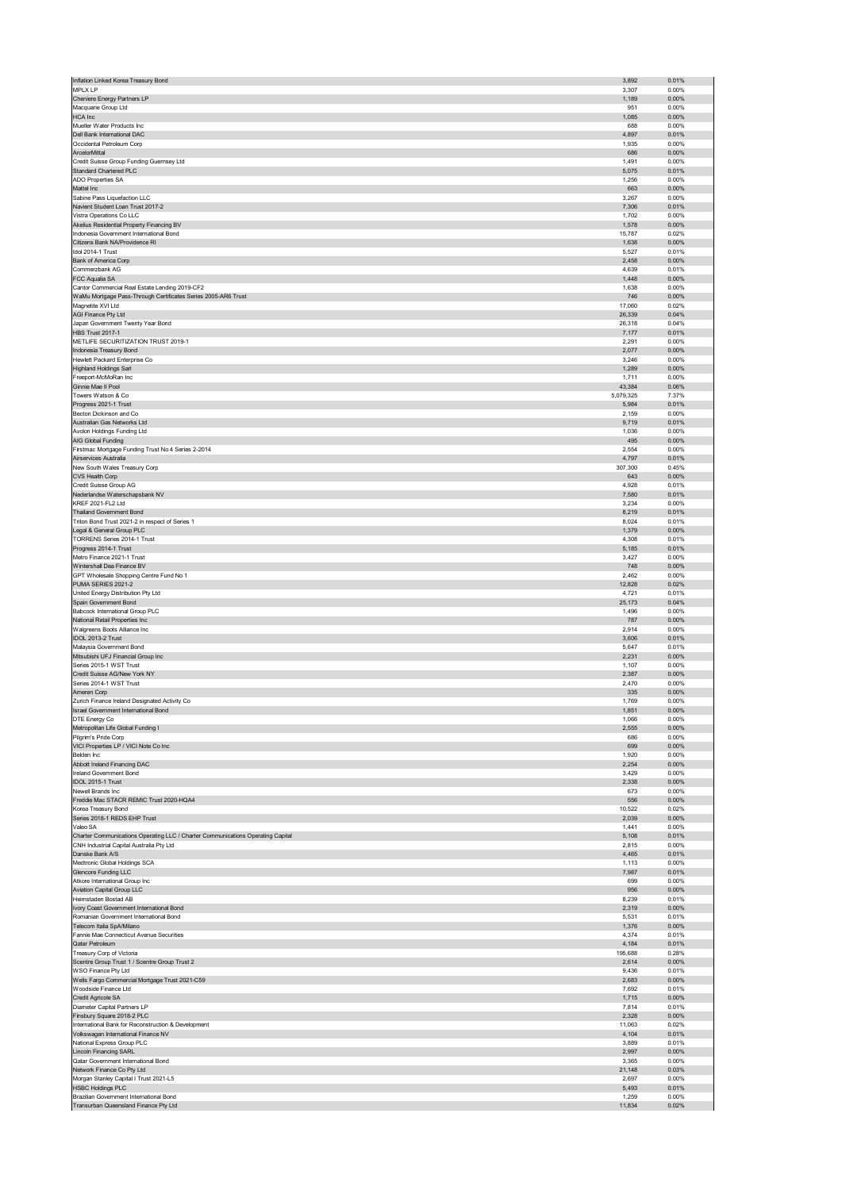| | | |
|---|---|---|
| Inflation Linked Korea Treasury Bond | 3,892 | 0.01% |
| MPLX LP | 3,307 | 0.00% |
| Cheniere Energy Partners LP | 1,189 | 0.00% |
| Macquarie Group Ltd | 951 | 0.00% |
| HCA Inc | 1,085 | 0.00% |
| Mueller Water Products Inc | 688 | 0.00% |
| Dell Bank International DAC | 4,897 | 0.01% |
| Occidental Petroleum Corp | 1,935 | 0.00% |
| ArcelorMittal | 686 | 0.00% |
| Credit Suisse Group Funding Guernsey Ltd | 1,491 | 0.00% |
| Standard Chartered PLC | 5,075 | 0.01% |
| ADO Properties SA | 1,256 | 0.00% |
| Mattel Inc | 663 | 0.00% |
| Sabine Pass Liquefaction LLC | 3,267 | 0.00% |
| Navient Student Loan Trust 2017-2 | 7,306 | 0.01% |
| Vistra Operations Co LLC | 1,702 | 0.00% |
| Akelius Residential Property Financing BV | 1,578 | 0.00% |
| Indonesia Government International Bond | 15,787 | 0.02% |
| Citizens Bank NA/Providence RI | 1,638 | 0.00% |
| Idol 2014-1 Trust | 5,527 | 0.01% |
| Bank of America Corp | 2,458 | 0.00% |
| Commerzbank AG | 4,639 | 0.01% |
| FCC Aqualia SA | 1,448 | 0.00% |
| Cantor Commercial Real Estate Lending 2019-CF2 | 1,638 | 0.00% |
| WaMu Mortgage Pass-Through Certificates Series 2005-AR6 Trust | 746 | 0.00% |
| Magnetite XVI Ltd | 17,060 | 0.02% |
| AGI Finance Pty Ltd | 26,339 | 0.04% |
| Japan Government Twenty Year Bond | 26,318 | 0.04% |
| HBS Trust 2017-1 | 7,177 | 0.01% |
| METLIFE SECURITIZATION TRUST 2019-1 | 2,291 | 0.00% |
| Indonesia Treasury Bond | 2,077 | 0.00% |
| Hewlett Packard Enterprise Co | 3,246 | 0.00% |
| Highland Holdings Sarl | 1,289 | 0.00% |
| Freeport-McMoRan Inc | 1,711 | 0.00% |
| Ginnie Mae II Pool | 43,384 | 0.06% |
| Towers Watson & Co | 5,079,325 | 7.37% |
| Progress 2021-1 Trust | 5,984 | 0.01% |
| Becton Dickinson and Co | 2,159 | 0.00% |
| Australian Gas Networks Ltd | 9,719 | 0.01% |
| Avolon Holdings Funding Ltd | 1,036 | 0.00% |
| AIG Global Funding | 495 | 0.00% |
| Firstmac Mortgage Funding Trust No 4 Series 2-2014 | 2,554 | 0.00% |
| Airservices Australia | 4,797 | 0.01% |
| New South Wales Treasury Corp | 307,300 | 0.45% |
| CVS Health Corp | 643 | 0.00% |
| Credit Suisse Group AG | 4,928 | 0.01% |
| Nederlandse Waterschapsbank NV | 7,580 | 0.01% |
| KREF 2021-FL2 Ltd | 3,234 | 0.00% |
| Thailand Government Bond | 8,219 | 0.01% |
| Triton Bond Trust 2021-2 in respect of Series 1 | 8,024 | 0.01% |
| Legal & General Group PLC | 1,379 | 0.00% |
| TORRENS Series 2014-1 Trust | 4,308 | 0.01% |
| Progress 2014-1 Trust | 5,185 | 0.01% |
| Metro Finance 2021-1 Trust | 3,427 | 0.00% |
| Wintershall Dea Finance BV | 748 | 0.00% |
| GPT Wholesale Shopping Centre Fund No 1 | 2,462 | 0.00% |
| PUMA SERIES 2021-2 | 12,828 | 0.02% |
| United Energy Distribution Pty Ltd | 4,721 | 0.01% |
| Spain Government Bond | 25,173 | 0.04% |
| Babcock International Group PLC | 1,496 | 0.00% |
| National Retail Properties Inc | 787 | 0.00% |
| Walgreens Boots Alliance Inc | 2,914 | 0.00% |
| IDOL 2013-2 Trust | 3,606 | 0.01% |
| Malaysia Government Bond | 5,647 | 0.01% |
| Mitsubishi UFJ Financial Group Inc | 2,231 | 0.00% |
| Series 2015-1 WST Trust | 1,107 | 0.00% |
| Credit Suisse AG/New York NY | 2,387 | 0.00% |
| Series 2014-1 WST Trust | 2,470 | 0.00% |
| Ameren Corp | 335 | 0.00% |
| Zurich Finance Ireland Designated Activity Co | 1,769 | 0.00% |
| Israel Government International Bond | 1,851 | 0.00% |
| DTE Energy Co | 1,066 | 0.00% |
| Metropolitan Life Global Funding I | 2,555 | 0.00% |
| Pilgrim's Pride Corp | 686 | 0.00% |
| VICI Properties LP / VICI Note Co Inc | 699 | 0.00% |
| Belden Inc | 1,920 | 0.00% |
| Abbott Ireland Financing DAC | 2,254 | 0.00% |
| Ireland Government Bond | 3,429 | 0.00% |
| IDOL 2015-1 Trust | 2,338 | 0.00% |
| Newell Brands Inc | 673 | 0.00% |
| Freddie Mac STACR REMIC Trust 2020-HQA4 | 556 | 0.00% |
| Korea Treasury Bond | 10,522 | 0.02% |
| Series 2018-1 REDS EHP Trust | 2,039 | 0.00% |
| Valeo SA | 1,441 | 0.00% |
| Charter Communications Operating LLC / Charter Communications Operating Capital | 5,108 | 0.01% |
| CNH Industrial Capital Australia Pty Ltd | 2,815 | 0.00% |
| Danske Bank A/S | 4,465 | 0.01% |
| Medtronic Global Holdings SCA | 1,113 | 0.00% |
| Glencore Funding LLC | 7,987 | 0.01% |
| Atkore International Group Inc | 699 | 0.00% |
| Aviation Capital Group LLC | 956 | 0.00% |
| Heimstaden Bostad AB | 8,239 | 0.01% |
| Ivory Coast Government International Bond | 2,319 | 0.00% |
| Romanian Government International Bond | 5,531 | 0.01% |
| Telecom Italia SpA/Milano | 1,376 | 0.00% |
| Fannie Mae Connecticut Avenue Securities | 4,374 | 0.01% |
| Qatar Petroleum | 4,184 | 0.01% |
| Treasury Corp of Victoria | 195,688 | 0.28% |
| Scentre Group Trust 1 / Scentre Group Trust 2 | 2,614 | 0.00% |
| WSO Finance Pty Ltd | 9,436 | 0.01% |
| Wells Fargo Commercial Mortgage Trust 2021-C59 | 2,683 | 0.00% |
| Woodside Finance Ltd | 7,692 | 0.01% |
| Credit Agricole SA | 1,715 | 0.00% |
| Diameter Capital Partners LP | 7,814 | 0.01% |
| Finsbury Square 2018-2 PLC | 2,328 | 0.00% |
| International Bank for Reconstruction & Development | 11,063 | 0.02% |
| Volkswagen International Finance NV | 4,104 | 0.01% |
| National Express Group PLC | 3,889 | 0.01% |
| Lincoln Financing SARL | 2,997 | 0.00% |
| Qatar Government International Bond | 3,365 | 0.00% |
| Network Finance Co Pty Ltd | 21,148 | 0.03% |
| Morgan Stanley Capital I Trust 2021-L5 | 2,697 | 0.00% |
| HSBC Holdings PLC | 5,493 | 0.01% |
| Brazilian Government International Bond | 1,259 | 0.00% |
| Transurban Queensland Finance Pty Ltd | 11,834 | 0.02% |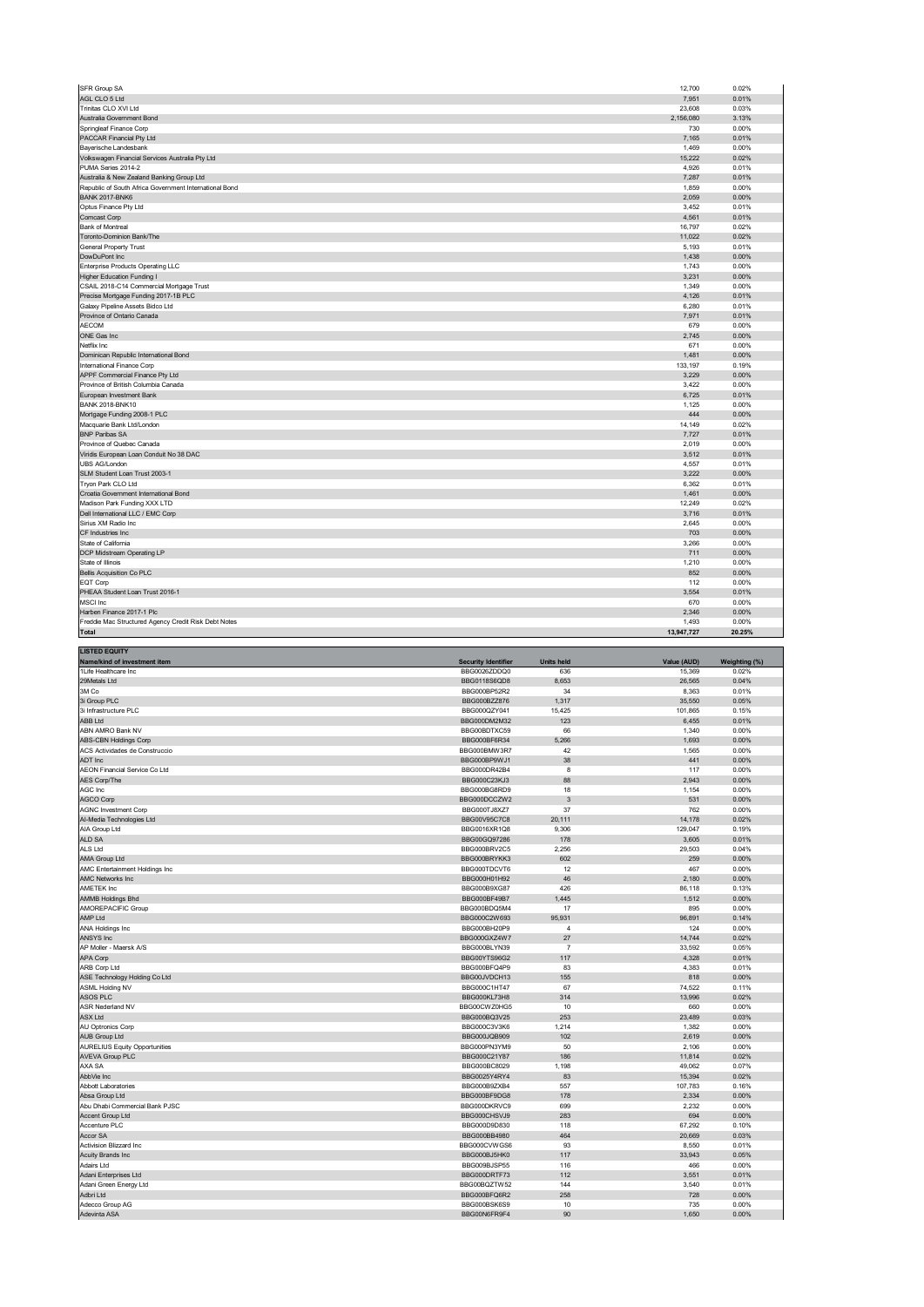| | | | | |
|---|---|---|---|---|
| SFR Group SA | | | 12,700 | 0.02% |
| AGL CLO 5 Ltd | | | 7,951 | 0.01% |
| Trinitas CLO XVI Ltd | | | 23,608 | 0.03% |
| Australia Government Bond | | | 2,156,080 | 3.13% |
| Springleaf Finance Corp | | | 730 | 0.00% |
| PACCAR Financial Pty Ltd | | | 7,165 | 0.01% |
| Bayerische Landesbank | | | 1,469 | 0.00% |
| Volkswagen Financial Services Australia Pty Ltd | | | 15,222 | 0.02% |
| PUMA Series 2014-2 | | | 4,926 | 0.01% |
| Australia & New Zealand Banking Group Ltd | | | 7,287 | 0.01% |
| Republic of South Africa Government International Bond | | | 1,859 | 0.00% |
| BANK 2017-BNK6 | | | 2,059 | 0.00% |
| Optus Finance Pty Ltd | | | 3,452 | 0.01% |
| Comcast Corp | | | 4,561 | 0.01% |
| Bank of Montreal | | | 16,797 | 0.02% |
| Toronto-Dominion Bank/The | | | 11,022 | 0.02% |
| General Property Trust | | | 5,193 | 0.01% |
| DowDuPont Inc | | | 1,438 | 0.00% |
| Enterprise Products Operating LLC | | | 1,743 | 0.00% |
| Higher Education Funding I | | | 3,231 | 0.00% |
| CSAIL 2018-C14 Commercial Mortgage Trust | | | 1,349 | 0.00% |
| Precise Mortgage Funding 2017-1B PLC | | | 4,126 | 0.01% |
| Galaxy Pipeline Assets Bidco Ltd | | | 6,280 | 0.01% |
| Province of Ontario Canada | | | 7,971 | 0.01% |
| AECOM | | | 679 | 0.00% |
| ONE Gas Inc | | | 2,745 | 0.00% |
| Netflix Inc | | | 671 | 0.00% |
| Dominican Republic International Bond | | | 1,481 | 0.00% |
| International Finance Corp | | | 133,197 | 0.19% |
| APPF Commercial Finance Pty Ltd | | | 3,229 | 0.00% |
| Province of British Columbia Canada | | | 3,422 | 0.00% |
| European Investment Bank | | | 6,725 | 0.01% |
| BANK 2018-BNK10 | | | 1,125 | 0.00% |
| Mortgage Funding 2008-1 PLC | | | 444 | 0.00% |
| Macquarie Bank Ltd/London | | | 14,149 | 0.02% |
| BNP Paribas SA | | | 7,727 | 0.01% |
| Province of Quebec Canada | | | 2,019 | 0.00% |
| Viridis European Loan Conduit No 38 DAC | | | 3,512 | 0.01% |
| UBS AG/London | | | 4,557 | 0.01% |
| SLM Student Loan Trust 2003-1 | | | 3,222 | 0.00% |
| Tryon Park CLO Ltd | | | 6,362 | 0.01% |
| Croatia Government International Bond | | | 1,461 | 0.00% |
| Madison Park Funding XXX LTD | | | 12,249 | 0.02% |
| Dell International LLC / EMC Corp | | | 3,716 | 0.01% |
| Sirius XM Radio Inc | | | 2,645 | 0.00% |
| CF Industries Inc | | | 703 | 0.00% |
| State of California | | | 3,266 | 0.00% |
| DCP Midstream Operating LP | | | 711 | 0.00% |
| State of Illinois | | | 1,210 | 0.00% |
| Bellis Acquisition Co PLC | | | 852 | 0.00% |
| EQT Corp | | | 112 | 0.00% |
| PHEAA Student Loan Trust 2016-1 | | | 3,554 | 0.01% |
| MSCI Inc | | | 670 | 0.00% |
| Harben Finance 2017-1 Plc | | | 2,346 | 0.00% |
| Freddie Mac Structured Agency Credit Risk Debt Notes | | | 1,493 | 0.00% |
| **Total** | | | **13,947,727** | **20.25%** |

**LISTED EQUITY**

| Name/kind of investment item | Security Identifier | Units held | Value (AUD) | Weighting (%) |
|---|---|---|---|---|
| 1Life Healthcare Inc | BBG0026ZDDQ0 | 636 | 15,369 | 0.02% |
| 29Metals Ltd | BBG0118S6QD8 | 8,653 | 26,565 | 0.04% |
| 3M Co | BBG000BP52R2 | 34 | 8,363 | 0.01% |
| 3i Group PLC | BBG000BZZ876 | 1,317 | 35,550 | 0.05% |
| 3i Infrastructure PLC | BBG000QZY041 | 15,425 | 101,865 | 0.15% |
| ABB Ltd | BBG000DM2M32 | 123 | 6,455 | 0.01% |
| ABN AMRO Bank NV | BBG00BDTXC59 | 66 | 1,340 | 0.00% |
| ABS-CBN Holdings Corp | BBG000BF6R34 | 5,266 | 1,693 | 0.00% |
| ACS Actividades de Construccio | BBG000BMW3R7 | 42 | 1,565 | 0.00% |
| ADT Inc | BBG000BP9WJ1 | 38 | 441 | 0.00% |
| AEON Financial Service Co Ltd | BBG000DR42B4 | 8 | 117 | 0.00% |
| AES Corp/The | BBG000C23KJ3 | 88 | 2,943 | 0.00% |
| AGC Inc | BBG000BG8RD9 | 18 | 1,154 | 0.00% |
| AGCO Corp | BBG000DCCZW2 | 3 | 531 | 0.00% |
| AGNC Investment Corp | BBG000TJ8XZ7 | 37 | 762 | 0.00% |
| AI-Media Technologies Ltd | BBG00V95C7C8 | 20,111 | 14,178 | 0.02% |
| AIA Group Ltd | BBG0016XR1Q8 | 9,306 | 129,047 | 0.19% |
| ALD SA | BBG00GQ97286 | 178 | 3,605 | 0.01% |
| ALS Ltd | BBG000BRV2C5 | 2,256 | 29,503 | 0.04% |
| AMA Group Ltd | BBG000BRYKK3 | 602 | 259 | 0.00% |
| AMC Entertainment Holdings Inc | BBG000TDCVT6 | 12 | 467 | 0.00% |
| AMC Networks Inc | BBG000H01H92 | 46 | 2,180 | 0.00% |
| AMETEK Inc | BBG000B9XG87 | 426 | 86,118 | 0.13% |
| AMMB Holdings Bhd | BBG000BF49B7 | 1,445 | 1,512 | 0.00% |
| AMOREPACIFIC Group | BBG000BDQ5M4 | 17 | 895 | 0.00% |
| AMP Ltd | BBG000C2W693 | 95,931 | 96,891 | 0.14% |
| ANA Holdings Inc | BBG000BH20P9 | 4 | 124 | 0.00% |
| ANSYS Inc | BBG000GXZ4W7 | 27 | 14,744 | 0.02% |
| AP Moller - Maersk A/S | BBG000BLYN39 | 7 | 33,592 | 0.05% |
| APA Corp | BBG00YTS96G2 | 117 | 4,328 | 0.01% |
| ARB Corp Ltd | BBG000BFQ4P9 | 83 | 4,383 | 0.01% |
| ASE Technology Holding Co Ltd | BBG00JVDCH13 | 155 | 818 | 0.00% |
| ASML Holding NV | BBG000C1HT47 | 67 | 74,522 | 0.11% |
| ASOS PLC | BBG000KL73H8 | 314 | 13,996 | 0.02% |
| ASR Nederland NV | BBG00CWZ0HG5 | 10 | 660 | 0.00% |
| ASX Ltd | BBG000BQ3V25 | 253 | 23,489 | 0.03% |
| AU Optronics Corp | BBG000C3V3K6 | 1,214 | 1,382 | 0.00% |
| AUB Group Ltd | BBG000JQB909 | 102 | 2,619 | 0.00% |
| AURELIUS Equity Opportunities | BBG000PN3YM9 | 50 | 2,106 | 0.00% |
| AVEVA Group PLC | BBG000C21Y87 | 186 | 11,814 | 0.02% |
| AXA SA | BBG000BC8029 | 1,198 | 49,062 | 0.07% |
| AbbVie Inc | BBG0025Y4RY4 | 83 | 15,394 | 0.02% |
| Abbott Laboratories | BBG000B9ZXB4 | 557 | 107,783 | 0.16% |
| Absa Group Ltd | BBG000BF9DG8 | 178 | 2,334 | 0.00% |
| Abu Dhabi Commercial Bank PJSC | BBG000DKRVC9 | 699 | 2,232 | 0.00% |
| Accent Group Ltd | BBG000CHSVJ9 | 283 | 694 | 0.00% |
| Accenture PLC | BBG000D9D830 | 118 | 67,292 | 0.10% |
| Accor SA | BBG000BB4980 | 464 | 20,669 | 0.03% |
| Activision Blizzard Inc | BBG000CVWGS6 | 93 | 8,550 | 0.01% |
| Acuity Brands Inc | BBG000BJ5HK0 | 117 | 33,943 | 0.05% |
| Adairs Ltd | BBG009BJSP55 | 116 | 466 | 0.00% |
| Adani Enterprises Ltd | BBG000DRTF73 | 112 | 3,551 | 0.01% |
| Adani Green Energy Ltd | BBG00BQZTW52 | 144 | 3,540 | 0.01% |
| Adbri Ltd | BBG000BFQ6R2 | 258 | 728 | 0.00% |
| Adecco Group AG | BBG000BSK6S9 | 10 | 735 | 0.00% |
| Adevinta ASA | BBG00N6FR9F4 | 90 | 1,650 | 0.00% |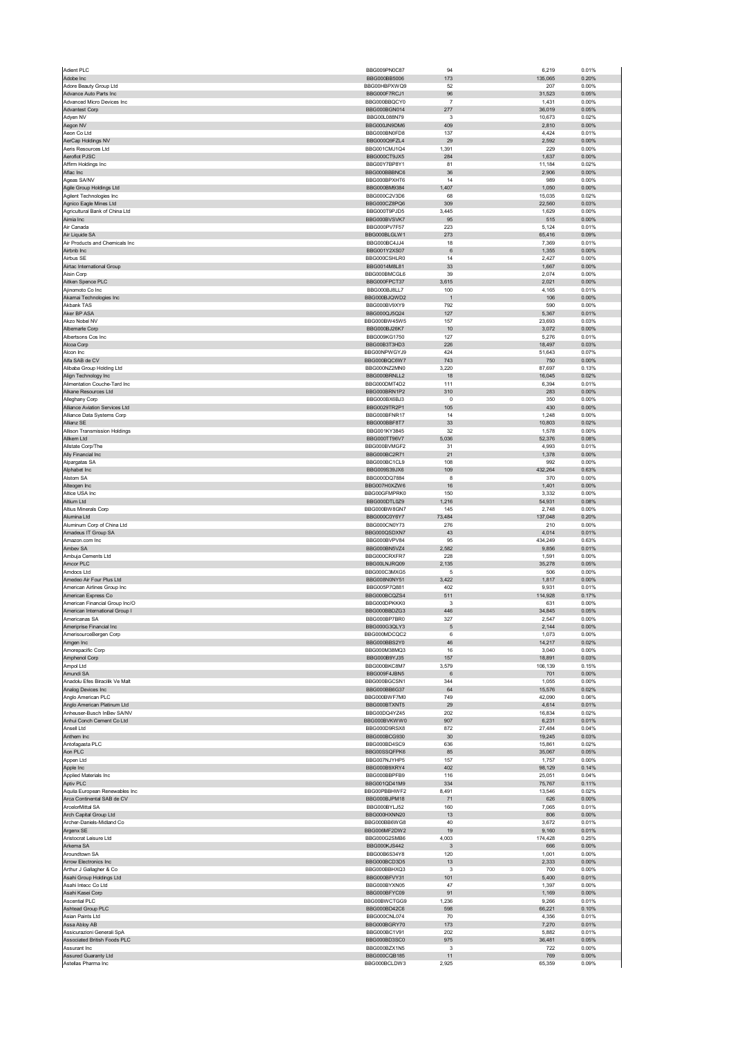| | | | | |
|---|---|---|---|---|
| Adient PLC | BBG009PN0C87 | 94 | 6,219 | 0.01% |
| Adobe Inc | BBG000BB5006 | 173 | 135,065 | 0.20% |
| Adore Beauty Group Ltd | BBG00HBPXWQ9 | 52 | 207 | 0.00% |
| Advance Auto Parts Inc | BBG000F7RCJ1 | 96 | 31,523 | 0.05% |
| Advanced Micro Devices Inc | BBG000BBQCY0 | 7 | 1,431 | 0.00% |
| Advantest Corp | BBG000BGN014 | 277 | 36,019 | 0.05% |
| Adyen NV | BBG00L088N79 | 3 | 10,673 | 0.02% |
| Aegon NV | BBG000JN9DM6 | 409 | 2,810 | 0.00% |
| Aeon Co Ltd | BBG000BN0FD8 | 137 | 4,424 | 0.01% |
| AerCap Holdings NV | BBG000Q9FZL4 | 29 | 2,592 | 0.00% |
| Aeris Resources Ltd | BBG001CMJ1Q4 | 1,391 | 229 | 0.00% |
| Aeroflot PJSC | BBG000CT9JX5 | 284 | 1,637 | 0.00% |
| Affirm Holdings Inc | BBG00Y7BP8Y1 | 81 | 11,184 | 0.02% |
| Aflac Inc | BBG000BBBNC6 | 36 | 2,906 | 0.00% |
| Ageas SA/NV | BBG000BPXHT6 | 14 | 989 | 0.00% |
| Agile Group Holdings Ltd | BBG000BM9384 | 1,407 | 1,050 | 0.00% |
| Agilent Technologies Inc | BBG000C2V3D6 | 68 | 15,035 | 0.02% |
| Agnico Eagle Mines Ltd | BBG000CZ8PQ6 | 309 | 22,560 | 0.03% |
| Agricultural Bank of China Ltd | BBG000T9PJD5 | 3,445 | 1,629 | 0.00% |
| Aimia Inc | BBG000BVSVK7 | 95 | 515 | 0.00% |
| Air Canada | BBG000PV7F57 | 223 | 5,124 | 0.01% |
| Air Liquide SA | BBG000BLGLW1 | 273 | 65,416 | 0.09% |
| Air Products and Chemicals Inc | BBG000BC4JJ4 | 18 | 7,369 | 0.01% |
| Airbnb Inc | BBG001Y2XS07 | 6 | 1,355 | 0.00% |
| Airbus SE | BBG000CSHLR0 | 14 | 2,427 | 0.00% |
| Airtac International Group | BBG0014M8L81 | 33 | 1,667 | 0.00% |
| Aisin Corp | BBG000BMCGL6 | 39 | 2,074 | 0.00% |
| Aitken Spence PLC | BBG000FPCT37 | 3,615 | 2,021 | 0.00% |
| Ajinomoto Co Inc | BBG000BJ8LL7 | 100 | 4,165 | 0.01% |
| Akamai Technologies Inc | BBG000BJQWD2 | 1 | 106 | 0.00% |
| Akbank TAS | BBG000BV9XY9 | 792 | 590 | 0.00% |
| Aker BP ASA | BBG000QJ5Q24 | 127 | 5,367 | 0.01% |
| Akzo Nobel NV | BBG000BW45W5 | 157 | 23,693 | 0.03% |
| Albemarle Corp | BBG000BJ26K7 | 10 | 3,072 | 0.00% |
| Albertsons Cos Inc | BBG009KG1750 | 127 | 5,276 | 0.01% |
| Alcoa Corp | BBG00B3T3HD3 | 226 | 18,497 | 0.03% |
| Alcon Inc | BBG00NPWGYJ9 | 424 | 51,643 | 0.07% |
| Alfa SAB de CV | BBG000BQC6W7 | 743 | 750 | 0.00% |
| Alibaba Group Holding Ltd | BBG000NZ2MN0 | 3,220 | 87,697 | 0.13% |
| Align Technology Inc | BBG000BRNLL2 | 18 | 16,045 | 0.02% |
| Alimentation Couche-Tard Inc | BBG000DMT4D2 | 111 | 6,394 | 0.01% |
| Alkane Resources Ltd | BBG000BRN1P2 | 310 | 283 | 0.00% |
| Alleghany Corp | BBG000BX6BJ3 | 0 | 350 | 0.00% |
| Alliance Aviation Services Ltd | BBG0029TR2P1 | 105 | 430 | 0.00% |
| Alliance Data Systems Corp | BBG000BFNR17 | 14 | 1,248 | 0.00% |
| Allianz SE | BBG000BBF8T7 | 33 | 10,803 | 0.02% |
| Allison Transmission Holdings | BBG001KY3845 | 32 | 1,578 | 0.00% |
| Allkem Ltd | BBG000TT96V7 | 5,036 | 52,376 | 0.08% |
| Allstate Corp/The | BBG000BVMGF2 | 31 | 4,993 | 0.01% |
| Ally Financial Inc | BBG000BC2R71 | 21 | 1,378 | 0.00% |
| Alpargatas SA | BBG000BC1CL9 | 108 | 992 | 0.00% |
| Alphabet Inc | BBG009S39JX6 | 109 | 432,264 | 0.63% |
| Alstom SA | BBG000DQ7884 | 8 | 370 | 0.00% |
| Alteogen Inc | BBG007H0XZW6 | 16 | 1,401 | 0.00% |
| Altice USA Inc | BBG00GFMPRK0 | 150 | 3,332 | 0.00% |
| Altium Ltd | BBG000DTL0Z9 | 1,216 | 54,931 | 0.08% |
| Altius Minerals Corp | BBG000BW8GN7 | 145 | 2,748 | 0.00% |
| Alumina Ltd | BBG000C0Y6Y7 | 73,484 | 137,048 | 0.20% |
| Aluminum Corp of China Ltd | BBG000CN0Y73 | 276 | 210 | 0.00% |
| Amadeus IT Group SA | BBG000QSDXN7 | 43 | 4,014 | 0.01% |
| Amazon.com Inc | BBG000BVPV84 | 95 | 434,249 | 0.63% |
| Ambev SA | BBG000BN5VZ4 | 2,582 | 9,856 | 0.01% |
| Ambuja Cements Ltd | BBG000CRXFR7 | 228 | 1,591 | 0.00% |
| Amcor PLC | BBG00LNJRQ09 | 2,135 | 35,278 | 0.05% |
| Amdocs Ltd | BBG000C3MXG5 | 5 | 506 | 0.00% |
| Amedeo Air Four Plus Ltd | BBG008N0NYS1 | 3,422 | 1,817 | 0.00% |
| American Airlines Group Inc | BBG005P7Q881 | 402 | 9,931 | 0.01% |
| American Express Co | BBG000BCQZS4 | 511 | 114,928 | 0.17% |
| American Financial Group Inc/O | BBG000DPKKK0 | 3 | 631 | 0.00% |
| American International Group I | BBG000BBDZG3 | 446 | 34,845 | 0.05% |
| Americanas SA | BBG000BP7BR0 | 327 | 2,547 | 0.00% |
| Ameriprise Financial Inc | BBG000G3QLY3 | 5 | 2,144 | 0.00% |
| AmerisourceBergen Corp | BBG000MDCQC2 | 6 | 1,073 | 0.00% |
| Amgen Inc | BBG000BBS2Y0 | 46 | 14,217 | 0.02% |
| Amorepacific Corp | BBG000M38MQ3 | 16 | 3,040 | 0.00% |
| Amphenol Corp | BBG000B9YJ35 | 157 | 18,891 | 0.03% |
| Ampol Ltd | BBG000BKC8M7 | 3,579 | 106,139 | 0.15% |
| Amundi SA | BBG009F4JBN5 | 6 | 701 | 0.00% |
| Anadolu Efes Biracilik Ve Malt | BBG000BGCSN1 | 344 | 1,055 | 0.00% |
| Analog Devices Inc | BBG000BB6G37 | 64 | 15,576 | 0.02% |
| Anglo American PLC | BBG000BWF7M0 | 749 | 42,090 | 0.06% |
| Anglo American Platinum Ltd | BBG000BTXNT5 | 29 | 4,614 | 0.01% |
| Anheuser-Busch InBev SA/NV | BBG000DQ4YZ45 | 202 | 16,834 | 0.02% |
| Anhui Conch Cement Co Ltd | BBG000BVKWW0 | 907 | 6,231 | 0.01% |
| Ansell Ltd | BBG000D9RSX8 | 872 | 27,484 | 0.04% |
| Anthem Inc | BBG000BCG930 | 30 | 19,245 | 0.03% |
| Antofagasta PLC | BBG000BD4SC9 | 636 | 15,861 | 0.02% |
| Aon PLC | BBG00SSQFPK6 | 85 | 35,067 | 0.05% |
| Appen Ltd | BBG007NJYHP5 | 157 | 1,757 | 0.00% |
| Apple Inc | BBG000B9XRY4 | 402 | 98,129 | 0.14% |
| Applied Materials Inc | BBG000BBPFB9 | 116 | 25,051 | 0.04% |
| Aptiv PLC | BBG001QD41M9 | 334 | 75,767 | 0.11% |
| Aquila European Renewables Inc | BBG00PBBHWF2 | 8,491 | 13,546 | 0.02% |
| Arca Continental SAB de CV | BBG000BJPM18 | 71 | 626 | 0.00% |
| ArcelorMittal SA | BBG000BYLJ52 | 160 | 7,065 | 0.01% |
| Arch Capital Group Ltd | BBG000HXNN20 | 13 | 806 | 0.00% |
| Archer-Daniels-Midland Co | BBG000BB6WG8 | 40 | 3,672 | 0.01% |
| Argenx SE | BBG006MF2DW2 | 19 | 9,160 | 0.01% |
| Aristocrat Leisure Ltd | BBG000G2SMB6 | 4,003 | 174,428 | 0.25% |
| Arkema SA | BBG000KJS442 | 3 | 666 | 0.00% |
| Aroundtown SA | BBG00B6S34Y8 | 120 | 1,001 | 0.00% |
| Arrow Electronics Inc | BBG000BCD3D5 | 13 | 2,333 | 0.00% |
| Arthur J Gallagher & Co | BBG000BBHXQ3 | 3 | 700 | 0.00% |
| Asahi Group Holdings Ltd | BBG000BFVY31 | 101 | 5,400 | 0.01% |
| Asahi Intecc Co Ltd | BBG000BYXN05 | 47 | 1,397 | 0.00% |
| Asahi Kasei Corp | BBG000BFYC09 | 91 | 1,169 | 0.00% |
| Ascential PLC | BBG00BWCTGG9 | 1,236 | 9,266 | 0.01% |
| Ashtead Group PLC | BBG000BD42C6 | 598 | 66,221 | 0.10% |
| Asian Paints Ltd | BBG000CNL074 | 70 | 4,356 | 0.01% |
| Assa Abloy AB | BBG000BGRY70 | 173 | 7,270 | 0.01% |
| Assicurazioni Generali SpA | BBG000BC1V91 | 202 | 5,882 | 0.01% |
| Associated British Foods PLC | BBG000BD3SC0 | 975 | 36,481 | 0.05% |
| Assurant Inc | BBG000BZX1N5 | 3 | 722 | 0.00% |
| Assured Guaranty Ltd | BBG000CQB185 | 11 | 769 | 0.00% |
| Astellas Pharma Inc | BBG000BCLDW3 | 2,925 | 65,359 | 0.09% |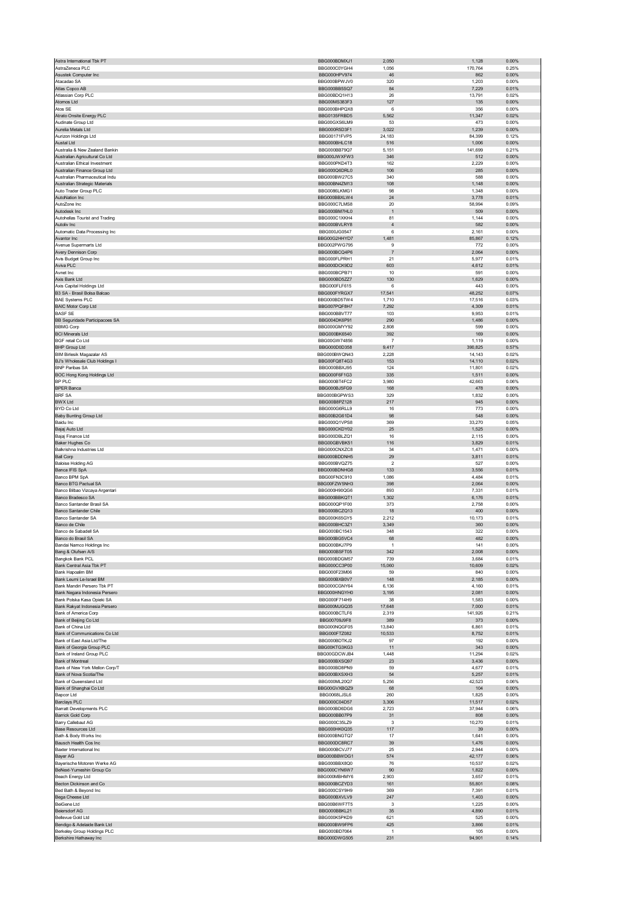| | | | | |
|---|---|---|---|---|
| Astra International Tbk PT | BBG000BDMXJ1 | 2,050 | 1,128 | 0.00% |
| AstraZeneca PLC | BBG000C0YGH4 | 1,056 | 170,764 | 0.25% |
| Asustek Computer Inc | BBG000HPV974 | 46 | 862 | 0.00% |
| Atacadao SA | BBG00BPWJV0 | 320 | 1,203 | 0.00% |
| Atlas Copco AB | BBG000BB5SQ7 | 84 | 7,229 | 0.01% |
| Atlassian Corp PLC | BBG00BDQ1H13 | 26 | 13,791 | 0.02% |
| Atomos Ltd | BBG00MS383F3 | 127 | 135 | 0.00% |
| Atos SE | BBG000BHPQX8 | 6 | 356 | 0.00% |
| Atrato Onsite Energy PLC | BBG0135FRBD5 | 5,562 | 11,347 | 0.02% |
| Audinate Group Ltd | BBG00GXS6LM9 | 53 | 473 | 0.00% |
| Aurelia Metals Ltd | BBG000R5D3F1 | 3,022 | 1,239 | 0.00% |
| Aurizon Holdings Ltd | BBG00171FVP5 | 24,183 | 84,399 | 0.12% |
| Austal Ltd | BBG000BHLC18 | 516 | 1,006 | 0.00% |
| Australia & New Zealand Bankin | BBG000BB79Q7 | 5,151 | 141,699 | 0.21% |
| Australian Agricultural Co Ltd | BBG000JWXFW3 | 346 | 512 | 0.00% |
| Australian Ethical Investment | BBG000PKD4T3 | 162 | 2,229 | 0.00% |
| Australian Finance Group Ltd | BBG000Q6DRL0 | 106 | 285 | 0.00% |
| Australian Pharmaceutical Indu | BBG000BW27C5 | 340 | 588 | 0.00% |
| Australian Strategic Materials | BBG00BN4ZM13 | 108 | 1,148 | 0.00% |
| Auto Trader Group PLC | BBG0086LKMG1 | 98 | 1,348 | 0.00% |
| AutoNation Inc | BBG000BBXLW4 | 24 | 3,778 | 0.01% |
| AutoZone Inc | BBG000C7LMS8 | 20 | 58,994 | 0.09% |
| Autodesk Inc | BBG000BM7HL0 | 1 | 509 | 0.00% |
| Autohellas Tourist and Trading | BBG000C1XKH4 | 81 | 1,144 | 0.00% |
| Autoliv Inc | BBG000BVLRY8 | 4 | 582 | 0.00% |
| Automatic Data Processing Inc | BBG000JG0547 | 6 | 2,161 | 0.00% |
| Avantor Inc | BBG00G2HHYD7 | 1,481 | 85,867 | 0.12% |
| Avenue Supermarts Ltd | BBG002PWG795 | 9 | 772 | 0.00% |
| Avery Dennison Corp | BBG000BCQ4P6 | 7 | 2,064 | 0.00% |
| Avis Budget Group Inc | BBG000FLPRH1 | 21 | 5,977 | 0.01% |
| Aviva PLC | BBG000DCK9D2 | 603 | 4,612 | 0.01% |
| Avnet Inc | BBG000BCPB71 | 10 | 591 | 0.00% |
| Axis Bank Ltd | BBG000BD5ZZ7 | 130 | 1,629 | 0.00% |
| Axis Capital Holdings Ltd | BBG000FLF615 | 6 | 443 | 0.00% |
| B3 SA - Brasil Bolsa Balcao | BBG000FYRGX7 | 17,541 | 48,252 | 0.07% |
| BAE Systems PLC | BBG000BD5TW4 | 1,710 | 17,516 | 0.03% |
| BAIC Motor Corp Ltd | BBG007PQF8H7 | 7,292 | 4,309 | 0.01% |
| BASF SE | BBG000BBVT77 | 103 | 9,953 | 0.01% |
| BB Seguridade Participacoes SA | BBG004DK6P91 | 290 | 1,486 | 0.00% |
| BBMG Corp | BBG000GMYY92 | 2,808 | 599 | 0.00% |
| BCI Minerals Ltd | BBG000BK6540 | 392 | 169 | 0.00% |
| BGF retail Co Ltd | BBG00GW74856 | 7 | 1,119 | 0.00% |
| BHP Group Ltd | BBG000D0D358 | 9,417 | 390,825 | 0.57% |
| BIM Birlesik Magazalar AS | BBG000BWQN43 | 2,228 | 14,143 | 0.02% |
| BJ's Wholesale Club Holdings I | BBG00FQ8T4G3 | 153 | 14,110 | 0.02% |
| BNP Paribas SA | BBG000BBXJ95 | 124 | 11,801 | 0.02% |
| BOC Hong Kong Holdings Ltd | BBG000F6F1G3 | 335 | 1,511 | 0.00% |
| BP PLC | BBG000BT4FC2 | 3,980 | 42,663 | 0.06% |
| BPER Banca | BBG000BJ5FG9 | 168 | 478 | 0.00% |
| BRF SA | BBG000BGPWS3 | 329 | 1,832 | 0.00% |
| BWX Ltd | BBG00B8PZ128 | 217 | 945 | 0.00% |
| BYD Co Ltd | BBG000G6RLL9 | 16 | 773 | 0.00% |
| Baby Bunting Group Ltd | BBG00B2G61D4 | 98 | 548 | 0.00% |
| Baidu Inc | BBG000Q1VPS8 | 369 | 33,270 | 0.05% |
| Bajaj Auto Ltd | BBG000CKDY02 | 25 | 1,525 | 0.00% |
| Bajaj Finance Ltd | BBG000DBLZQ1 | 16 | 2,115 | 0.00% |
| Baker Hughes Co | BBG00GBVBK51 | 116 | 3,829 | 0.01% |
| Balkrishna Industries Ltd | BBG000CNXZC8 | 34 | 1,471 | 0.00% |
| Ball Corp | BBG000BDDNH5 | 29 | 3,811 | 0.01% |
| Baloise Holding AG | BBG000BVQZ75 | 2 | 527 | 0.00% |
| Banca IFIS SpA | BBG000BDNHG8 | 133 | 3,556 | 0.01% |
| Banco BPM SpA | BBG00FN3C910 | 1,086 | 4,484 | 0.01% |
| Banco BTG Pactual SA | BBG00FZW5NH3 | 398 | 2,064 | 0.00% |
| Banco Bilbao Vizcaya Argentari | BBG000H90QG6 | 893 | 7,331 | 0.01% |
| Banco Bradesco SA | BBG000BBKQT1 | 1,302 | 6,176 | 0.01% |
| Banco Santander Brasil SA | BBG000QP1F00 | 373 | 2,758 | 0.00% |
| Banco Santander Chile | BBG000BCZQ13 | 18 | 400 | 0.00% |
| Banco Santander SA | BBG000K65GY5 | 2,212 | 10,173 | 0.01% |
| Banco de Chile | BBG000BHC3Z1 | 3,349 | 360 | 0.00% |
| Banco de Sabadell SA | BBG000BC1543 | 348 | 322 | 0.00% |
| Banco do Brasil SA | BBG000BG5VC4 | 68 | 482 | 0.00% |
| Bandai Namco Holdings Inc | BBG000BKJ7P9 | 1 | 141 | 0.00% |
| Bang & Olufsen A/S | BBG000BSFT05 | 342 | 2,008 | 0.00% |
| Bangkok Bank PCL | BBG000BDGM57 | 739 | 3,684 | 0.01% |
| Bank Central Asia Tbk PT | BBG000CC3P00 | 15,060 | 10,609 | 0.02% |
| Bank Hapoalim BM | BBG000F23M06 | 59 | 840 | 0.00% |
| Bank Leumi Le-Israel BM | BBG000BXB0V7 | 148 | 2,185 | 0.00% |
| Bank Mandiri Persero Tbk PT | BBG000CGNY64 | 6,136 | 4,160 | 0.01% |
| Bank Negara Indonesia Persero | BBG000HNGYH0 | 3,195 | 2,081 | 0.00% |
| Bank Polska Kasa Opieki SA | BBG000F714H9 | 38 | 1,583 | 0.00% |
| Bank Rakyat Indonesia Persero | BBG000MJGQ35 | 17,648 | 7,000 | 0.01% |
| Bank of America Corp | BBG000BCTLF6 | 2,319 | 141,926 | 0.21% |
| Bank of Beijing Co Ltd | BBG00709J9F8 | 389 | 373 | 0.00% |
| Bank of China Ltd | BBG000NQGF05 | 13,840 | 6,861 | 0.01% |
| Bank of Communications Co Ltd | BBG000FTZ082 | 10,533 | 8,752 | 0.01% |
| Bank of East Asia Ltd/The | BBG000BDTKJ2 | 97 | 192 | 0.00% |
| Bank of Georgia Group PLC | BBG00KTG3KG3 | 11 | 343 | 0.00% |
| Bank of Ireland Group PLC | BBG00GDCWJB4 | 1,448 | 11,294 | 0.02% |
| Bank of Montreal | BBG000BXSQ97 | 23 | 3,436 | 0.00% |
| Bank of New York Mellon Corp/T | BBG000BD8PN9 | 59 | 4,677 | 0.01% |
| Bank of Nova Scotia/The | BBG000BXSXH3 | 54 | 5,257 | 0.01% |
| Bank of Queensland Ltd | BBG000ML20Q7 | 5,256 | 42,523 | 0.06% |
| Bank of Shanghai Co Ltd | BBG00GVXBQZ9 | 68 | 104 | 0.00% |
| Bapcor Ltd | BBG0068LJSL6 | 260 | 1,825 | 0.00% |
| Barclays PLC | BBG000C04D57 | 3,306 | 11,517 | 0.02% |
| Barratt Developments PLC | BBG000BD6DG6 | 2,723 | 37,944 | 0.06% |
| Barrick Gold Corp | BBG000BB07P9 | 31 | 808 | 0.00% |
| Barry Callebaut AG | BBG000C35LZ9 | 3 | 10,270 | 0.01% |
| Base Resources Ltd | BBG000HK0Q35 | 117 | 39 | 0.00% |
| Bath & Body Works Inc | BBG000BNGTQ7 | 17 | 1,641 | 0.00% |
| Bausch Health Cos Inc | BBG000DC8RC7 | 39 | 1,476 | 0.00% |
| Baxter International Inc | BBG000BCVJ77 | 25 | 2,944 | 0.00% |
| Bayer AG | BBG000BBWDG1 | 574 | 42,177 | 0.06% |
| Bayerische Motoren Werke AG | BBG000BBX8Q0 | 76 | 10,537 | 0.02% |
| BeNext-Yumeshin Group Co | BBG000CYN6W7 | 90 | 1,822 | 0.00% |
| Beach Energy Ltd | BBG000MBHMY6 | 2,903 | 3,657 | 0.01% |
| Becton Dickinson and Co | BBG000BCZYD3 | 161 | 55,801 | 0.08% |
| Bed Bath & Beyond Inc | BBG000CSY9H9 | 369 | 7,391 | 0.01% |
| Bega Cheese Ltd | BBG000BXVLV9 | 247 | 1,403 | 0.00% |
| BeiGene Ltd | BBG00B6WF7T5 | 3 | 1,225 | 0.00% |
| Beiersdorf AG | BBG000BBKL21 | 35 | 4,890 | 0.01% |
| Bellevue Gold Ltd | BBG000K5PKD9 | 621 | 525 | 0.00% |
| Bendigo & Adelaide Bank Ltd | BBG000BW9FP6 | 425 | 3,866 | 0.01% |
| Berkeley Group Holdings PLC | BBG000BD7064 | 1 | 105 | 0.00% |
| Berkshire Hathaway Inc | BBG000DWG505 | 231 | 94,901 | 0.14% |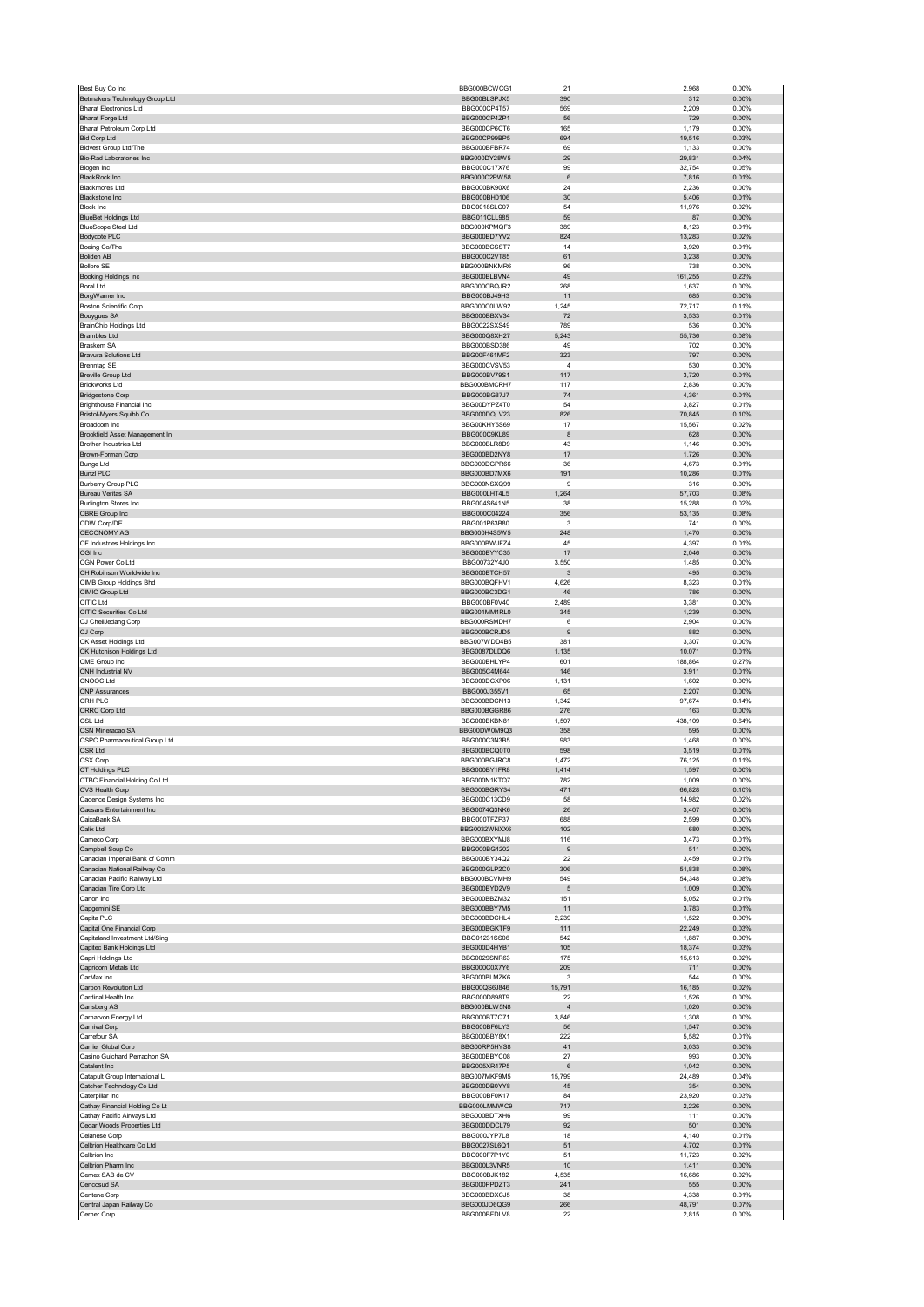| | | | | |
|---|---|---|---|---|
| Best Buy Co Inc | BBG000BCWCG1 | 21 | 2,968 | 0.00% |
| Betmakers Technology Group Ltd | BBG00BLSPJX5 | 390 | 312 | 0.00% |
| Bharat Electronics Ltd | BBG000CP4T57 | 569 | 2,209 | 0.00% |
| Bharat Forge Ltd | BBG000CP4ZP1 | 56 | 729 | 0.00% |
| Bharat Petroleum Corp Ltd | BBG000CP6CT6 | 165 | 1,179 | 0.00% |
| Bid Corp Ltd | BBG00CP99BP5 | 694 | 19,516 | 0.03% |
| Bidvest Group Ltd/The | BBG000BFBR74 | 69 | 1,133 | 0.00% |
| Bio-Rad Laboratories Inc | BBG000DY28W5 | 29 | 29,831 | 0.04% |
| Biogen Inc | BBG000C17X76 | 99 | 32,754 | 0.05% |
| BlackRock Inc | BBG000C2PW58 | 6 | 7,816 | 0.01% |
| Blackmores Ltd | BBG000BK90X6 | 24 | 2,236 | 0.00% |
| Blackstone Inc | BBG000BH0106 | 30 | 5,406 | 0.01% |
| Block Inc | BBG0018SLC07 | 54 | 11,976 | 0.02% |
| BlueBet Holdings Ltd | BBG011CLL985 | 59 | 87 | 0.00% |
| BlueScope Steel Ltd | BBG000KPMQF3 | 389 | 8,123 | 0.01% |
| Bodycote PLC | BBG000BD7YV2 | 824 | 13,283 | 0.02% |
| Boeing Co/The | BBG000BCSST7 | 14 | 3,920 | 0.01% |
| Boliden AB | BBG000C2VT85 | 61 | 3,238 | 0.00% |
| Bollore SE | BBG000BNKMR6 | 96 | 738 | 0.00% |
| Booking Holdings Inc | BBG000BLBVN4 | 49 | 161,255 | 0.23% |
| Boral Ltd | BBG000CBQJR2 | 268 | 1,637 | 0.00% |
| BorgWarner Inc | BBG000BJ49H3 | 11 | 685 | 0.00% |
| Boston Scientific Corp | BBG000C0LW92 | 1,245 | 72,717 | 0.11% |
| Bouygues SA | BBG000BBXV34 | 72 | 3,533 | 0.01% |
| BrainChip Holdings Ltd | BBG0022SXS49 | 789 | 536 | 0.00% |
| Brambles Ltd | BBG000Q8XH27 | 5,243 | 55,736 | 0.08% |
| Braskem SA | BBG000BSD386 | 49 | 702 | 0.00% |
| Bravura Solutions Ltd | BBG00F461MF2 | 323 | 797 | 0.00% |
| Brenntag SE | BBG000CV5V53 | 4 | 530 | 0.00% |
| Breville Group Ltd | BBG000BV79S1 | 117 | 3,720 | 0.01% |
| Brickworks Ltd | BBG000BMCRH7 | 117 | 2,836 | 0.00% |
| Bridgestone Corp | BBG000BG87J7 | 74 | 4,361 | 0.01% |
| Brighthouse Financial Inc | BBG00DYPZ4T0 | 54 | 3,827 | 0.01% |
| Bristol-Myers Squibb Co | BBG000DQLV23 | 826 | 70,845 | 0.10% |
| Broadcom Inc | BBG00KHY5S69 | 17 | 15,567 | 0.02% |
| Brookfield Asset Management In | BBG000C9KL89 | 8 | 628 | 0.00% |
| Brother Industries Ltd | BBG000BLR8D9 | 43 | 1,146 | 0.00% |
| Brown-Forman Corp | BBG000BD2NY8 | 17 | 1,726 | 0.00% |
| Bunge Ltd | BBG000DGPR66 | 36 | 4,673 | 0.01% |
| Bunzl PLC | BBG000BD7MX6 | 191 | 10,286 | 0.01% |
| Burberry Group PLC | BBG000NSXQ99 | 9 | 316 | 0.00% |
| Bureau Veritas SA | BBG000LHT4L5 | 1,264 | 57,703 | 0.08% |
| Burlington Stores Inc | BBG004S641N5 | 38 | 15,288 | 0.02% |
| CBRE Group Inc | BBG000C04224 | 356 | 53,135 | 0.08% |
| CDW Corp/DE | BBG001P63B80 | 3 | 741 | 0.00% |
| CECONOMY AG | BBG000H4S5W5 | 248 | 1,470 | 0.00% |
| CF Industries Holdings Inc | BBG000BWJFZ4 | 45 | 4,397 | 0.01% |
| CGI Inc | BBG000BYYC35 | 17 | 2,046 | 0.00% |
| CGN Power Co Ltd | BBG00732Y4J0 | 3,550 | 1,485 | 0.00% |
| CH Robinson Worldwide Inc | BBG000BTCH57 | 3 | 495 | 0.00% |
| CIMB Group Holdings Bhd | BBG000BQFHV1 | 4,626 | 8,323 | 0.01% |
| CIMIC Group Ltd | BBG000BC3DG1 | 46 | 786 | 0.00% |
| CITIC Ltd | BBG000BF0V40 | 2,489 | 3,381 | 0.00% |
| CITIC Securities Co Ltd | BBG001MM1RL0 | 345 | 1,239 | 0.00% |
| CJ CheilJedang Corp | BBG000RSMDH7 | 6 | 2,904 | 0.00% |
| CJ Corp | BBG000BCRJD5 | 9 | 882 | 0.00% |
| CK Asset Holdings Ltd | BBG007WDD4B5 | 381 | 3,307 | 0.00% |
| CK Hutchison Holdings Ltd | BBG0087DLDQ6 | 1,135 | 10,071 | 0.01% |
| CME Group Inc | BBG000BHLYP4 | 601 | 188,864 | 0.27% |
| CNH Industrial NV | BBG005C4M644 | 146 | 3,911 | 0.01% |
| CNOOC Ltd | BBG000DCXP06 | 1,131 | 1,602 | 0.00% |
| CNP Assurances | BBG000J355V1 | 65 | 2,207 | 0.00% |
| CRH PLC | BBG000BDCN13 | 1,342 | 97,674 | 0.14% |
| CRRC Corp Ltd | BBG000BGGR86 | 276 | 163 | 0.00% |
| CSL Ltd | BBG000BKBN81 | 1,507 | 438,109 | 0.64% |
| CSN Mineracao SA | BBG00DW0M9Q3 | 358 | 595 | 0.00% |
| CSPC Pharmaceutical Group Ltd | BBG000C3N3B5 | 983 | 1,468 | 0.00% |
| CSR Ltd | BBG000BCQ0T0 | 598 | 3,519 | 0.01% |
| CSX Corp | BBG000BGJRC8 | 1,472 | 76,125 | 0.11% |
| CT Holdings PLC | BBG000BY1FR8 | 1,414 | 1,597 | 0.00% |
| CTBC Financial Holding Co Ltd | BBG000N1KTQ7 | 782 | 1,009 | 0.00% |
| CVS Health Corp | BBG000BGRY34 | 471 | 66,828 | 0.10% |
| Cadence Design Systems Inc | BBG000C13CD9 | 58 | 14,982 | 0.02% |
| Caesars Entertainment Inc | BBG0074Q3NK6 | 26 | 3,407 | 0.00% |
| CaixaBank SA | BBG000TFZP37 | 688 | 2,599 | 0.00% |
| Calix Ltd | BBG0032WNXX8 | 102 | 680 | 0.00% |
| Cameco Corp | BBG000BXYMJ8 | 116 | 3,473 | 0.01% |
| Campbell Soup Co | BBG000BG4202 | 9 | 511 | 0.00% |
| Canadian Imperial Bank of Comm | BBG000BY34Q2 | 22 | 3,459 | 0.01% |
| Canadian National Railway Co | BBG000GLP2C0 | 306 | 51,838 | 0.08% |
| Canadian Pacific Railway Ltd | BBG000BCVMH9 | 549 | 54,348 | 0.08% |
| Canadian Tire Corp Ltd | BBG000BYD2V9 | 5 | 1,009 | 0.00% |
| Canon Inc | BBG000BBZM32 | 151 | 5,052 | 0.01% |
| Capgemini SE | BBG000BBY7M5 | 11 | 3,783 | 0.01% |
| Capita PLC | BBG000BDCHL4 | 2,239 | 1,522 | 0.00% |
| Capital One Financial Corp | BBG000BGKTF9 | 111 | 22,249 | 0.03% |
| Capitaland Investment Ltd/Sing | BBG01231SS06 | 542 | 1,887 | 0.00% |
| Capitec Bank Holdings Ltd | BBG000D4HYB1 | 105 | 18,374 | 0.03% |
| Capri Holdings Ltd | BBG0029SNR63 | 175 | 15,613 | 0.02% |
| Capricorn Metals Ltd | BBG000C0X7Y6 | 209 | 711 | 0.00% |
| CarMax Inc | BBG000BLMZK6 | 3 | 544 | 0.00% |
| Carbon Revolution Ltd | BBG00QSlU846 | 15,791 | 16,185 | 0.02% |
| Cardinal Health Inc | BBG000D898T9 | 22 | 1,526 | 0.00% |
| Carlsberg AS | BBG000BLW5N8 | 4 | 1,020 | 0.00% |
| Carnarvon Energy Ltd | BBG000BT7Q71 | 3,846 | 1,308 | 0.00% |
| Carnival Corp | BBG000BF6LY3 | 56 | 1,547 | 0.00% |
| Carrefour SA | BBG000BBY8X1 | 222 | 5,582 | 0.01% |
| Carrier Global Corp | BBG00RP5HYS8 | 41 | 3,033 | 0.00% |
| Casino Guichard Perrachon SA | BBG000BBYC08 | 27 | 993 | 0.00% |
| Catalent Inc | BBG005XR47P5 | 6 | 1,042 | 0.00% |
| Catapult Group International L | BBG007MKF9M5 | 15,799 | 24,489 | 0.04% |
| Catcher Technology Co Ltd | BBG000DB0YY8 | 45 | 354 | 0.00% |
| Caterpillar Inc | BBG000BF0K17 | 84 | 23,920 | 0.03% |
| Cathay Financial Holding Co Lt | BBG000LMMWC9 | 717 | 2,226 | 0.00% |
| Cathay Pacific Airways Ltd | BBG000BDTXH6 | 99 | 111 | 0.00% |
| Cedar Woods Properties Ltd | BBG000DDCL79 | 92 | 501 | 0.00% |
| Celanese Corp | BBG000JYP7L8 | 18 | 4,140 | 0.01% |
| Celltrion Healthcare Co Ltd | BBG0027SL6Q1 | 51 | 4,702 | 0.01% |
| Celltrion Inc | BBG000F7P1Y0 | 51 | 11,723 | 0.02% |
| Celltrion Pharm Inc | BBG000L3VNR5 | 10 | 1,411 | 0.00% |
| Cemex SAB de CV | BBG000BJK182 | 4,535 | 16,686 | 0.02% |
| Cencosud SA | BBG000PPDZT3 | 241 | 555 | 0.00% |
| Centene Corp | BBG000BDXCJ5 | 38 | 4,338 | 0.01% |
| Central Japan Railway Co | BBG000JD6QG9 | 266 | 48,791 | 0.07% |
| Cerner Corp | BBG000BFDLV8 | 22 | 2,815 | 0.00% |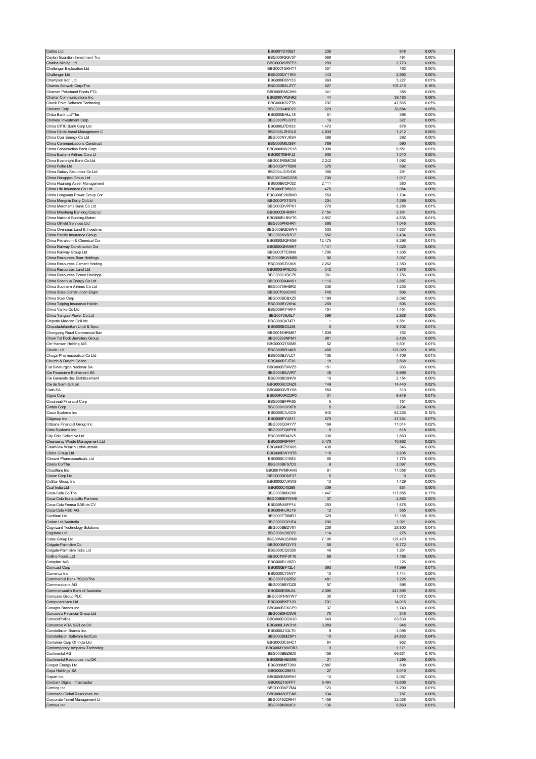| | | | | |
|---|---|---|---|---|
| Cettire Ltd | BBG00YD15921 | 238 | 848 | 0.00% |
| Ceylon Guardian Investment Tru | BBG000F2GV57 | 686 | 484 | 0.00% |
| Chalice Mining Ltd | BBG000MVBFP3 | 289 | 2,770 | 0.00% |
| Challenger Exploration Ltd | BBG000TGKHT1 | 551 | 163 | 0.00% |
| Challenger Ltd | BBG000DY11K4 | 443 | 2,893 | 0.00% |
| Champion Iron Ltd | BBG000R65Y33 | 960 | 5,227 | 0.01% |
| Charles Schwab Corp/The | BBG000BSLZY7 | 927 | 107,215 | 0.16% |
| Charoen Pokphand Foods PCL | BBG000BMC8H9 | 341 | 358 | 0.00% |
| Charter Communications Inc | BBG000VPGNR2 | 44 | 39,183 | 0.06% |
| Check Point Software Technolog | BBG000K82ZT8 | 297 | 47,565 | 0.07% |
| Chevron Corp | BBG000K4ND22 | 229 | 36,884 | 0.05% |
| Chiba Bank Ltd/The | BBG000BHLL18 | 51 | 398 | 0.00% |
| Chimera Investment Corp | BBG000PFLGY2 | 16 | 327 | 0.00% |
| China CITIC Bank Corp Ltd | BBG000J7DX33 | 1,473 | 878 | 0.00% |
| China Cinda Asset Management C | BBG005LZHGL0 | 4,839 | 1,212 | 0.00% |
| China Coal Energy Co Ltd | BBG000NYJKS4 | 368 | 292 | 0.00% |
| China Communications Construct | BBG000M0JS84 | 789 | 590 | 0.00% |
| China Construction Bank Corp | BBG000NW2S18 | 9,008 | 8,581 | 0.01% |
| China Eastern Airlines Corp Lt | BBG00709HFJ2 | 905 | 1,010 | 0.00% |
| China Everbright Bank Co Ltd | BBG001R0MC06 | 2,242 | 1,092 | 0.00% |
| China Feihe Ltd | BBG00QPY7B08 | 375 | 692 | 0.00% |
| China Galaxy Securities Co Ltd | BBG004JC5VD6 | 368 | 291 | 0.00% |
| China Hongqiao Group Ltd | BBG001DMCGS5 | 700 | 1,017 | 0.00% |
| China Huarong Asset Management | BBG00B6CF032 | 2,111 | 380 | 0.00% |
| China Life Insurance Co Ltd | BBG000FD8023 | 475 | 1,084 | 0.00% |
| China Longyuan Power Group Cor | BBG000P2MRM9 | 559 | 1,794 | 0.00% |
| China Mengniu Dairy Co Ltd | BBG000PXTGY5 | 204 | 1,589 | 0.00% |
| China Merchants Bank Co Ltd | BBG000DVPPK1 | 776 | 8,288 | 0.01% |
| China Minsheng Banking Corp Lt | BBG000DHR8R1 | 7,154 | 3,761 | 0.01% |
| China National Building Materi | BBG000BLBVT6 | 2,867 | 4,835 | 0.01% |
| China Oilfield Services Ltd | BBG000PH54R1 | 868 | 1,046 | 0.00% |
| China Overseas Land & Investme | BBG000BGD8W4 | 503 | 1,637 | 0.00% |
| China Pacific Insurance Group | BBG000KVB7C7 | 652 | 2,434 | 0.00% |
| China Petroleum & Chemical Cor | BBG000MQF8G6 | 12,475 | 8,296 | 0.01% |
| China Railway Construction Cor | BBG000QNN9H7 | 1,141 | 1,026 | 0.00% |
| China Railway Group Ltd | BBG000TTDDN6 | 1,795 | 1,305 | 0.00% |
| China Resources Beer Holdings | BBG000BKWM80 | 92 | 1,037 | 0.00% |
| China Resources Cement Holding | BBG000SZV3K8 | 2,262 | 2,350 | 0.00% |
| China Resources Land Ltd | BBG000HPNDX5 | 342 | 1,978 | 0.00% |
| China Resources Power Holdings | BBG000C1DC75 | 381 | 1,756 | 0.00% |
| China Shenhua Energy Co Ltd | BBG000BX4MS1 | 1,116 | 3,887 | 0.01% |
| China Southern Airlines Co Ltd | BBG00709HBR2 | 838 | 1,235 | 0.00% |
| China State Construction Engin | BBG00709JCW2 | 745 | 806 | 0.00% |
| China Steel Corp | BBG000BDBXZ5 | 1,190 | 2,092 | 0.00% |
| China Taiping Insurance Holdin | BBG000BY28H4 | 268 | 506 | 0.00% |
| China Vanke Co Ltd | BBG006KY4KF4 | 454 | 1,454 | 0.00% |
| China Yangtze Power Co Ltd | BBG00709J6L7 | 596 | 2,928 | 0.00% |
| Chipotle Mexican Grill Inc | BBG000QX74T1 | 1 | 1,581 | 0.00% |
| Chocoladefabriken Lindt & Spru | BBG000BC5J58 | 0 | 9,702 | 0.01% |
| Chongqing Rural Commercial Ban | BBG0018HRM67 | 1,539 | 752 | 0.00% |
| Chow Tai Fook Jewellery Group | BBG00299NPM1 | 981 | 2,426 | 0.00% |
| Chr Hansen Holding A/S | BBG000QTX0M6 | 52 | 5,601 | 0.01% |
| Chubb Ltd | BBG000BR14K5 | 455 | 121,029 | 0.18% |
| Chugai Pharmaceutical Co Ltd | BBG000BJVLC1 | 105 | 4,706 | 0.01% |
| Church & Dwight Co Inc | BBG000BFJT36 | 18 | 2,568 | 0.00% |
| Cia Siderurgica Nacional SA | BBG000BT9WZ5 | 151 | 933 | 0.00% |
| Cie Financiere Richemont SA | BBG000BSJVR7 | 48 | 9,969 | 0.01% |
| Cie Generale des Etablissement | BBG000BC84V9 | 10 | 2,154 | 0.00% |
| Cie de Saint-Gobain | BBG000BCCNZ8 | 149 | 14,440 | 0.02% |
| Cielo SA | BBG000QVRYS8 | 550 | 310 | 0.00% |
| Cigna Corp | BBG00KXRCDP0 | 31 | 9,849 | 0.01% |
| Cincinnati Financial Corp | BBG000BFPK65 | 5 | 751 | 0.00% |
| Cintas Corp | BBG000H3YXF8 | 5 | 3,294 | 0.00% |
| Cisco Systems Inc | BBG000C3J3C9 | 945 | 82,335 | 0.12% |
| Citigroup Inc | BBG000FY4S11 | 570 | 47,334 | 0.07% |
| Citizens Financial Group Inc | BBG006Q0HY77 | 169 | 11,014 | 0.02% |
| Citrix Systems Inc | BBG000FQ6PY6 | 5 | 618 | 0.00% |
| City Chic Collective Ltd | BBG000BD42V5 | 338 | 1,860 | 0.00% |
| Cleanaway Waste Management Ltd | BBG000F6PFP1 | 3,470 | 10,862 | 0.02% |
| ClearView Wealth Ltd/Australia | BBG000BZ6SW6 | 438 | 346 | 0.00% |
| Clicks Group Ltd | BBG000BWY9T8 | 118 | 3,205 | 0.00% |
| Clinuvel Pharmaceuticals Ltd | BBG000C41K83 | 65 | 1,775 | 0.00% |
| Clorox Co/The | BBG000BFS7D3 | 9 | 2,097 | 0.00% |
| Cloudflare Inc | BBG001WMKHH5 | 61 | 11,058 | 0.02% |
| Clover Corp Ltd | BBG000DGNF37 | 5 | 9 | 0.00% |
| CoStar Group Inc | BBG000D7JKW9 | 13 | 1,429 | 0.00% |
| Coal India Ltd | BBG000C45298 | 309 | 834 | 0.00% |
| Coca-Cola Co/The | BBG000BMX289 | 1,447 | 117,855 | 0.17% |
| Coca-Cola Europacific Partners | BBG00B6BFWH9 | 37 | 2,883 | 0.00% |
| Coca-Cola Femsa SAB de CV | BBG00N86FP14 | 250 | 1,878 | 0.00% |
| Coca-Cola HBC AG | BBG004HJRJ19 | 12 | 555 | 0.00% |
| Cochlear Ltd | BBG000FT0MR1 | 329 | 71,168 | 0.10% |
| Codan Ltd/Australia | BBG000C0YHF4 | 206 | 1,921 | 0.00% |
| Cognizant Technology Solutions | BBG000BBDV81 | 236 | 28,800 | 0.04% |
| Cogstate Ltd | BBG000H3XD72 | 114 | 275 | 0.00% |
| Coles Group Ltd | BBG00MK2SRM0 | 7,105 | 127,470 | 0.19% |
| Colgate-Palmolive Co | BBG000BFQYY3 | 58 | 6,772 | 0.01% |
| Colgate-Palmolive India Ltd | BBG000CQ3326 | 46 | 1,261 | 0.00% |
| Collins Foods Ltd | BBG001WF3F10 | 89 | 1,186 | 0.00% |
| Coloplast A/S | BBG000BLV8Z0 | 1 | 126 | 0.00% |
| Comcast Corp | BBG000BFT2L4 | 693 | 47,999 | 0.07% |
| Comerica Inc | BBG000C75N77 | 10 | 1,144 | 0.00% |
| Commercial Bank PSQC/The | BBG000FG8ZR2 | 481 | 1,225 | 0.00% |
| Commerzbank AG | BBG000BBYDZ8 | 57 | 596 | 0.00% |
| Commonwealth Bank of Australia | BBG000BS8L64 | 2,395 | 241,896 | 0.35% |
| Compass Group PLC | BBG000FNNYW7 | 35 | 1,072 | 0.00% |
| Computershare Ltd | BBG000BKP120 | 701 | 14,015 | 0.02% |
| Conagra Brands Inc | BBG000BDXGP9 | 37 | 1,740 | 0.00% |
| Concordia Financial Group Ltd | BBG00B0HC6V6 | 70 | 348 | 0.00% |
| ConocoPhillips | BBG000BQQH30 | 640 | 63,539 | 0.09% |
| Consorcio ARA SAB de CV | BBG000LXWD18 | 3,289 | 948 | 0.00% |
| Constellation Brands Inc | BBG000J1QLT0 | 9 | 3,098 | 0.00% |
| Constellation Software Inc/Can | BBG000BMZ5P1 | 10 | 24,833 | 0.04% |
| Container Corp Of India Ltd | BBG000DC8HC1 | 84 | 952 | 0.00% |
| Contemporary Amperex Technolog | BBG00MYKWDB3 | 9 | 1,171 | 0.00% |
| Continental AG | BBG000BBZ9D0 | 458 | 66,631 | 0.10% |
| Continental Resources Inc/OK | BBG000BHBGN6 | 21 | 1,295 | 0.00% |
| Cooper Energy Ltd | BBG000M5T289 | 2,887 | 808 | 0.00% |
| Copa Holdings SA | BBG000C29813 | 27 | 3,019 | 0.00% |
| Copart Inc | BBG000BM9RH1 | 10 | 2,057 | 0.00% |
| Cordiant Digital Infrastructur | BBG00Z160FF7 | 6,464 | 13,608 | 0.02% |
| Corning Inc | BBG000BKFZM4 | 123 | 6,290 | 0.01% |
| Coronado Global Resources Inc | BBG00M30ZGN8 | 634 | 787 | 0.00% |
| Corporate Travel Management Lt | BBG00192DRH1 | 1,456 | 32,038 | 0.05% |
| Corteva Inc | BBG00BN969C1 | 136 | 8,860 | 0.01% |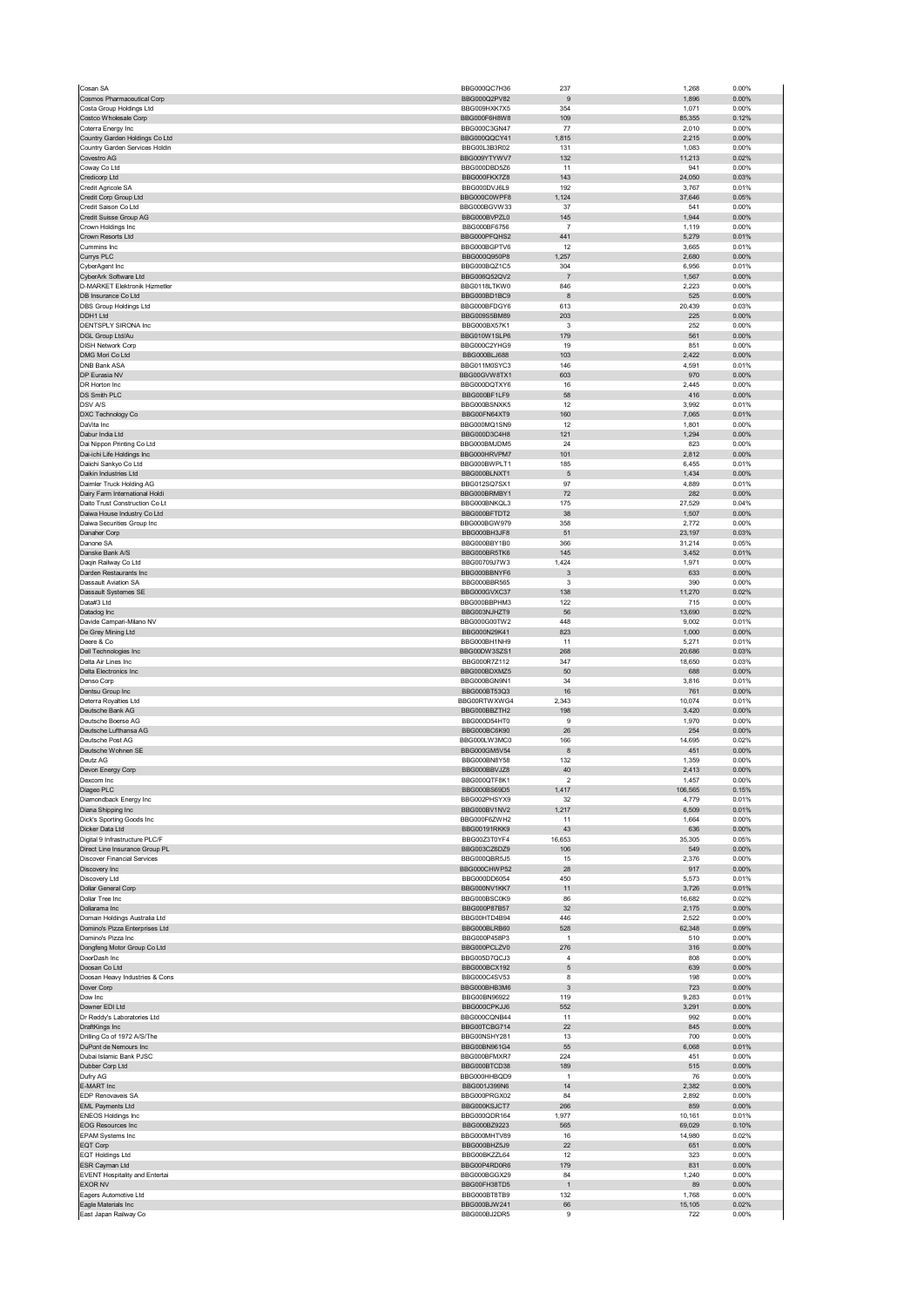| | | | | |
|---|---|---|---|---|
| Cosan SA | BBG000QC7H36 | 237 | 1,268 | 0.00% |
| Cosmos Pharmaceutical Corp | BBG000Q2PV82 | 9 | 1,896 | 0.00% |
| Costa Group Holdings Ltd | BBG009HXK7X5 | 354 | 1,071 | 0.00% |
| Costco Wholesale Corp | BBG000F6H8W8 | 109 | 85,355 | 0.12% |
| Coterra Energy Inc | BBG000C3GN47 | 77 | 2,010 | 0.00% |
| Country Garden Holdings Co Ltd | BBG000QQCY41 | 1,815 | 2,215 | 0.00% |
| Country Garden Services Holdin | BBG00L3B3R02 | 131 | 1,083 | 0.00% |
| Covestro AG | BBG009YTYWV7 | 132 | 11,213 | 0.02% |
| Coway Co Ltd | BBG000D8D5Z6 | 11 | 941 | 0.00% |
| Credicorp Ltd | BBG000FKX7Z8 | 143 | 24,050 | 0.03% |
| Credit Agricole SA | BBG000DVJ6L9 | 192 | 3,767 | 0.01% |
| Credit Corp Group Ltd | BBG000C0WPF8 | 1,124 | 37,646 | 0.05% |
| Credit Saison Co Ltd | BBG000BGVW33 | 37 | 541 | 0.00% |
| Credit Suisse Group AG | BBG000BVPZL0 | 145 | 1,944 | 0.00% |
| Crown Holdings Inc | BBG000BF6756 | 7 | 1,119 | 0.00% |
| Crown Resorts Ltd | BBG000PFQHS2 | 441 | 5,279 | 0.01% |
| Cummins Inc | BBG000BGPTV6 | 12 | 3,665 | 0.01% |
| Currys PLC | BBG000Q950P8 | 1,257 | 2,680 | 0.00% |
| CyberAgent Inc | BBG000BQZ1C5 | 304 | 6,956 | 0.01% |
| CyberArk Software Ltd | BBG006Q52QV2 | 7 | 1,567 | 0.00% |
| D-MARKET Elektronik Hizmetler | BBG0118LTKW0 | 846 | 2,223 | 0.00% |
| DB Insurance Co Ltd | BBG000BD1BC9 | 8 | 525 | 0.00% |
| DBS Group Holdings Ltd | BBG000BFDGY6 | 613 | 20,439 | 0.03% |
| DDH1 Ltd | BBG009S5BM89 | 203 | 225 | 0.00% |
| DENTSPLY SIRONA Inc | BBG000BX57K1 | 3 | 252 | 0.00% |
| DGL Group Ltd/Au | BBG010W1SLP6 | 179 | 561 | 0.00% |
| DISH Network Corp | BBG000C2YHG9 | 19 | 851 | 0.00% |
| DMG Mori Co Ltd | BBG000BLJ688 | 103 | 2,422 | 0.00% |
| DNB Bank ASA | BBG011M0SYC3 | 146 | 4,591 | 0.01% |
| DP Eurasia NV | BBG00GVW8TX1 | 603 | 970 | 0.00% |
| DR Horton Inc | BBG000DQTXY6 | 16 | 2,445 | 0.00% |
| DS Smith PLC | BBG000BF1LF9 | 58 | 416 | 0.00% |
| DSV A/S | BBG000BSNXK5 | 12 | 3,992 | 0.01% |
| DXC Technology Co | BBG00FN64XT9 | 160 | 7,065 | 0.01% |
| DaVita Inc | BBG000MQ1SN9 | 12 | 1,801 | 0.00% |
| Dabur India Ltd | BBG000D3C4H8 | 121 | 1,294 | 0.00% |
| Dai Nippon Printing Co Ltd | BBG000BMJDM5 | 24 | 823 | 0.00% |
| Dai-ichi Life Holdings Inc | BBG000HRVPM7 | 101 | 2,812 | 0.00% |
| Daiichi Sankyo Co Ltd | BBG000BWPLT1 | 185 | 6,455 | 0.01% |
| Daikin Industries Ltd | BBG000BLNXT1 | 5 | 1,434 | 0.00% |
| Daimler Truck Holding AG | BBG012SQ7SX1 | 97 | 4,889 | 0.01% |
| Dairy Farm International Holdi | BBG000BRMBY1 | 72 | 282 | 0.00% |
| Daito Trust Construction Co Lt | BBG000BNKQL3 | 175 | 27,529 | 0.04% |
| Daiwa House Industry Co Ltd | BBG000BFTDT2 | 38 | 1,507 | 0.00% |
| Daiwa Securities Group Inc | BBG000BGW979 | 358 | 2,772 | 0.00% |
| Danaher Corp | BBG000BH3JF8 | 51 | 23,197 | 0.03% |
| Danone SA | BBG000BBY1B0 | 366 | 31,214 | 0.05% |
| Danske Bank A/S | BBG000BR5TK6 | 145 | 3,452 | 0.01% |
| Daqin Railway Co Ltd | BBG00709J7W3 | 1,424 | 1,971 | 0.00% |
| Darden Restaurants Inc | BBG000BBNYF6 | 3 | 633 | 0.00% |
| Dassault Aviation SA | BBG000BBR565 | 3 | 390 | 0.00% |
| Dassault Systemes SE | BBG000GVXC37 | 138 | 11,270 | 0.02% |
| Data#3 Ltd | BBG000BBPHM3 | 122 | 715 | 0.00% |
| Datadog Inc | BBG003NJHZT9 | 56 | 13,690 | 0.02% |
| Davide Campari-Milano NV | BBG000G00TW2 | 448 | 9,002 | 0.01% |
| De Grey Mining Ltd | BBG000N29K41 | 823 | 1,000 | 0.00% |
| Deere & Co | BBG000BH1NH9 | 11 | 5,271 | 0.01% |
| Dell Technologies Inc | BBG00DW3SZS1 | 268 | 20,686 | 0.03% |
| Delta Air Lines Inc | BBG000R7Z112 | 347 | 18,650 | 0.03% |
| Delta Electronics Inc | BBG000BDXMZ5 | 50 | 688 | 0.00% |
| Denso Corp | BBG000BGN9N1 | 34 | 3,816 | 0.01% |
| Dentsu Group Inc | BBG000BT53Q3 | 16 | 761 | 0.00% |
| Deterra Royalties Ltd | BBG00RTWXWG4 | 2,343 | 10,074 | 0.01% |
| Deutsche Bank AG | BBG000BZTH2 | 198 | 3,420 | 0.00% |
| Deutsche Boerse AG | BBG000D54HT0 | 9 | 1,970 | 0.00% |
| Deutsche Lufthansa AG | BBG000BC6K90 | 26 | 254 | 0.00% |
| Deutsche Post AG | BBG000LW3MC0 | 166 | 14,695 | 0.02% |
| Deutsche Wohnen SE | BBG000GM5V54 | 8 | 451 | 0.00% |
| Deutz AG | BBG000BN8Y58 | 132 | 1,359 | 0.00% |
| Devon Energy Corp | BBG000BBVJZ8 | 40 | 2,413 | 0.00% |
| Dexcom Inc | BBG000QTF8K1 | 2 | 1,457 | 0.00% |
| Diageo PLC | BBG000BS69D5 | 1,417 | 106,565 | 0.15% |
| Diamondback Energy Inc | BBG002PHSYX9 | 32 | 4,779 | 0.01% |
| Diana Shipping Inc | BBG000BV1NV2 | 1,217 | 6,509 | 0.01% |
| Dick's Sporting Goods Inc | BBG000F6ZWH2 | 11 | 1,664 | 0.00% |
| Dicker Data Ltd | BBG00191RKK9 | 43 | 636 | 0.00% |
| Digital 9 Infrastructure PLC/F | BBG00Z3T0YF4 | 16,653 | 35,305 | 0.05% |
| Direct Line Insurance Group PL | BBG003CZ6DZ9 | 106 | 549 | 0.00% |
| Discover Financial Services | BBG000QBR5J5 | 15 | 2,376 | 0.00% |
| Discovery Inc | BBG000CHWP52 | 28 | 917 | 0.00% |
| Discovery Ltd | BBG000DD6054 | 450 | 5,573 | 0.01% |
| Dollar General Corp | BBG000NV1KK7 | 11 | 3,726 | 0.01% |
| Dollar Tree Inc | BBG000BSC0K9 | 86 | 16,682 | 0.02% |
| Dollarama Inc | BBG000P87B57 | 32 | 2,175 | 0.00% |
| Domain Holdings Australia Ltd | BBG00HTD4B94 | 446 | 2,522 | 0.00% |
| Domino's Pizza Enterprises Ltd | BBG000BLRB60 | 528 | 62,348 | 0.09% |
| Domino's Pizza Inc | BBG000P458P3 | 1 | 510 | 0.00% |
| Dongfeng Motor Group Co Ltd | BBG000PCLZV0 | 276 | 316 | 0.00% |
| DoorDash Inc | BBG005D7QCJ3 | 4 | 808 | 0.00% |
| Doosan Co Ltd | BBG000BCX192 | 5 | 639 | 0.00% |
| Doosan Heavy Industries & Cons | BBG000C4SV53 | 8 | 198 | 0.00% |
| Dover Corp | BBG000BHB3M6 | 3 | 723 | 0.00% |
| Dow Inc | BBG00BN96922 | 119 | 9,283 | 0.01% |
| Downer EDI Ltd | BBG000CPKJJ6 | 552 | 3,291 | 0.00% |
| Dr Reddy's Laboratories Ltd | BBG000CQNB44 | 11 | 992 | 0.00% |
| DraftKings Inc | BBG00TCBG714 | 22 | 845 | 0.00% |
| Drilling Co of 1972 A/S/The | BBG00NSHY281 | 13 | 700 | 0.00% |
| DuPont de Nemours Inc | BBG00BN961G4 | 55 | 6,068 | 0.01% |
| Dubai Islamic Bank PJSC | BBG000BFMXR7 | 224 | 451 | 0.00% |
| Dubber Corp Ltd | BBG000BTCD38 | 189 | 515 | 0.00% |
| Dufry AG | BBG000HHBQD9 | 1 | 76 | 0.00% |
| E-MART Inc | BBG001J399N6 | 14 | 2,382 | 0.00% |
| EDP Renovaveis SA | BBG000PRGX02 | 84 | 2,892 | 0.00% |
| EML Payments Ltd | BBG000KSJCT7 | 266 | 859 | 0.00% |
| ENEOS Holdings Inc | BBG000QDR164 | 1,977 | 10,161 | 0.01% |
| EOG Resources Inc | BBG000BZ9223 | 565 | 69,029 | 0.10% |
| EPAM Systems Inc | BBG000MHTV89 | 16 | 14,980 | 0.02% |
| EQT Corp | BBG000BHZ5J9 | 22 | 651 | 0.00% |
| EQT Holdings Ltd | BBG00BKZZL64 | 12 | 323 | 0.00% |
| ESR Cayman Ltd | BBG00P4RD0R6 | 179 | 831 | 0.00% |
| EVENT Hospitality and Entertai | BBG000BGGX29 | 84 | 1,240 | 0.00% |
| EXOR NV | BBG00FH38TD5 | 1 | 89 | 0.00% |
| Eagers Automotive Ltd | BBG000BT8TB9 | 132 | 1,768 | 0.00% |
| Eagle Materials Inc | BBG000BJW241 | 66 | 15,105 | 0.02% |
| East Japan Railway Co | BBG000BJ2DR5 | 9 | 722 | 0.00% |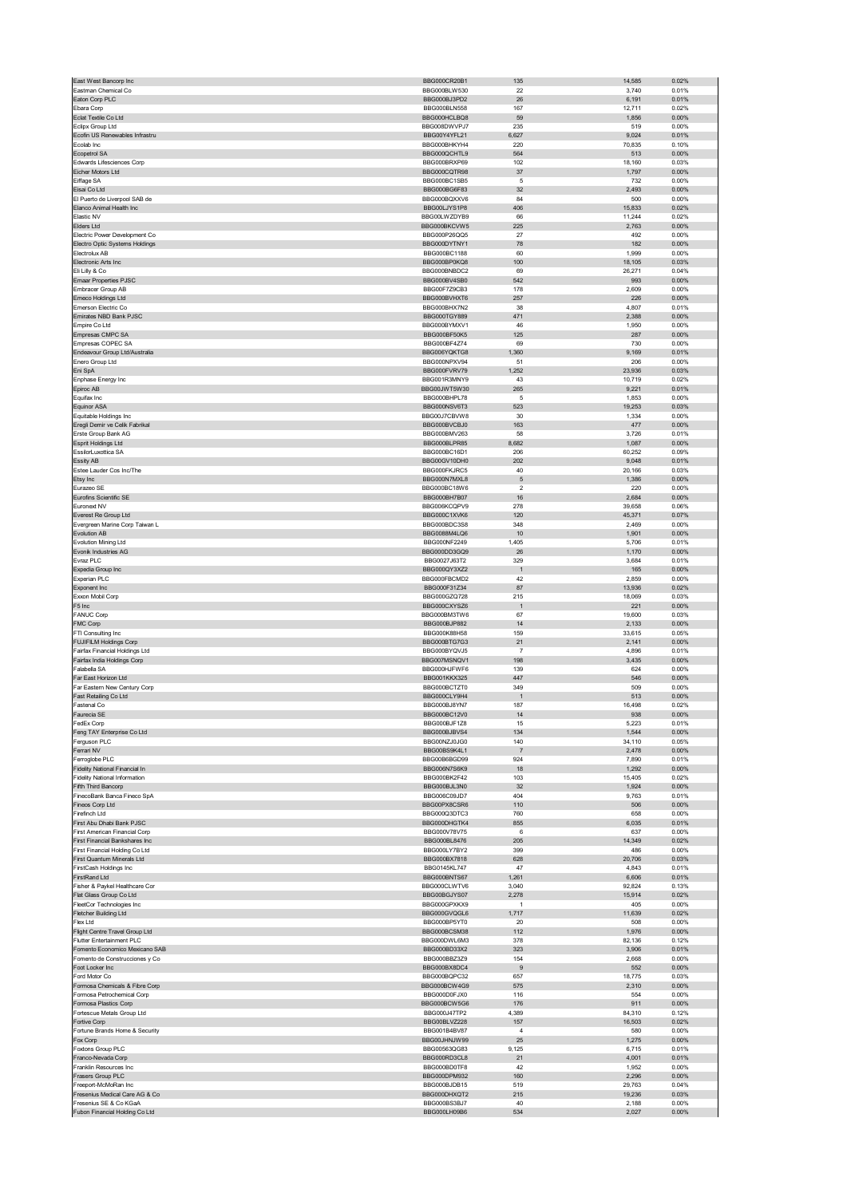| | | | | |
|---|---|---|---|---|
| East West Bancorp Inc | BBG000CR20B1 | 135 | 14,585 | 0.02% |
| Eastman Chemical Co | BBG000BLW530 | 22 | 3,740 | 0.01% |
| Eaton Corp PLC | BBG000BJ3PD2 | 26 | 6,191 | 0.01% |
| Ebara Corp | BBG000BLN558 | 167 | 12,711 | 0.02% |
| Eclat Textile Co Ltd | BBG000HCLBQ8 | 59 | 1,856 | 0.00% |
| Eclipx Group Ltd | BBG008DWVPJ7 | 235 | 519 | 0.00% |
| Ecofin US Renewables Infrastru | BBG00Y4YFL21 | 6,627 | 9,024 | 0.01% |
| Ecolab Inc | BBG000BHKYH4 | 220 | 70,835 | 0.10% |
| Ecopetrol SA | BBG000QCHTL9 | 564 | 513 | 0.00% |
| Edwards Lifesciences Corp | BBG000BRXP69 | 102 | 18,160 | 0.03% |
| Eicher Motors Ltd | BBG000CQTR98 | 37 | 1,797 | 0.00% |
| Eiffage SA | BBG000BC1SB5 | 5 | 732 | 0.00% |
| Eisai Co Ltd | BBG000BG6F83 | 32 | 2,493 | 0.00% |
| El Puerto de Liverpool SAB de | BBG000BQXXV6 | 84 | 500 | 0.00% |
| Elanco Animal Health Inc | BBG00LJYS1P8 | 406 | 15,833 | 0.02% |
| Elastic NV | BBG00LWZDYB9 | 66 | 11,244 | 0.02% |
| Elders Ltd | BBG000BKCVW5 | 225 | 2,763 | 0.00% |
| Electric Power Development Co | BBG000P26QQ5 | 27 | 492 | 0.00% |
| Electro Optic Systems Holdings | BBG000DYTNY1 | 78 | 182 | 0.00% |
| Electrolux AB | BBG000BC1188 | 60 | 1,999 | 0.00% |
| Electronic Arts Inc | BBG000BP0KQ8 | 100 | 18,105 | 0.03% |
| Eli Lilly & Co | BBG000BNBDC2 | 69 | 26,271 | 0.04% |
| Emaar Properties PJSC | BBG000BV4SB0 | 542 | 993 | 0.00% |
| Embracer Group AB | BBG00F7Z9CB3 | 178 | 2,609 | 0.00% |
| Emeco Holdings Ltd | BBG000BVHXT6 | 257 | 226 | 0.00% |
| Emerson Electric Co | BBG000BHX7N2 | 38 | 4,807 | 0.01% |
| Emirates NBD Bank PJSC | BBG000TGY889 | 471 | 2,388 | 0.00% |
| Empire Co Ltd | BBG000BYMXV1 | 46 | 1,950 | 0.00% |
| Empresas CMPC SA | BBG000BF50K5 | 125 | 287 | 0.00% |
| Empresas COPEC SA | BBG000BF4Z74 | 69 | 730 | 0.00% |
| Endeavour Group Ltd/Australia | BBG006YQKTG8 | 1,360 | 9,169 | 0.01% |
| Enero Group Ltd | BBG000NPXV94 | 51 | 206 | 0.00% |
| Eni SpA | BBG000FVRV79 | 1,252 | 23,936 | 0.03% |
| Enphase Energy Inc | BBG001R3MNY9 | 43 | 10,719 | 0.02% |
| Epiroc AB | BBG00JWT5W30 | 265 | 9,221 | 0.01% |
| Equifax Inc | BBG000BHPL78 | 5 | 1,853 | 0.00% |
| Equinor ASA | BBG000NSV6T3 | 523 | 19,253 | 0.03% |
| Equitable Holdings Inc | BBG00J7CBVW8 | 30 | 1,334 | 0.00% |
| Eregli Demir ve Celik Fabrikal | BBG000BVCBJ0 | 163 | 477 | 0.00% |
| Erste Group Bank AG | BBG000BMV263 | 58 | 3,726 | 0.01% |
| Esprit Holdings Ltd | BBG000BLPR85 | 8,682 | 1,087 | 0.00% |
| EssilorLuxottica SA | BBG000BC16D1 | 206 | 60,252 | 0.09% |
| Essity AB | BBG00GV10DH0 | 202 | 9,048 | 0.01% |
| Estee Lauder Cos Inc/The | BBG000FKJRC5 | 40 | 20,166 | 0.03% |
| Etsy Inc | BBG000N7MXL8 | 5 | 1,386 | 0.00% |
| Eurazeo SE | BBG000BC18W6 | 2 | 220 | 0.00% |
| Eurofins Scientific SE | BBG000BH7B07 | 16 | 2,684 | 0.00% |
| Euronext NV | BBG006KCQPV9 | 278 | 39,658 | 0.06% |
| Everest Re Group Ltd | BBG000C1XVK6 | 120 | 45,371 | 0.07% |
| Evergreen Marine Corp Taiwan L | BBG000BDC3S8 | 348 | 2,469 | 0.00% |
| Evolution AB | BBG0088M4LQ6 | 10 | 1,901 | 0.00% |
| Evolution Mining Ltd | BBG000NF2249 | 1,405 | 5,706 | 0.01% |
| Evonik Industries AG | BBG000DD3GQ9 | 26 | 1,170 | 0.00% |
| Evraz PLC | BBG0027J63T2 | 329 | 3,684 | 0.01% |
| Expedia Group Inc | BBG000QY3XZ2 | 1 | 165 | 0.00% |
| Experian PLC | BBG000FBCMD2 | 42 | 2,859 | 0.00% |
| Exponent Inc | BBG000F31Z34 | 87 | 13,936 | 0.02% |
| Exxon Mobil Corp | BBG000GZQ728 | 215 | 18,069 | 0.03% |
| F5 Inc | BBG000CXYSZ6 | 1 | 221 | 0.00% |
| FANUC Corp | BBG000BM3TW6 | 67 | 19,600 | 0.03% |
| FMC Corp | BBG000BJP882 | 14 | 2,133 | 0.00% |
| FTI Consulting Inc | BBG000K88H58 | 159 | 33,615 | 0.05% |
| FUJIFILM Holdings Corp | BBG000BTG7G3 | 21 | 2,141 | 0.00% |
| Fairfax Financial Holdings Ltd | BBG000BYQVJ5 | 7 | 4,896 | 0.01% |
| Fairfax India Holdings Corp | BBG007MSNQV1 | 198 | 3,435 | 0.00% |
| Falabella SA | BBG000HJFWF6 | 139 | 624 | 0.00% |
| Far East Horizon Ltd | BBG001KKX325 | 447 | 546 | 0.00% |
| Far Eastern New Century Corp | BBG000BCTZT0 | 349 | 509 | 0.00% |
| Fast Retailing Co Ltd | BBG000CLY9H4 | 1 | 513 | 0.00% |
| Fastenal Co | BBG000BJ8YN7 | 187 | 16,498 | 0.02% |
| Faurecia SE | BBG000BC12V0 | 14 | 938 | 0.00% |
| FedEx Corp | BBG000BJF1Z8 | 15 | 5,223 | 0.01% |
| Feng TAY Enterprise Co Ltd | BBG000BJBVS4 | 134 | 1,544 | 0.00% |
| Ferguson PLC | BBG00NZJ0JG0 | 140 | 34,110 | 0.05% |
| Ferrari NV | BBG00BS9K4L1 | 7 | 2,478 | 0.00% |
| Ferroglobe PLC | BBG00B6BGD99 | 924 | 7,890 | 0.01% |
| Fidelity National Financial In | BBG006N7S6K9 | 18 | 1,292 | 0.00% |
| Fidelity National Information | BBG000BK2F42 | 103 | 15,405 | 0.02% |
| Fifth Third Bancorp | BBG000BJL3N0 | 32 | 1,924 | 0.00% |
| FinecoBank Banca Fineco SpA | BBG006C09JD7 | 404 | 9,763 | 0.01% |
| Fineos Corp Ltd | BBG00PX8CSR6 | 110 | 506 | 0.00% |
| Firefinch Ltd | BBG000Q3DTC3 | 760 | 658 | 0.00% |
| First Abu Dhabi Bank PJSC | BBG000DHGTK4 | 855 | 6,035 | 0.01% |
| First American Financial Corp | BBG000V78V75 | 6 | 637 | 0.00% |
| First Financial Bankshares Inc | BBG000BL8476 | 205 | 14,349 | 0.02% |
| First Financial Holding Co Ltd | BBG000LY7BY2 | 399 | 486 | 0.00% |
| First Quantum Minerals Ltd | BBG000BX7818 | 628 | 20,706 | 0.03% |
| FirstCash Holdings Inc | BBG0145KL747 | 47 | 4,843 | 0.01% |
| FirstRand Ltd | BBG000BNTS67 | 1,261 | 6,606 | 0.01% |
| Fisher & Paykel Healthcare Cor | BBG000CLWTV6 | 3,040 | 92,824 | 0.13% |
| Flat Glass Group Co Ltd | BBG00BGJYS07 | 2,278 | 15,914 | 0.02% |
| FleetCor Technologies Inc | BBG000GPXKX9 | 1 | 405 | 0.00% |
| Fletcher Building Ltd | BBG000GVQGL6 | 1,717 | 11,639 | 0.02% |
| Flex Ltd | BBG000BP5YT0 | 20 | 508 | 0.00% |
| Flight Centre Travel Group Ltd | BBG000BCSM38 | 112 | 1,976 | 0.00% |
| Flutter Entertainment PLC | BBG000DWL6M3 | 378 | 82,136 | 0.12% |
| Fomento Economico Mexicano SAB | BBG000BD33X2 | 323 | 3,906 | 0.01% |
| Fomento de Construcciones y Co | BBG000BBZ3Z9 | 154 | 2,668 | 0.00% |
| Foot Locker Inc | BBG000BX8DC4 | 9 | 552 | 0.00% |
| Ford Motor Co | BBG000BQPC32 | 657 | 18,775 | 0.03% |
| Formosa Chemicals & Fibre Corp | BBG000BCW4G9 | 575 | 2,310 | 0.00% |
| Formosa Petrochemical Corp | BBG000D0FJX0 | 116 | 554 | 0.00% |
| Formosa Plastics Corp | BBG000BCW5G6 | 176 | 911 | 0.00% |
| Fortescue Metals Group Ltd | BBG000J47TP2 | 4,389 | 84,310 | 0.12% |
| Fortive Corp | BBG00BLVZ228 | 157 | 16,503 | 0.02% |
| Fortune Brands Home & Security | BBG001B4BV87 | 4 | 580 | 0.00% |
| Fox Corp | BBG00JHNJW99 | 25 | 1,275 | 0.00% |
| Foxtons Group PLC | BBG00563QG83 | 9,125 | 6,715 | 0.01% |
| Franco-Nevada Corp | BBG000RD3CL8 | 21 | 4,001 | 0.01% |
| Franklin Resources Inc | BBG000BD0TF8 | 42 | 1,952 | 0.00% |
| Frasers Group PLC | BBG000DPM932 | 160 | 2,296 | 0.00% |
| Freeport-McMoRan Inc | BBG000BJDB15 | 519 | 29,763 | 0.04% |
| Fresenius Medical Care AG & Co | BBG000DHXQT2 | 215 | 19,236 | 0.03% |
| Fresenius SE & Co KGaA | BBG000BS3BJ7 | 40 | 2,188 | 0.00% |
| Fubon Financial Holding Co Ltd | BBG000LH09B6 | 534 | 2,027 | 0.00% |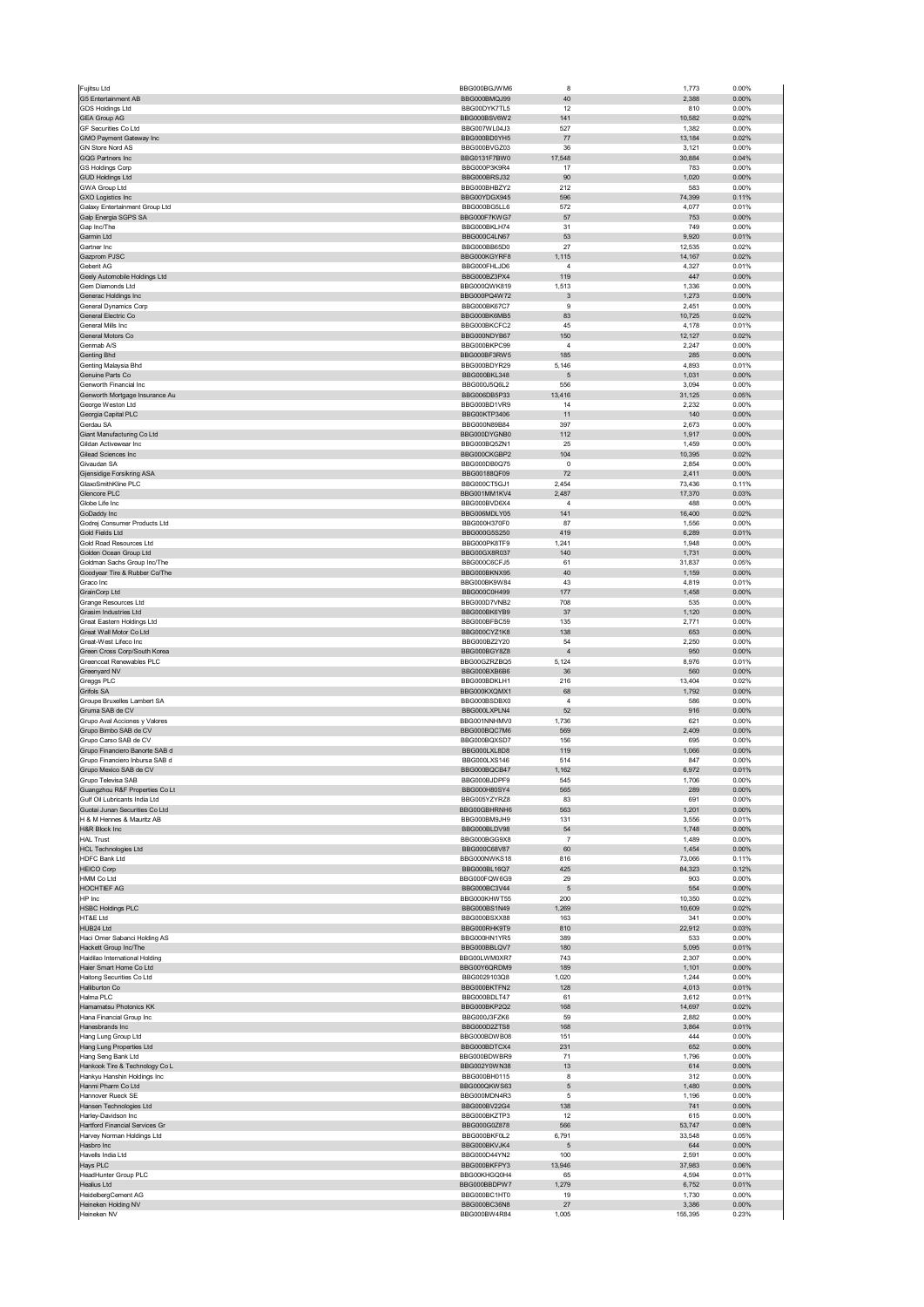| | | | | |
|---|---|---|---|---|
| Fujitsu Ltd | BBG000BGJWM6 | 8 | 1,773 | 0.00% |
| G5 Entertainment AB | BBG000BMQJ99 | 40 | 2,388 | 0.00% |
| GDS Holdings Ltd | BBG00DYK7TL5 | 12 | 810 | 0.00% |
| GEA Group AG | BBG000BSV6W2 | 141 | 10,582 | 0.02% |
| GF Securities Co Ltd | BBG007WL04J3 | 527 | 1,382 | 0.00% |
| GMO Payment Gateway Inc | BBG000BD0YH5 | 77 | 13,184 | 0.02% |
| GN Store Nord AS | BBG000BVGZ03 | 36 | 3,121 | 0.00% |
| GQG Partners Inc | BBG0131F7BW0 | 17,548 | 30,884 | 0.04% |
| GS Holdings Corp | BBG000P3K9R4 | 17 | 783 | 0.00% |
| GUD Holdings Ltd | BBG000BRSJ32 | 90 | 1,020 | 0.00% |
| GWA Group Ltd | BBG000BHBZY2 | 212 | 583 | 0.00% |
| GXO Logistics Inc | BBG00YDGX945 | 596 | 74,399 | 0.11% |
| Galaxy Entertainment Group Ltd | BBG000BG5LL6 | 572 | 4,077 | 0.01% |
| Galp Energia SGPS SA | BBG000F7KWG7 | 57 | 753 | 0.00% |
| Gap Inc/The | BBG000BKLH74 | 31 | 749 | 0.00% |
| Garmin Ltd | BBG000C4LN67 | 53 | 9,920 | 0.01% |
| Gartner Inc | BBG000BB65D0 | 27 | 12,535 | 0.02% |
| Gazprom PJSC | BBG000KGYRF8 | 1,115 | 14,167 | 0.02% |
| Geberit AG | BBG000FHLJD6 | 4 | 4,327 | 0.01% |
| Geely Automobile Holdings Ltd | BBG000BZ3PX4 | 119 | 447 | 0.00% |
| Gem Diamonds Ltd | BBG000QWK819 | 1,513 | 1,336 | 0.00% |
| Generac Holdings Inc | BBG000PQ4W72 | 3 | 1,273 | 0.00% |
| General Dynamics Corp | BBG000BK67C7 | 9 | 2,451 | 0.00% |
| General Electric Co | BBG000BK6MB5 | 83 | 10,725 | 0.02% |
| General Mills Inc | BBG000BKCFC2 | 45 | 4,178 | 0.01% |
| General Motors Co | BBG000NDYB67 | 150 | 12,127 | 0.02% |
| Genmab A/S | BBG000BKPC99 | 4 | 2,247 | 0.00% |
| Genting Bhd | BBG000BF3RW5 | 185 | 285 | 0.00% |
| Genting Malaysia Bhd | BBG000BDYR29 | 5,146 | 4,893 | 0.01% |
| Genuine Parts Co | BBG000BKL348 | 5 | 1,031 | 0.00% |
| Genworth Financial Inc | BBG000J5Q6L2 | 556 | 3,094 | 0.00% |
| Genworth Mortgage Insurance Au | BBG006DB5P33 | 13,416 | 31,125 | 0.05% |
| George Weston Ltd | BBG000BD1VR9 | 14 | 2,232 | 0.00% |
| Georgia Capital PLC | BBG00KTP3406 | 11 | 140 | 0.00% |
| Gerdau SA | BBG000N89B84 | 397 | 2,673 | 0.00% |
| Giant Manufacturing Co Ltd | BBG000DYGNB0 | 112 | 1,917 | 0.00% |
| Gildan Activewear Inc | BBG000BQ5ZN1 | 25 | 1,459 | 0.00% |
| Gilead Sciences Inc | BBG000CKGBP2 | 104 | 10,395 | 0.02% |
| Givaudan SA | BBG000DBDQ75 | 0 | 2,854 | 0.00% |
| Gjensidige Forsikring ASA | BBG00188QF09 | 72 | 2,411 | 0.00% |
| GlaxoSmithKline PLC | BBG000CT5GJ1 | 2,454 | 73,436 | 0.11% |
| Glencore PLC | BBG001MM1KV4 | 2,487 | 17,370 | 0.03% |
| Globe Life Inc | BBG000BVD6X4 | 4 | 488 | 0.00% |
| GoDaddy Inc | BBG006MDLY05 | 141 | 16,400 | 0.02% |
| Godrej Consumer Products Ltd | BBG000H370F0 | 87 | 1,556 | 0.00% |
| Gold Fields Ltd | BBG000G5S250 | 419 | 6,289 | 0.01% |
| Gold Road Resources Ltd | BBG000PK8TF9 | 1,241 | 1,948 | 0.00% |
| Golden Ocean Group Ltd | BBG00GX8R037 | 140 | 1,731 | 0.00% |
| Goldman Sachs Group Inc/The | BBG000C6CFJ5 | 61 | 31,837 | 0.05% |
| Goodyear Tire & Rubber Co/The | BBG000BKNX95 | 40 | 1,159 | 0.00% |
| Graco Inc | BBG000BK9W84 | 43 | 4,819 | 0.01% |
| GrainCorp Ltd | BBG000C0H499 | 177 | 1,458 | 0.00% |
| Grange Resources Ltd | BBG000D7VNB2 | 708 | 535 | 0.00% |
| Grasim Industries Ltd | BBG000BK6YB9 | 37 | 1,120 | 0.00% |
| Great Eastern Holdings Ltd | BBG000BFBC59 | 135 | 2,771 | 0.00% |
| Great Wall Motor Co Ltd | BBG000CYZ1K8 | 138 | 653 | 0.00% |
| Great-West Lifeco Inc | BBG000BZ2Y20 | 54 | 2,250 | 0.00% |
| Green Cross Corp/South Korea | BBG000BGY8Z8 | 4 | 950 | 0.00% |
| Greencoat Renewables PLC | BBG00GZRZBQ5 | 5,124 | 8,976 | 0.01% |
| Greenyard NV | BBG000BXB6B6 | 36 | 560 | 0.00% |
| Greggs PLC | BBG000BDKLH1 | 216 | 13,404 | 0.02% |
| Grifols SA | BBG000KXQMX1 | 68 | 1,792 | 0.00% |
| Groupe Bruxelles Lambert SA | BBG000BSDBX0 | 4 | 586 | 0.00% |
| Gruma SAB de CV | BBG000LXPLN4 | 52 | 916 | 0.00% |
| Grupo Aval Acciones y Valores | BBG001NNHMV0 | 1,736 | 621 | 0.00% |
| Grupo Bimbo SAB de CV | BBG000BQC7M6 | 569 | 2,409 | 0.00% |
| Grupo Carso SAB de CV | BBG000BQXSD7 | 156 | 695 | 0.00% |
| Grupo Financiero Banorte SAB d | BBG000LXL8D8 | 119 | 1,066 | 0.00% |
| Grupo Financiero Inbursa SAB d | BBG000LXS146 | 514 | 847 | 0.00% |
| Grupo Mexico SAB de CV | BBG000BQCB47 | 1,162 | 6,972 | 0.01% |
| Grupo Televisa SAB | BBG000BJDPF9 | 545 | 1,706 | 0.00% |
| Guangzhou R&F Properties Co Lt | BBG000H80SY4 | 565 | 289 | 0.00% |
| Gulf Oil Lubricants India Ltd | BBG005YZYRZ8 | 83 | 691 | 0.00% |
| Guotai Junan Securities Co Ltd | BBG00GBHRNH6 | 563 | 1,201 | 0.00% |
| H & M Hennes & Mauritz AB | BBG000BM9JH9 | 131 | 3,556 | 0.01% |
| H&R Block Inc | BBG000BLDV98 | 54 | 1,748 | 0.00% |
| HAL Trust | BBG000BGG9X8 | 7 | 1,489 | 0.00% |
| HCL Technologies Ltd | BBG000C68V87 | 60 | 1,454 | 0.00% |
| HDFC Bank Ltd | BBG000NWKS18 | 816 | 73,066 | 0.11% |
| HEICO Corp | BBG000BL16Q7 | 425 | 84,323 | 0.12% |
| HMM Co Ltd | BBG000FQW6G9 | 29 | 903 | 0.00% |
| HOCHTIEF AG | BBG000BC3V44 | 5 | 554 | 0.00% |
| HP Inc | BBG000KHWT55 | 200 | 10,350 | 0.02% |
| HSBC Holdings PLC | BBG000BS1N49 | 1,269 | 10,609 | 0.02% |
| HT&E Ltd | BBG000BSXX88 | 163 | 341 | 0.00% |
| HUB24 Ltd | BBG000RHK9T9 | 810 | 22,912 | 0.03% |
| Haci Omer Sabanci Holding AS | BBG000HN1YR5 | 389 | 533 | 0.00% |
| Hackett Group Inc/The | BBG000BBLQV7 | 180 | 5,095 | 0.01% |
| Haidilao International Holding | BBG00LWM0XR7 | 743 | 2,307 | 0.00% |
| Haier Smart Home Co Ltd | BBG00Y6QRDM9 | 189 | 1,101 | 0.00% |
| Haitong Securities Co Ltd | BBG0029103Q8 | 1,020 | 1,244 | 0.00% |
| Halliburton Co | BBG000BKTFN2 | 128 | 4,013 | 0.01% |
| Halma PLC | BBG000BDLT47 | 61 | 3,612 | 0.01% |
| Hamamatsu Photonics KK | BBG000BKP2Q2 | 168 | 14,697 | 0.02% |
| Hana Financial Group Inc | BBG000J3FZK6 | 59 | 2,882 | 0.00% |
| Hanesbrands Inc | BBG000D2ZTS8 | 168 | 3,864 | 0.01% |
| Hang Lung Group Ltd | BBG000BDWB08 | 151 | 444 | 0.00% |
| Hang Lung Properties Ltd | BBG000BDTCX4 | 231 | 652 | 0.00% |
| Hang Seng Bank Ltd | BBG000BDWBR9 | 71 | 1,796 | 0.00% |
| Hankook Tire & Technology Co L | BBG002Y0WN38 | 13 | 614 | 0.00% |
| Hankyu Hanshin Holdings Inc | BBG000BH0115 | 8 | 312 | 0.00% |
| Hanmi Pharm Co Ltd | BBG000QKWS63 | 5 | 1,480 | 0.00% |
| Hannover Rueck SE | BBG000MDN4R3 | 5 | 1,196 | 0.00% |
| Hansen Technologies Ltd | BBG000BV22G4 | 138 | 741 | 0.00% |
| Harley-Davidson Inc | BBG000BKZTP3 | 12 | 615 | 0.00% |
| Hartford Financial Services Gr | BBG000G0Z878 | 566 | 53,747 | 0.08% |
| Harvey Norman Holdings Ltd | BBG000BKF0L2 | 6,791 | 33,548 | 0.05% |
| Hasbro Inc | BBG000BKVJK4 | 5 | 644 | 0.00% |
| Havells India Ltd | BBG000D44YN2 | 100 | 2,591 | 0.00% |
| Hays PLC | BBG000BKFPY3 | 13,946 | 37,983 | 0.06% |
| HeadHunter Group PLC | BBG00KHGQ0H4 | 65 | 4,594 | 0.01% |
| Healius Ltd | BBG000BBDPW7 | 1,279 | 6,752 | 0.01% |
| HeidelbergCement AG | BBG000BC1HT0 | 19 | 1,730 | 0.00% |
| Heineken Holding NV | BBG000BC36N8 | 27 | 3,386 | 0.00% |
| Heineken NV | BBG000BW4R84 | 1,005 | 155,395 | 0.23% |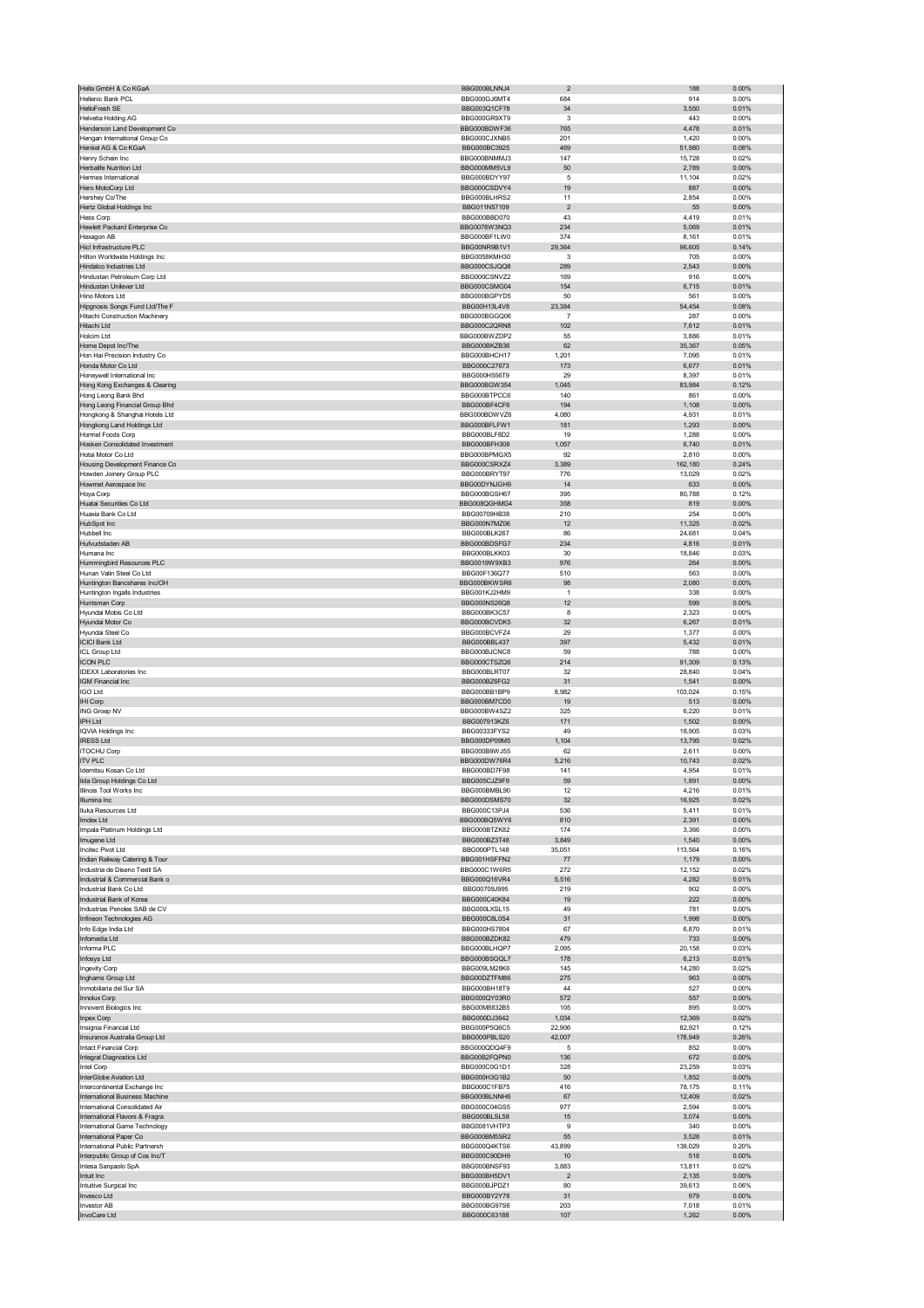| | | | | |
|---|---|---|---|---|
| Hella GmbH & Co KGaA | BBG000BLNNJ4 | 2 | 188 | 0.00% |
| Hellenic Bank PCL | BBG000GJ6MT4 | 684 | 914 | 0.00% |
| HelloFresh SE | BBG003Q1CF78 | 34 | 3,550 | 0.01% |
| Helvetia Holding AG | BBG000GR9XT9 | 3 | 443 | 0.00% |
| Henderson Land Development Co | BBG000BDWF36 | 765 | 4,478 | 0.01% |
| Hengan International Group Co | BBG000CJXNB5 | 201 | 1,420 | 0.00% |
| Henkel AG & Co KGaA | BBG000BC3925 | 469 | 51,980 | 0.08% |
| Henry Schein Inc | BBG000BNMMJ3 | 147 | 15,728 | 0.02% |
| Herbalife Nutrition Ltd | BBG000MM5VL9 | 50 | 2,789 | 0.00% |
| Hermes International | BBG000BDYY97 | 5 | 11,104 | 0.02% |
| Hero MotoCorp Ltd | BBG000CSDVY4 | 19 | 887 | 0.00% |
| Hershey Co/The | BBG000BLHRS2 | 11 | 2,854 | 0.00% |
| Hertz Global Holdings Inc | BBG011N57109 | 2 | 55 | 0.00% |
| Hess Corp | BBG000BBD070 | 43 | 4,419 | 0.01% |
| Hewlett Packard Enterprise Co | BBG0078W3NQ3 | 234 | 5,069 | 0.01% |
| Hexagon AB | BBG000BF1LW0 | 374 | 8,161 | 0.01% |
| Hicl Infrastructure PLC | BBG00NR9B1V1 | 29,364 | 96,605 | 0.14% |
| Hilton Worldwide Holdings Inc | BBG0058KMH30 | 3 | 705 | 0.00% |
| Hindalco Industries Ltd | BBG000CSJQQ8 | 289 | 2,543 | 0.00% |
| Hindustan Petroleum Corp Ltd | BBG000CSNVZ2 | 169 | 916 | 0.00% |
| Hindustan Unilever Ltd | BBG000CSMG04 | 154 | 6,715 | 0.01% |
| Hino Motors Ltd | BBG000BGPYD5 | 50 | 561 | 0.00% |
| Hipgnosis Songs Fund Ltd/The F | BBG00H13L4V8 | 23,384 | 54,454 | 0.08% |
| Hitachi Construction Machinery | BBG000BGG0Q06 | 7 | 287 | 0.00% |
| Hitachi Ltd | BBG000C2QRN8 | 102 | 7,612 | 0.01% |
| Holcim Ltd | BBG000BWZDP2 | 55 | 3,886 | 0.01% |
| Home Depot Inc/The | BBG000BKZB36 | 62 | 35,367 | 0.05% |
| Hon Hai Precision Industry Co | BBG000BHCH17 | 1,201 | 7,095 | 0.01% |
| Honda Motor Co Ltd | BBG000C27673 | 173 | 6,677 | 0.01% |
| Honeywell International Inc | BBG000H556T9 | 29 | 8,397 | 0.01% |
| Hong Kong Exchanges & Clearing | BBG000BGW354 | 1,045 | 83,984 | 0.12% |
| Hong Leong Bank Bhd | BBG000BTPCC6 | 140 | 861 | 0.00% |
| Hong Leong Financial Group Bhd | BBG000BF4CF6 | 194 | 1,108 | 0.00% |
| Hongkong & Shanghai Hotels Ltd | BBG000BDWVZ6 | 4,080 | 4,931 | 0.01% |
| Hongkong Land Holdings Ltd | BBG000BFLFW1 | 181 | 1,293 | 0.00% |
| Hormel Foods Corp | BBG000BLF8D2 | 19 | 1,288 | 0.00% |
| Hosken Consolidated Investment | BBG000BFH308 | 1,057 | 6,740 | 0.01% |
| Hotai Motor Co Ltd | BBG000BPMGX5 | 92 | 2,810 | 0.00% |
| Housing Development Finance Co | BBG000CSRXZ4 | 3,389 | 162,180 | 0.24% |
| Howden Joinery Group PLC | BBG000BRYT97 | 776 | 13,029 | 0.02% |
| Howmet Aerospace Inc | BBG00DYNJGH9 | 14 | 633 | 0.00% |
| Hoya Corp | BBG000BGSH67 | 395 | 80,788 | 0.12% |
| Huatai Securities Co Ltd | BBG008QGHMG4 | 358 | 819 | 0.00% |
| Huaxia Bank Co Ltd | BBG00709HB38 | 210 | 254 | 0.00% |
| HubSpot Inc | BBG000N7MZ06 | 12 | 11,325 | 0.02% |
| Hubbell Inc | BBG000BLK267 | 86 | 24,681 | 0.04% |
| Hufvudstaden AB | BBG000BDSFG7 | 234 | 4,816 | 0.01% |
| Humana Inc | BBG000BLKK03 | 30 | 18,846 | 0.03% |
| Hummingbird Resources PLC | BBG0019W9XB3 | 976 | 264 | 0.00% |
| Hunan Valin Steel Co Ltd | BBG00F136Q77 | 510 | 563 | 0.00% |
| Huntington Bancshares Inc/OH | BBG000BKWSR6 | 98 | 2,080 | 0.00% |
| Huntington Ingalls Industries | BBG001KJ2HM9 | 1 | 338 | 0.00% |
| Huntsman Corp | BBG000NS26Q8 | 12 | 599 | 0.00% |
| Hyundai Mobis Co Ltd | BBG000BK3C57 | 8 | 2,323 | 0.00% |
| Hyundai Motor Co | BBG000BCVDK5 | 32 | 6,267 | 0.01% |
| Hyundai Steel Co | BBG000BCVFZ4 | 29 | 1,377 | 0.00% |
| ICICI Bank Ltd | BBG000BBL437 | 397 | 5,432 | 0.01% |
| ICL Group Ltd | BBG000BJCNC8 | 59 | 788 | 0.00% |
| ICON PLC | BBG000CTSZQ6 | 214 | 91,309 | 0.13% |
| IDEXX Laboratories Inc | BBG000BLRT07 | 32 | 28,840 | 0.04% |
| IGM Financial Inc | BBG000BZ6FG2 | 31 | 1,541 | 0.00% |
| IGO Ltd | BBG000BB1BP9 | 8,982 | 103,024 | 0.15% |
| IHI Corp | BBG000BM7CD0 | 19 | 513 | 0.00% |
| ING Groep NV | BBG000BW4SZ2 | 325 | 6,220 | 0.01% |
| IPH Ltd | BBG007913KZ6 | 171 | 1,502 | 0.00% |
| IQVIA Holdings Inc | BBG00333FYS2 | 49 | 18,905 | 0.03% |
| IRESS Ltd | BBG000DP09M5 | 1,104 | 13,795 | 0.02% |
| ITOCHU Corp | BBG000B9WJ55 | 62 | 2,611 | 0.00% |
| ITV PLC | BBG000DW76R4 | 5,216 | 10,743 | 0.02% |
| Idemitsu Kosan Co Ltd | BBG000BD7F98 | 141 | 4,954 | 0.01% |
| Iida Group Holdings Co Ltd | BBG005CJZ9F9 | 59 | 1,891 | 0.00% |
| Illinois Tool Works Inc | BBG000BMBL90 | 12 | 4,216 | 0.01% |
| Illumina Inc | BBG000DSMS70 | 32 | 16,925 | 0.02% |
| Iluka Resources Ltd | BBG000C13PJ4 | 536 | 5,411 | 0.01% |
| Imdex Ltd | BBG000BQ5WY6 | 810 | 2,391 | 0.00% |
| Impala Platinum Holdings Ltd | BBG000BTZK82 | 174 | 3,366 | 0.00% |
| Imugene Ltd | BBG000BZ3T48 | 3,849 | 1,540 | 0.00% |
| Incitec Pivot Ltd | BBG000PTL148 | 35,051 | 113,564 | 0.16% |
| Indian Railway Catering & Tour | BBG001HSFFN2 | 77 | 1,179 | 0.00% |
| Industria de Diseno Textil SA | BBG000C1W6R5 | 272 | 12,152 | 0.02% |
| Industrial & Commercial Bank o | BBG000Q16VR4 | 5,516 | 4,282 | 0.01% |
| Industrial Bank Co Ltd | BBG00709J995 | 219 | 902 | 0.00% |
| Industrial Bank of Korea | BBG000C40K84 | 19 | 222 | 0.00% |
| Industrias Penoles SAB de CV | BBG000LXSL15 | 49 | 781 | 0.00% |
| Infineon Technologies AG | BBG000C8L0S4 | 31 | 1,998 | 0.00% |
| Info Edge India Ltd | BBG000HS7804 | 67 | 6,870 | 0.01% |
| Infomedia Ltd | BBG000BZDK82 | 479 | 733 | 0.00% |
| Informa PLC | BBG000BLHQP7 | 2,095 | 20,158 | 0.03% |
| Infosys Ltd | BBG000BSGQL7 | 178 | 6,213 | 0.01% |
| Ingevity Corp | BBG009LM28K6 | 145 | 14,280 | 0.02% |
| Inghams Group Ltd | BBG00DZTFM86 | 275 | 963 | 0.00% |
| Inmobiliaria del Sur SA | BBG000BH18T9 | 44 | 527 | 0.00% |
| Innolux Corp | BBG000QY03R0 | 572 | 557 | 0.00% |
| Innovent Biologics Inc | BBG00M8832B5 | 105 | 895 | 0.00% |
| Inpex Corp | BBG000DJ3642 | 1,034 | 12,369 | 0.02% |
| Insignia Financial Ltd | BBG000P5Q8C5 | 22,906 | 82,921 | 0.12% |
| Insurance Australia Group Ltd | BBG000PBLS20 | 42,007 | 178,949 | 0.26% |
| Intact Financial Corp | BBG000QDQ4F9 | 5 | 852 | 0.00% |
| Integral Diagnostics Ltd | BBG00B2FQPN0 | 136 | 672 | 0.00% |
| Intel Corp | BBG000C0G1D1 | 328 | 23,259 | 0.03% |
| InterGlobe Aviation Ltd | BBG000H3G1B2 | 50 | 1,852 | 0.00% |
| Intercontinental Exchange Inc | BBG000C1FB75 | 416 | 78,175 | 0.11% |
| International Business Machine | BBG000BLNNH6 | 67 | 12,409 | 0.02% |
| International Consolidated Air | BBG000C04GS5 | 977 | 2,594 | 0.00% |
| International Flavors & Fragra | BBG000BLSL58 | 15 | 3,074 | 0.00% |
| International Game Technology | BBG0081VHTP3 | 9 | 340 | 0.00% |
| International Paper Co | BBG000BM5SR2 | 55 | 3,528 | 0.01% |
| International Public Partnersh | BBG000Q4KTS6 | 43,899 | 139,029 | 0.20% |
| Interpublic Group of Cos Inc/T | BBG000C90DH9 | 10 | 518 | 0.00% |
| Intesa Sanpaolo SpA | BBG000BNSF93 | 3,883 | 13,811 | 0.02% |
| Intuit Inc | BBG000BH5DV1 | 2 | 2,135 | 0.00% |
| Intuitive Surgical Inc | BBG000BJPDZ1 | 80 | 39,613 | 0.06% |
| Invesco Ltd | BBG000BY2Y78 | 31 | 979 | 0.00% |
| Investor AB | BBG000BG07S6 | 203 | 7,018 | 0.01% |
| InvoCare Ltd | BBG000C63188 | 107 | 1,262 | 0.00% |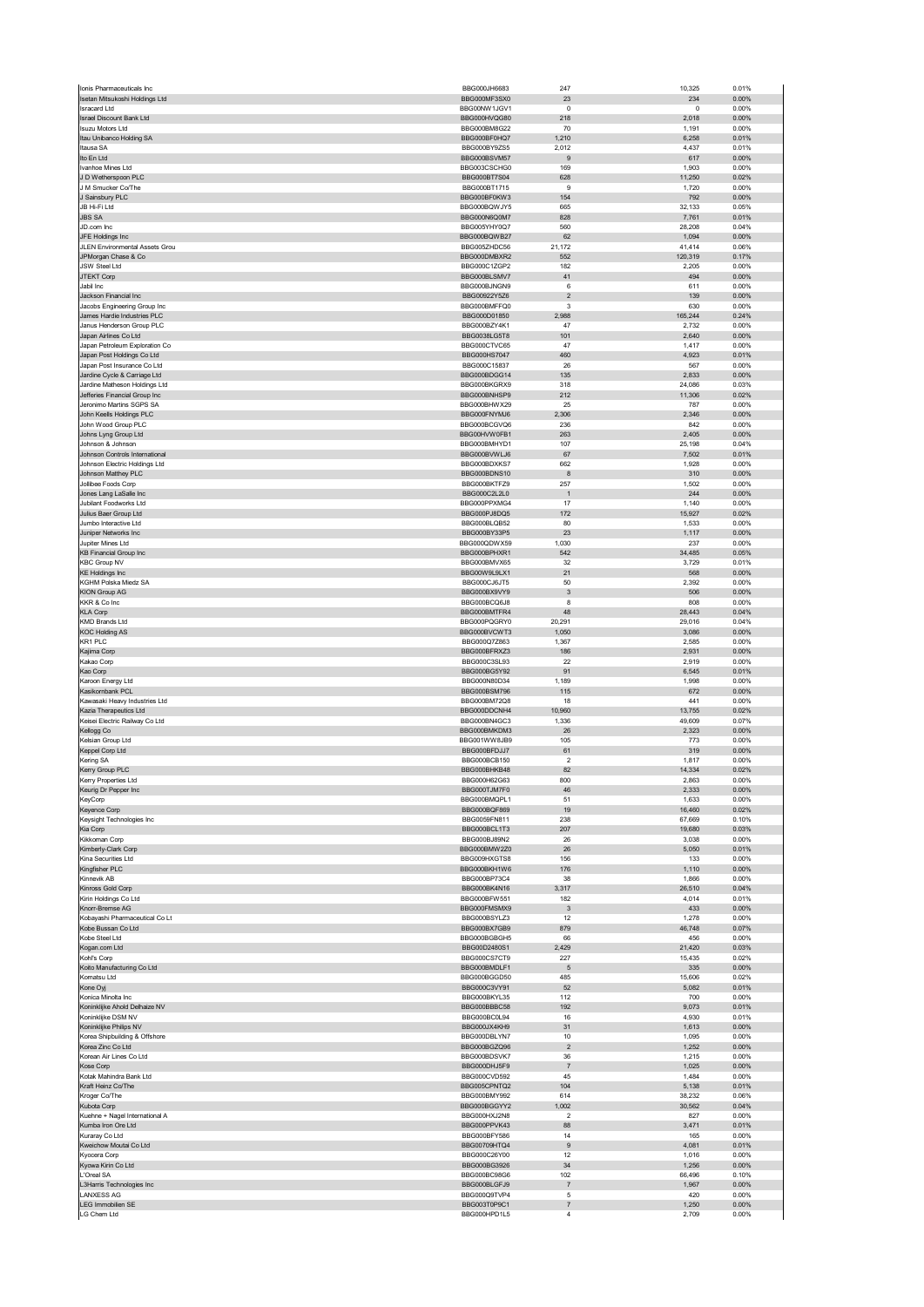| | | | | |
|---|---|---|---|---|
| Ionis Pharmaceuticals Inc | BBG000JH6683 | 247 | 10,325 | 0.01% |
| Isetan Mitsukoshi Holdings Ltd | BBG000MF3SX0 | 23 | 234 | 0.00% |
| Isracard Ltd | BBG00NW1JGV1 | 0 | 0 | 0.00% |
| Israel Discount Bank Ltd | BBG000HVQG80 | 218 | 2,018 | 0.00% |
| Isuzu Motors Ltd | BBG000BM8G22 | 70 | 1,191 | 0.00% |
| Itau Unibanco Holding SA | BBG000BF0HQ7 | 1,210 | 6,258 | 0.01% |
| Itausa SA | BBG000BY5ZS5 | 2,012 | 4,437 | 0.01% |
| Ito En Ltd | BBG000BSVM57 | 9 | 617 | 0.00% |
| Ivanhoe Mines Ltd | BBG003CSCHG0 | 169 | 1,903 | 0.00% |
| J D Wetherspoon PLC | BBG000BT7S04 | 628 | 11,250 | 0.02% |
| J M Smucker Co/The | BBG000BT1715 | 9 | 1,720 | 0.00% |
| J Sainsbury PLC | BBG000BF0KW3 | 154 | 792 | 0.00% |
| JB Hi-Fi Ltd | BBG000BQWJY5 | 665 | 32,133 | 0.05% |
| JBS SA | BBG000N6Q0M7 | 828 | 7,761 | 0.01% |
| JD.com Inc | BBG005YHY0Q7 | 560 | 28,208 | 0.04% |
| JFE Holdings Inc | BBG000BQWB27 | 62 | 1,094 | 0.00% |
| JLEN Environmental Assets Grou | BBG005ZHDC56 | 21,172 | 41,414 | 0.06% |
| JPMorgan Chase & Co | BBG000DMBXR2 | 552 | 120,319 | 0.17% |
| JSW Steel Ltd | BBG000C1ZGP2 | 182 | 2,205 | 0.00% |
| JTEKT Corp | BBG000BLSMV7 | 41 | 494 | 0.00% |
| Jabil Inc | BBG000BJNGN9 | 6 | 611 | 0.00% |
| Jackson Financial Inc | BBG00922Y5Z6 | 2 | 139 | 0.00% |
| Jacobs Engineering Group Inc | BBG000BMFFQ0 | 3 | 630 | 0.00% |
| James Hardie Industries PLC | BBG000D01850 | 2,988 | 165,244 | 0.24% |
| Janus Henderson Group PLC | BBG000BZY4K1 | 47 | 2,732 | 0.00% |
| Japan Airlines Co Ltd | BBG0038LG5T8 | 101 | 2,640 | 0.00% |
| Japan Petroleum Exploration Co | BBG000CTVC65 | 47 | 1,417 | 0.00% |
| Japan Post Holdings Co Ltd | BBG000HS7047 | 460 | 4,923 | 0.01% |
| Japan Post Insurance Co Ltd | BBG000C15837 | 26 | 567 | 0.00% |
| Jardine Cycle & Carriage Ltd | BBG000BDGG14 | 135 | 2,833 | 0.00% |
| Jardine Matheson Holdings Ltd | BBG000BKGRX9 | 318 | 24,086 | 0.03% |
| Jefferies Financial Group Inc | BBG000BNHSP9 | 212 | 11,306 | 0.02% |
| Jeronimo Martins SGPS SA | BBG000BHWX29 | 25 | 787 | 0.00% |
| John Keells Holdings PLC | BBG000FNYMJ6 | 2,306 | 2,346 | 0.00% |
| John Wood Group PLC | BBG000BCGVQ6 | 236 | 842 | 0.00% |
| Johns Lyng Group Ltd | BBG00HVW0FB1 | 263 | 2,405 | 0.00% |
| Johnson & Johnson | BBG000BMHYD1 | 107 | 25,198 | 0.04% |
| Johnson Controls International | BBG000BVWLJ6 | 67 | 7,502 | 0.01% |
| Johnson Electric Holdings Ltd | BBG000BDXKS7 | 662 | 1,928 | 0.00% |
| Johnson Matthey PLC | BBG000BDNS10 | 8 | 310 | 0.00% |
| Jollibee Foods Corp | BBG000BKTFZ9 | 257 | 1,502 | 0.00% |
| Jones Lang LaSalle Inc | BBG000C2L2L0 | 1 | 244 | 0.00% |
| Jubilant Foodworks Ltd | BBG000PPXMG4 | 17 | 1,140 | 0.00% |
| Julius Baer Group Ltd | BBG000PJ8DQ5 | 172 | 15,927 | 0.02% |
| Jumbo Interactive Ltd | BBG000BLQB52 | 80 | 1,533 | 0.00% |
| Juniper Networks Inc | BBG000BY33P5 | 23 | 1,117 | 0.00% |
| Jupiter Mines Ltd | BBG000QDWX59 | 1,030 | 237 | 0.00% |
| KB Financial Group Inc | BBG000BPHXR1 | 542 | 34,485 | 0.05% |
| KBC Group NV | BBG000BMVX65 | 32 | 3,729 | 0.01% |
| KE Holdings Inc | BBG00W9L9LX1 | 21 | 568 | 0.00% |
| KGHM Polska Miedz SA | BBG000CJ6JT5 | 50 | 2,392 | 0.00% |
| KION Group AG | BBG000BX9VY9 | 3 | 506 | 0.00% |
| KKR & Co Inc | BBG000BCQ6J8 | 8 | 808 | 0.00% |
| KLA Corp | BBG000BMTFR4 | 48 | 28,443 | 0.04% |
| KMD Brands Ltd | BBG000PQGRY0 | 20,291 | 29,016 | 0.04% |
| KOC Holding AS | BBG000BVCWT3 | 1,050 | 3,086 | 0.00% |
| KR1 PLC | BBG000Q7Z863 | 1,367 | 2,585 | 0.00% |
| Kajima Corp | BBG000BFRXZ3 | 186 | 2,931 | 0.00% |
| Kakao Corp | BBG000C3SL93 | 22 | 2,919 | 0.00% |
| Kao Corp | BBG000BG5Y92 | 91 | 6,545 | 0.01% |
| Karoon Energy Ltd | BBG000N80D34 | 1,189 | 1,998 | 0.00% |
| Kasikornbank PCL | BBG000BSM796 | 115 | 672 | 0.00% |
| Kawasaki Heavy Industries Ltd | BBG000BM72Q8 | 18 | 441 | 0.00% |
| Kazia Therapeutics Ltd | BBG000DDCNH4 | 10,960 | 13,755 | 0.02% |
| Keisei Electric Railway Co Ltd | BBG000BN4GC3 | 1,336 | 49,609 | 0.07% |
| Kellogg Co | BBG000BMKDM3 | 26 | 2,323 | 0.00% |
| Kelsian Group Ltd | BBG001WW8JB9 | 105 | 773 | 0.00% |
| Keppel Corp Ltd | BBG000BFDJJ7 | 61 | 319 | 0.00% |
| Kering SA | BBG000BCB150 | 2 | 1,817 | 0.00% |
| Kerry Group PLC | BBG000BHKB48 | 82 | 14,334 | 0.02% |
| Kerry Properties Ltd | BBG000H62G63 | 800 | 2,863 | 0.00% |
| Keurig Dr Pepper Inc | BBG000TJM7F0 | 46 | 2,333 | 0.00% |
| KeyCorp | BBG000BMQPL1 | 51 | 1,633 | 0.00% |
| Keyence Corp | BBG000BQF869 | 19 | 16,460 | 0.02% |
| Keysight Technologies Inc | BBG0059FN811 | 238 | 67,669 | 0.10% |
| Kia Corp | BBG000BCL1T3 | 207 | 19,680 | 0.03% |
| Kikkoman Corp | BBG000BJ89N2 | 26 | 3,038 | 0.00% |
| Kimberly-Clark Corp | BBG000BMW2Z0 | 26 | 5,050 | 0.01% |
| Kina Securities Ltd | BBG009HXGTS8 | 156 | 133 | 0.00% |
| Kingfisher PLC | BBG000BKH1W6 | 176 | 1,110 | 0.00% |
| Kinnevik AB | BBG000BP73C4 | 38 | 1,866 | 0.00% |
| Kinross Gold Corp | BBG000BK4N16 | 3,317 | 26,510 | 0.04% |
| Kirin Holdings Co Ltd | BBG000BFW551 | 182 | 4,014 | 0.01% |
| Knorr-Bremse AG | BBG000FMSMX9 | 3 | 433 | 0.00% |
| Kobayashi Pharmaceutical Co Lt | BBG000BSYLZ3 | 12 | 1,278 | 0.00% |
| Kobe Bussan Co Ltd | BBG000BX7GB9 | 879 | 46,748 | 0.07% |
| Kobe Steel Ltd | BBG000BGBGH5 | 66 | 456 | 0.00% |
| Kogan.com Ltd | BBG00D2480S1 | 2,429 | 21,420 | 0.03% |
| Kohl's Corp | BBG000CS7CT9 | 227 | 15,435 | 0.02% |
| Koito Manufacturing Co Ltd | BBG000BMDLF1 | 5 | 335 | 0.00% |
| Komatsu Ltd | BBG000BGGD50 | 485 | 15,606 | 0.02% |
| Kone Oyj | BBG000C3VY91 | 52 | 5,082 | 0.01% |
| Konica Minolta Inc | BBG000BKYL35 | 112 | 700 | 0.00% |
| Koninklijke Ahold Delhaize NV | BBG000BBBC58 | 192 | 9,073 | 0.01% |
| Koninklijke DSM NV | BBG000BC0L94 | 16 | 4,930 | 0.01% |
| Koninklijke Philips NV | BBG000JX4KH9 | 31 | 1,613 | 0.00% |
| Korea Shipbuilding & Offshore | BBG000DBLYN7 | 10 | 1,095 | 0.00% |
| Korea Zinc Co Ltd | BBG000BGZQ96 | 2 | 1,252 | 0.00% |
| Korean Air Lines Co Ltd | BBG000BDSVK7 | 36 | 1,215 | 0.00% |
| Kose Corp | BBG000DHJ5F9 | 7 | 1,025 | 0.00% |
| Kotak Mahindra Bank Ltd | BBG000CVD592 | 45 | 1,484 | 0.00% |
| Kraft Heinz Co/The | BBG005CPNTQ2 | 104 | 5,138 | 0.01% |
| Kroger Co/The | BBG000BMY992 | 614 | 38,232 | 0.06% |
| Kubota Corp | BBG000BGGYY2 | 1,002 | 30,562 | 0.04% |
| Kuehne + Nagel International A | BBG000HXJ2N8 | 2 | 827 | 0.00% |
| Kumba Iron Ore Ltd | BBG000PPVK43 | 88 | 3,471 | 0.01% |
| Kuraray Co Ltd | BBG000BFY586 | 14 | 165 | 0.00% |
| Kweichow Moutai Co Ltd | BBG00709HTQ4 | 9 | 4,081 | 0.01% |
| Kyocera Corp | BBG000C26Y00 | 12 | 1,016 | 0.00% |
| Kyowa Kirin Co Ltd | BBG000BG3926 | 34 | 1,256 | 0.00% |
| L'Oreal SA | BBG000BC98G6 | 102 | 66,496 | 0.10% |
| L3Harris Technologies Inc | BBG000BLGFJ9 | 7 | 1,967 | 0.00% |
| LANXESS AG | BBG000Q9TVP4 | 5 | 420 | 0.00% |
| LEG Immobilien SE | BBG003T0P9C1 | 7 | 1,250 | 0.00% |
| LG Chem Ltd | BBG000HPD1L5 | 4 | 2,709 | 0.00% |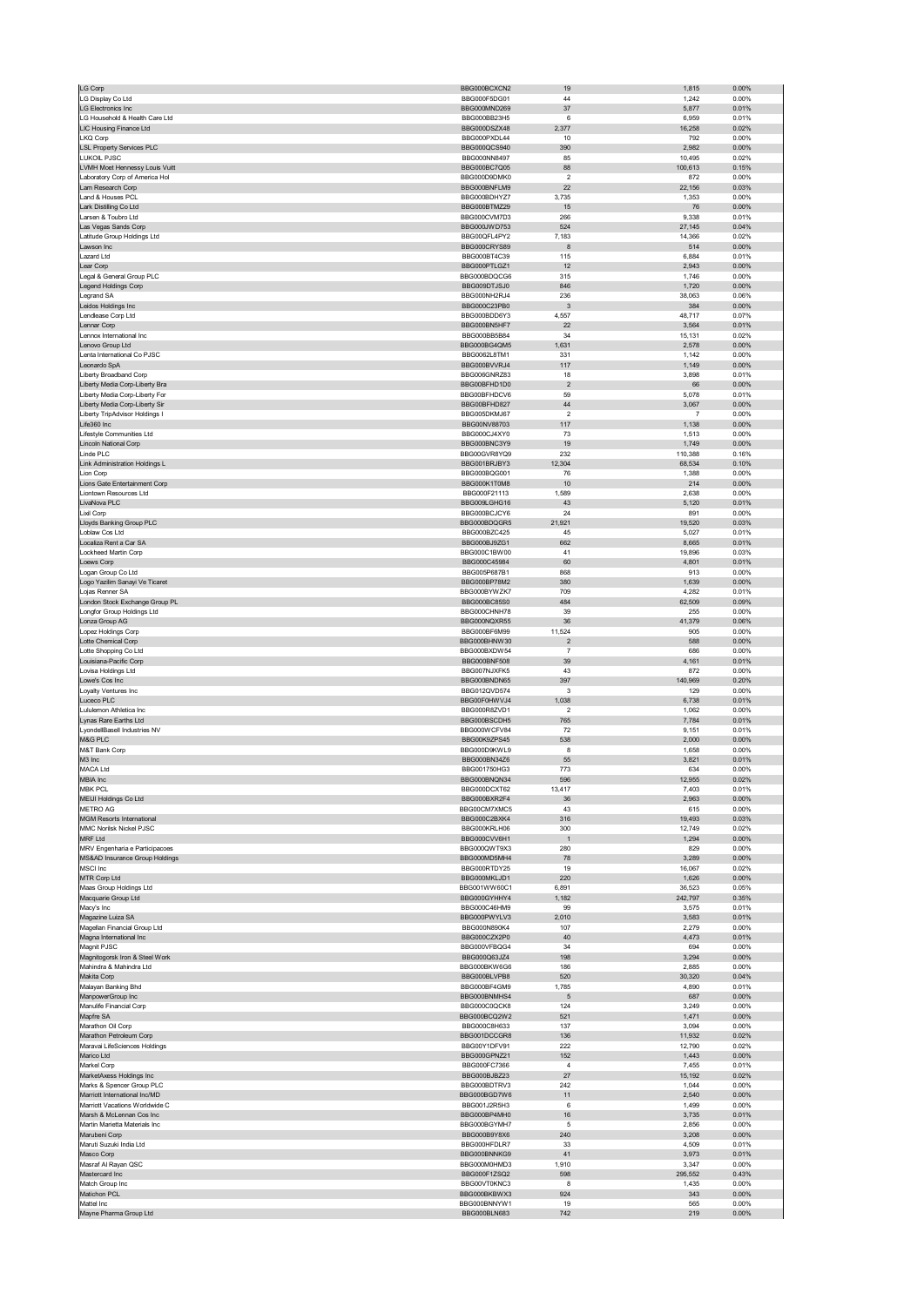| | | | | |
|---|---|---|---|---|
| LG Corp | BBG000BCXCN2 | 19 | 1,815 | 0.00% |
| LG Display Co Ltd | BBG000F5DG01 | 44 | 1,242 | 0.00% |
| LG Electronics Inc | BBG000MND269 | 37 | 5,877 | 0.01% |
| LG Household & Health Care Ltd | BBG000BB23H5 | 6 | 6,959 | 0.01% |
| LIC Housing Finance Ltd | BBG000DSZX48 | 2,377 | 16,258 | 0.02% |
| LKQ Corp | BBG000PXDL44 | 10 | 792 | 0.00% |
| LSL Property Services PLC | BBG000QCS940 | 390 | 2,982 | 0.00% |
| LUKOIL PJSC | BBG000NN8497 | 85 | 10,495 | 0.02% |
| LVMH Moet Hennessy Louis Vuitt | BBG000BC7Q05 | 88 | 100,613 | 0.15% |
| Laboratory Corp of America Hol | BBG000D9DMK0 | 2 | 872 | 0.00% |
| Lam Research Corp | BBG000BNFLM9 | 22 | 22,156 | 0.03% |
| Land & Houses PCL | BBG000BDHYZ7 | 3,735 | 1,353 | 0.00% |
| Lark Distilling Co Ltd | BBG000BTMZ29 | 15 | 76 | 0.00% |
| Larsen & Toubro Ltd | BBG000CVM7D3 | 266 | 9,338 | 0.01% |
| Las Vegas Sands Corp | BBG000JWD753 | 524 | 27,145 | 0.04% |
| Latitude Group Holdings Ltd | BBG00QFL4PY2 | 7,183 | 14,366 | 0.02% |
| Lawson Inc | BBG000CRYS89 | 8 | 514 | 0.00% |
| Lazard Ltd | BBG000BT4C39 | 115 | 6,884 | 0.01% |
| Lear Corp | BBG000PTLGZ1 | 12 | 2,943 | 0.00% |
| Legal & General Group PLC | BBG000BDQCG6 | 315 | 1,746 | 0.00% |
| Legend Holdings Corp | BBG009DTJSJ0 | 846 | 1,720 | 0.00% |
| Legrand SA | BBG000NH2RJ4 | 236 | 38,063 | 0.06% |
| Leidos Holdings Inc | BBG000C23PB0 | 3 | 384 | 0.00% |
| Lendlease Corp Ltd | BBG000BDD6Y3 | 4,557 | 48,717 | 0.07% |
| Lennar Corp | BBG000BN5HF7 | 22 | 3,564 | 0.01% |
| Lennox International Inc | BBG000BB5B84 | 34 | 15,131 | 0.02% |
| Lenovo Group Ltd | BBG000BG4QM5 | 1,631 | 2,578 | 0.00% |
| Lenta International Co PJSC | BBG0062L8TM1 | 331 | 1,142 | 0.00% |
| Leonardo SpA | BBG000BVVRJ4 | 117 | 1,149 | 0.00% |
| Liberty Broadband Corp | BBG006GNRZ83 | 18 | 3,898 | 0.01% |
| Liberty Media Corp-Liberty Bra | BBG00BFHD1D0 | 2 | 66 | 0.00% |
| Liberty Media Corp-Liberty For | BBG00BFHDCV6 | 59 | 5,078 | 0.01% |
| Liberty Media Corp-Liberty Sir | BBG00BFHD827 | 44 | 3,067 | 0.00% |
| Liberty TripAdvisor Holdings I | BBG005DKMJ67 | 2 | 7 | 0.00% |
| Life360 Inc | BBG00NV88703 | 117 | 1,138 | 0.00% |
| Lifestyle Communities Ltd | BBG000CJ4XY0 | 73 | 1,513 | 0.00% |
| Lincoln National Corp | BBG000BNC3Y9 | 19 | 1,749 | 0.00% |
| Linde PLC | BBG00GVR8YQ9 | 232 | 110,388 | 0.16% |
| Link Administration Holdings L | BBG001BRJBY3 | 12,304 | 68,534 | 0.10% |
| Lion Corp | BBG000BQG001 | 76 | 1,388 | 0.00% |
| Lions Gate Entertainment Corp | BBG000K1T0M8 | 10 | 214 | 0.00% |
| Liontown Resources Ltd | BBG000F21113 | 1,589 | 2,638 | 0.00% |
| LivaNova PLC | BBG009LGHG16 | 43 | 5,120 | 0.01% |
| Lixil Corp | BBG000BCJCY6 | 24 | 891 | 0.00% |
| Lloyds Banking Group PLC | BBG000BDQGR5 | 21,921 | 19,520 | 0.03% |
| Loblaw Cos Ltd | BBG000BZC425 | 45 | 5,027 | 0.01% |
| Localiza Rent a Car SA | BBG000BJ9ZG1 | 662 | 8,665 | 0.01% |
| Lockheed Martin Corp | BBG000C1BW00 | 41 | 19,896 | 0.03% |
| Loews Corp | BBG000C45984 | 60 | 4,801 | 0.01% |
| Logan Group Co Ltd | BBG005P687B1 | 868 | 913 | 0.00% |
| Logo Yazilim Sanayi Ve Ticaret | BBG000BP78M2 | 380 | 1,639 | 0.00% |
| Lojas Renner SA | BBG000BYWZK7 | 709 | 4,282 | 0.01% |
| London Stock Exchange Group PL | BBG000BC85S0 | 484 | 62,509 | 0.09% |
| Longfor Group Holdings Ltd | BBG000CHNH78 | 39 | 255 | 0.00% |
| Lonza Group AG | BBG000NQXR55 | 36 | 41,379 | 0.06% |
| Lopez Holdings Corp | BBG000BF6M99 | 11,524 | 905 | 0.00% |
| Lotte Chemical Corp | BBG000BHNW30 | 2 | 588 | 0.00% |
| Lotte Shopping Co Ltd | BBG000BXDW54 | 7 | 686 | 0.00% |
| Louisiana-Pacific Corp | BBG000BNF508 | 39 | 4,161 | 0.01% |
| Lovisa Holdings Ltd | BBG007NJXFK5 | 43 | 872 | 0.00% |
| Lowe's Cos Inc | BBG000BNDN65 | 397 | 140,969 | 0.20% |
| Loyalty Ventures Inc | BBG012QVD574 | 3 | 129 | 0.00% |
| Luceco PLC | BBG00F0HWVJ4 | 1,038 | 6,738 | 0.01% |
| Lululemon Athletica Inc | BBG000R8ZVD1 | 2 | 1,062 | 0.00% |
| Lynas Rare Earths Ltd | BBG000BSCDH5 | 765 | 7,784 | 0.01% |
| LyondellBasell Industries NV | BBG000WCFV84 | 72 | 9,151 | 0.01% |
| M&G PLC | BBG00K9ZPS45 | 538 | 2,000 | 0.00% |
| M&T Bank Corp | BBG000D9KWL9 | 8 | 1,658 | 0.00% |
| M3 Inc | BBG000BN34Z6 | 55 | 3,821 | 0.01% |
| MACA Ltd | BBG001750HG3 | 773 | 634 | 0.00% |
| MBIA Inc | BBG000BNQN34 | 596 | 12,955 | 0.02% |
| MBK PCL | BBG000DCXT62 | 13,417 | 7,403 | 0.01% |
| MEIJI Holdings Co Ltd | BBG000BXR2F4 | 36 | 2,963 | 0.00% |
| METRO AG | BBG00CM7XMC5 | 43 | 615 | 0.00% |
| MGM Resorts International | BBG000C2BXK4 | 316 | 19,493 | 0.03% |
| MMC Norilsk Nickel PJSC | BBG000KRLH06 | 300 | 12,749 | 0.02% |
| MRF Ltd | BBG000CVV6H1 | 1 | 1,294 | 0.00% |
| MRV Engenharia e Participacoes | BBG000QWT9X3 | 280 | 829 | 0.00% |
| MS&AD Insurance Group Holdings | BBG000MD5MH4 | 78 | 3,289 | 0.00% |
| MSCI Inc | BBG000RTDY25 | 19 | 16,067 | 0.02% |
| MTR Corp Ltd | BBG000MKLJD1 | 220 | 1,626 | 0.00% |
| Maas Group Holdings Ltd | BBG01WW60C1 | 6,891 | 36,523 | 0.05% |
| Macquarie Group Ltd | BBG000GYHHY4 | 1,182 | 242,797 | 0.35% |
| Macy's Inc | BBG000C46HM9 | 99 | 3,575 | 0.01% |
| Magazine Luiza SA | BBG000PWYLV3 | 2,010 | 3,583 | 0.01% |
| Magellan Financial Group Ltd | BBG000N890K4 | 107 | 2,279 | 0.00% |
| Magna International Inc | BBG000CZX2P0 | 40 | 4,473 | 0.01% |
| Magnit PJSC | BBG000VFBQG4 | 34 | 694 | 0.00% |
| Magnitogorsk Iron & Steel Work | BBG000Q63JZ4 | 198 | 3,294 | 0.00% |
| Mahindra & Mahindra Ltd | BBG000BKW6G6 | 186 | 2,885 | 0.00% |
| Makita Corp | BBG000BLVPB8 | 520 | 30,320 | 0.04% |
| Malayan Banking Bhd | BBG000BF4GM9 | 1,785 | 4,890 | 0.01% |
| ManpowerGroup Inc | BBG000BNMHS4 | 5 | 687 | 0.00% |
| Manulife Financial Corp | BBG000C0QCK8 | 124 | 3,249 | 0.00% |
| Mapfre SA | BBG000BCQ2W2 | 521 | 1,471 | 0.00% |
| Marathon Oil Corp | BBG000C8H633 | 137 | 3,094 | 0.00% |
| Marathon Petroleum Corp | BBG001DCCGR8 | 136 | 11,932 | 0.02% |
| Maravai LifeSciences Holdings | BBG00Y1DFV91 | 222 | 12,790 | 0.02% |
| Marico Ltd | BBG000GPNZ21 | 152 | 1,443 | 0.00% |
| Markel Corp | BBG000FC7366 | 4 | 7,455 | 0.01% |
| MarketAxess Holdings Inc | BBG000BJBZ23 | 27 | 15,192 | 0.02% |
| Marks & Spencer Group PLC | BBG000BDTRV3 | 242 | 1,044 | 0.00% |
| Marriott International Inc/MD | BBG000BGD7W6 | 11 | 2,540 | 0.00% |
| Marriott Vacations Worldwide C | BBG001J2R5H3 | 6 | 1,499 | 0.00% |
| Marsh & McLennan Cos Inc | BBG000BP4MH0 | 16 | 3,735 | 0.01% |
| Martin Marietta Materials Inc | BBG000BGYMH7 | 5 | 2,856 | 0.00% |
| Marubeni Corp | BBG000B9Y8X6 | 240 | 3,208 | 0.00% |
| Maruti Suzuki India Ltd | BBG000HFDLR7 | 33 | 4,509 | 0.01% |
| Masco Corp | BBG000BNNKG9 | 41 | 3,973 | 0.01% |
| Masraf Al Rayan QSC | BBG000M0HMD3 | 1,910 | 3,347 | 0.00% |
| Mastercard Inc | BBG000F1ZSQ2 | 598 | 295,552 | 0.43% |
| Match Group Inc | BBG00VT0KNC3 | 8 | 1,435 | 0.00% |
| Matichon PCL | BBG000BKBWX3 | 924 | 343 | 0.00% |
| Mattel Inc | BBG000BNNYW1 | 19 | 565 | 0.00% |
| Mayne Pharma Group Ltd | BBG000BLN683 | 742 | 219 | 0.00% |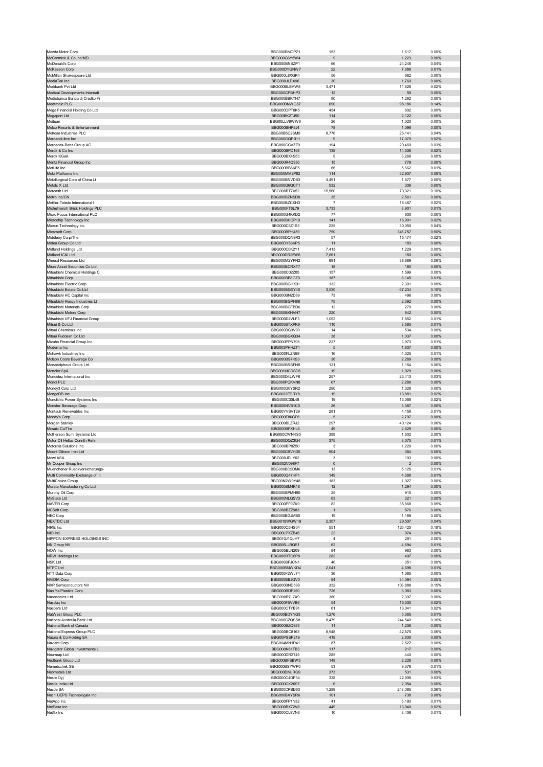| | | | | |
|---|---|---|---|---|
| Mazda Motor Corp | BBG000BMCPZ1 | 153 | 1,617 | 0.00% |
| McCormick & Co Inc/MD | BBG000G6Y5W4 | 9 | 1,223 | 0.00% |
| McDonald's Corp | BBG000BNSZP1 | 66 | 24,246 | 0.04% |
| McKesson Corp | BBG000DYGNW7 | 22 | 7,686 | 0.01% |
| McMillan Shakespeare Ltd | BBG000L8XGK4 | 56 | 682 | 0.00% |
| MediaTek Inc | BBG000JLDX96 | 30 | 1,760 | 0.00% |
| Medibank Pvt Ltd | BBG00BL8MW8 | 3,471 | 11,628 | 0.02% |
| Medical Developments Internati | BBG000CPBHP3 | 12 | 59 | 0.00% |
| Mediobanca Banca di Credito Fi | BBG000BBKYH7 | 80 | 1,262 | 0.00% |
| Medtronic PLC | BBG000BNWG87 | 690 | 98,186 | 0.14% |
| Mega Financial Holding Co Ltd | BBG000DPT0K5 | 454 | 802 | 0.00% |
| Megaport Ltd | BBG00BK2TJ50 | 114 | 2,122 | 0.00% |
| Meituan | BBG00LLV9WW6 | 26 | 1,020 | 0.00% |
| Melco Resorts & Entertainment | BBG000BHP8J4 | 78 | 1,096 | 0.00% |
| Melrose Industries PLC | BBG00B5C2SM5 | 8,776 | 26,141 | 0.04% |
| MercadoLibre Inc | BBG000GQPB11 | 9 | 17,070 | 0.02% |
| Mercedes-Benz Group AG | BBG000CCVZZ9 | 194 | 20,469 | 0.03% |
| Merck & Co Inc | BBG000BPD168 | 138 | 14,508 | 0.02% |
| Merck KGaA | BBG000BX4S53 | 9 | 3,268 | 0.00% |
| Meritz Financial Group Inc | BBG000R4Q930 | 15 | 779 | 0.00% |
| MetLife Inc | BBG000BB6KF5 | 66 | 5,662 | 0.01% |
| Meta Platforms Inc | BBG000MM2P62 | 114 | 52,937 | 0.08% |
| Metallurgical Corp of China Lt | BBG000BNVDS3 | 4,491 | 1,577 | 0.00% |
| Metals X Ltd | BBG000Q6QCT1 | 532 | 306 | 0.00% |
| Metcash Ltd | BBG000BT7V52 | 15,560 | 70,021 | 0.10% |
| Metro Inc/CN | BBG000BZNSD8 | 35 | 2,561 | 0.00% |
| Mettler-Toledo International I | BBG000BZCKH3 | 7 | 16,467 | 0.02% |
| Michelmersh Brick Holdings PLC | BBG000FT6L79 | 3,733 | 8,901 | 0.01% |
| Micro Focus International PLC | BBG000G4KKD2 | 77 | 600 | 0.00% |
| Microchip Technology Inc | BBG000BHCP19 | 141 | 16,901 | 0.02% |
| Micron Technology Inc | BBG000C5Z1S3 | 235 | 30,050 | 0.04% |
| Microsoft Corp | BBG000BPH459 | 750 | 346,757 | 0.50% |
| Middleby Corp/The | BBG000DQN9R3 | 57 | 15,474 | 0.02% |
| Midea Group Co Ltd | BBG00DY63KP5 | 11 | 183 | 0.00% |
| Midland Holdings Ltd | BBG000C0KZY1 | 7,413 | 1,229 | 0.00% |
| Midland IC&I Ltd | BBG000DR25W6 | 7,861 | 180 | 0.00% |
| Mineral Resources Ltd | BBG000M2YPN2 | 691 | 38,689 | 0.06% |
| Mirae Asset Securities Co Ltd | BBG000BCRXT7 | 18 | 180 | 0.00% |
| Mitsubishi Chemical Holdings C | BBG000C02Z05 | 157 | 1,599 | 0.00% |
| Mitsubishi Corp | BBG000BB6GZ0 | 187 | 8,145 | 0.01% |
| Mitsubishi Electric Corp | BBG000BGHX91 | 132 | 2,301 | 0.00% |
| Mitsubishi Estate Co Ltd | BBG000BGXY46 | 3,530 | 67,234 | 0.10% |
| Mitsubishi HC Capital Inc | BBG000BN2D69 | 73 | 496 | 0.00% |
| Mitsubishi Heavy Industries Lt | BBG000BGPH88 | 75 | 2,392 | 0.00% |
| Mitsubishi Materials Corp | BBG000BGFBD6 | 12 | 279 | 0.00% |
| Mitsubishi Motors Corp | BBG000BKHVH7 | 220 | 842 | 0.00% |
| Mitsubishi UFJ Financial Group | BBG000D2VLF3 | 1,052 | 7,852 | 0.01% |
| Mitsui & Co Ltd | BBG000BTXPK9 | 110 | 3,565 | 0.01% |
| Mitsui Chemicals Inc | BBG000BG3V90 | 14 | 534 | 0.00% |
| Mitsui Fudosan Co Ltd | BBG000BGXQ34 | 38 | 1,037 | 0.00% |
| Mizuho Financial Group Inc | BBG000PPN705 | 227 | 3,973 | 0.01% |
| Moderna Inc | BBG003PHHZT1 | 5 | 1,837 | 0.00% |
| Mohawk Industries Inc | BBG000FLZN98 | 16 | 4,025 | 0.01% |
| Molson Coors Beverage Co | BBG000BS7KS3 | 36 | 2,289 | 0.00% |
| Monadelphous Group Ltd | BBG000BRSFN8 | 121 | 1,164 | 0.00% |
| Moncler SpA | BBG001MCDSD6 | 19 | 1,929 | 0.00% |
| Mondelez International Inc | BBG000D4LWF6 | 257 | 23,413 | 0.03% |
| Mondi PLC | BBG000PQKVN8 | 67 | 2,286 | 0.00% |
| Money3 Corp Ltd | BBG000Q0YSR2 | 290 | 1,028 | 0.00% |
| MongoDB Inc | BBG0022FDRY8 | 19 | 13,881 | 0.02% |
| Monolithic Power Systems Inc | BBG000C30L48 | 19 | 13,066 | 0.02% |
| Monster Beverage Corp | BBG008NVB1C0 | 26 | 3,387 | 0.00% |
| Montauk Renewables Inc | BBG00YVSVT29 | 281 | 4,158 | 0.01% |
| Moody's Corp | BBG000F86GP6 | 5 | 2,797 | 0.00% |
| Morgan Stanley | BBG000BLZRJ2 | 297 | 40,124 | 0.06% |
| Mosaic Co/The | BBG000BFXHL6 | 49 | 2,629 | 0.00% |
| Motherson Sumi Systems Ltd | BBG000CWNKS5 | 388 | 1,602 | 0.00% |
| Motor Oil Hellas Corinth Refin | BBG000DQZ3Q4 | 375 | 8,070 | 0.01% |
| Motorola Solutions Inc | BBG000BP8Z50 | 3 | 1,229 | 0.00% |
| Mount Gibson Iron Ltd | BBG000CBVHD5 | 904 | 384 | 0.00% |
| Mowi ASA | BBG000JDLY02 | 3 | 103 | 0.00% |
| Mr Cooper Group Inc | BBG002V098F7 | 0 | 2 | 0.00% |
| Muenchener Rueckversicherungs- | BBG000BD9DM6 | 13 | 5,125 | 0.01% |
| Multi Commodity Exchange of In | BBG000Q47HF1 | 149 | 4,368 | 0.01% |
| MultiChoice Group | BBG00N2W9Y48 | 183 | 1,927 | 0.00% |
| Murata Manufacturing Co Ltd | BBG000BM4K18 | 12 | 1,294 | 0.00% |
| Murphy Oil Corp | BBG000BPMH90 | 25 | 915 | 0.00% |
| MyState Ltd | BBG000NLQSV3 | 63 | 321 | 0.00% |
| NAVER Corp | BBG000PF9ZK9 | 82 | 35,868 | 0.05% |
| NCSoft Corp | BBG000BZZ983 | 1 | 876 | 0.00% |
| NEC Corp | BBG000BGJMB0 | 19 | 1,189 | 0.00% |
| NEXTDC Ltd | BBG0016WGW19 | 2,307 | 29,507 | 0.04% |
| NIKE Inc | BBG000C5HS04 | 551 | 126,420 | 0.18% |
| NIO Inc | BBG00LPXZB46 | 22 | 974 | 0.00% |
| NIPPON EXPRESS HOLDINGS INC | BBG010J1QJH7 | 4 | 291 | 0.00% |
| NN Group NV | BBG006LJBQS1 | 62 | 4,594 | 0.01% |
| NOW Inc | BBG005BLN209 | 84 | 983 | 0.00% |
| NRW Holdings Ltd | BBG000RTG6P6 | 282 | 497 | 0.00% |
| NSK Ltd | BBG000BFJCN1 | 40 | 351 | 0.00% |
| NTPC Ltd | BBG000BMWKD4 | 2,041 | 4,698 | 0.01% |
| NTT Data Corp | BBG000F2WJ74 | 36 | 1,065 | 0.00% |
| NVIDIA Corp | BBG000BBJQV0 | 84 | 34,094 | 0.05% |
| NXP Semiconductors NV | BBG000BND699 | 332 | 103,888 | 0.15% |
| Nan Ya Plastics Corp | BBG000BDP260 | 726 | 3,083 | 0.00% |
| Nanosonics Ltd | BBG000R7L7X9 | 380 | 2,397 | 0.00% |
| Nasdaq Inc | BBG000F5VVB6 | 54 | 15,500 | 0.02% |
| Naspers Ltd | BBG000CTYB91 | 61 | 13,041 | 0.02% |
| NatWest Group PLC | BBG000BDYNG3 | 1,276 | 5,365 | 0.01% |
| National Australia Bank Ltd | BBG000CZQSS8 | 8,479 | 244,540 | 0.36% |
| National Bank of Canada | BBG000BZQ983 | 11 | 1,208 | 0.00% |
| National Express Group PLC | BBG000BC8163 | 8,948 | 42,876 | 0.06% |
| Natura & Co Holding SA | BBG00PSSP219 | 419 | 2,630 | 0.00% |
| Navient Corp | BBG004MN1R41 | 87 | 2,527 | 0.00% |
| Navigator Global Investments L | BBG000N61TB3 | 117 | 217 | 0.00% |
| Nearmap Ltd | BBG000DR2T45 | 285 | 440 | 0.00% |
| Nedbank Group Ltd | BBG000BFSBW3 | 148 | 2,228 | 0.00% |
| Nemetschek SE | BBG000BSYWP0 | 53 | 9,378 | 0.01% |
| Neometals Ltd | BBG000DMJRG9 | 373 | 531 | 0.00% |
| Neste Oyj | BBG000C4DP34 | 338 | 22,908 | 0.03% |
| Nestle India Ltd | BBG000CX26S7 | 6 | 2,054 | 0.00% |
| Nestle SA | BBG000CPBD63 | 1,289 | 248,065 | 0.36% |
| Net 1 UEPS Technologies Inc | BBG000BXYSR6 | 101 | 738 | 0.00% |
| NetApp Inc | BBG000FP1N32 | 41 | 5,193 | 0.01% |
| NetEase Inc | BBG000BX72V8 | 449 | 13,940 | 0.02% |
| Netflix Inc | BBG000CL9VN6 | 10 | 8,406 | 0.01% |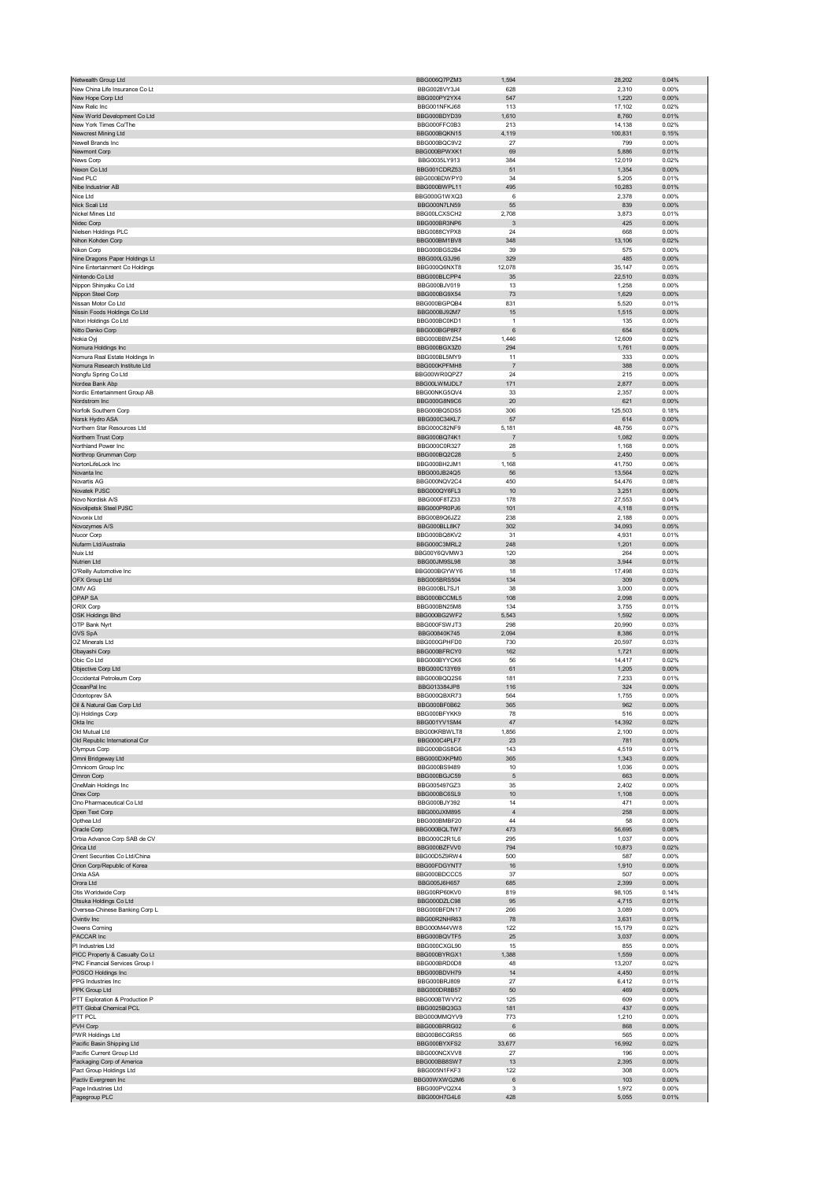| | | | | |
|---|---|---|---|---|
| Netwealth Group Ltd | BBG006Q7PZM3 | 1,594 | 28,202 | 0.04% |
| New China Life Insurance Co Lt | BBG002BVY3J4 | 628 | 2,310 | 0.00% |
| New Hope Corp Ltd | BBG000PY2YX4 | 547 | 1,220 | 0.00% |
| New Relic Inc | BBG001NFKJ68 | 113 | 17,102 | 0.02% |
| New World Development Co Ltd | BBG000BDYD39 | 1,610 | 8,760 | 0.01% |
| New York Times Co/The | BBG000FFC0B3 | 213 | 14,138 | 0.02% |
| Newcrest Mining Ltd | BBG000BQKN15 | 4,119 | 100,831 | 0.15% |
| Newell Brands Inc | BBG000BQC9V2 | 27 | 799 | 0.00% |
| Newmont Corp | BBG000BPWXK1 | 69 | 5,886 | 0.01% |
| News Corp | BBG0035LY913 | 384 | 12,019 | 0.02% |
| Nexon Co Ltd | BBG001CDRZ53 | 51 | 1,354 | 0.00% |
| Next PLC | BBG000BDWPY0 | 34 | 5,205 | 0.01% |
| Nibe Industrier AB | BBG000BWPL11 | 495 | 10,283 | 0.01% |
| Nice Ltd | BBG000G1WXQ3 | 6 | 2,378 | 0.00% |
| Nick Scali Ltd | BBG000N7LN59 | 55 | 839 | 0.00% |
| Nickel Mines Ltd | BBG00LCXSCH2 | 2,708 | 3,873 | 0.01% |
| Nidec Corp | BBG000BR3NP6 | 3 | 425 | 0.00% |
| Nielsen Holdings PLC | BBG0088CYPX8 | 24 | 668 | 0.00% |
| Nihon Kohden Corp | BBG000BM1BV8 | 348 | 13,106 | 0.02% |
| Nikon Corp | BBG000BGS2B4 | 39 | 575 | 0.00% |
| Nine Dragons Paper Holdings Lt | BBG000LG3J96 | 329 | 485 | 0.00% |
| Nine Entertainment Co Holdings | BBG000Q6NXT8 | 12,078 | 35,147 | 0.05% |
| Nintendo Co Ltd | BBG000BLCPP4 | 35 | 22,510 | 0.03% |
| Nippon Shinyaku Co Ltd | BBG000BJV019 | 13 | 1,258 | 0.00% |
| Nippon Steel Corp | BBG000BG9X54 | 73 | 1,629 | 0.00% |
| Nissan Motor Co Ltd | BBG000BGPQB4 | 831 | 5,520 | 0.01% |
| Nissin Foods Holdings Co Ltd | BBG000BJ92M7 | 15 | 1,515 | 0.00% |
| Nitori Holdings Co Ltd | BBG000BC0KD1 | 1 | 135 | 0.00% |
| Nitto Denko Corp | BBG000BGP8R7 | 6 | 654 | 0.00% |
| Nokia Oyj | BBG000BBWZ54 | 1,446 | 12,609 | 0.02% |
| Nomura Holdings Inc | BBG000BGX3Z0 | 294 | 1,761 | 0.00% |
| Nomura Real Estate Holdings In | BBG000BL5MY9 | 11 | 333 | 0.00% |
| Nomura Research Institute Ltd | BBG000KPFMH8 | 7 | 388 | 0.00% |
| Nongfu Spring Co Ltd | BBG00WR0QPZ7 | 24 | 215 | 0.00% |
| Nordea Bank Abp | BBG00LWMJDL7 | 171 | 2,877 | 0.00% |
| Nordic Entertainment Group AB | BBG00NKG5QV4 | 33 | 2,357 | 0.00% |
| Nordstrom Inc | BBG000G8N9C6 | 20 | 621 | 0.00% |
| Norfolk Southern Corp | BBG000BQ5DS5 | 306 | 125,503 | 0.18% |
| Norsk Hydro ASA | BBG000C34KL7 | 57 | 614 | 0.00% |
| Northern Star Resources Ltd | BBG000C82NF9 | 5,181 | 48,756 | 0.07% |
| Northern Trust Corp | BBG000BQ74K1 | 7 | 1,082 | 0.00% |
| Northland Power Inc | BBG000C0R327 | 28 | 1,168 | 0.00% |
| Northrop Grumman Corp | BBG000BQ2C28 | 5 | 2,450 | 0.00% |
| NortonLifeLock Inc | BBG000BH2JM1 | 1,168 | 41,750 | 0.06% |
| Novanta Inc | BBG000JB24Q5 | 56 | 13,564 | 0.02% |
| Novartis AG | BBG000NQV2C4 | 450 | 54,476 | 0.08% |
| Novatek PJSC | BBG000QY6FL3 | 10 | 3,251 | 0.00% |
| Novo Nordisk A/S | BBG000F8TZ33 | 178 | 27,553 | 0.04% |
| Novolipetsk Steel PJSC | BBG000PR0PJ6 | 101 | 4,118 | 0.01% |
| Novonix Ltd | BBG00B9Q6JZ2 | 238 | 2,188 | 0.00% |
| Novozymes A/S | BBG000BLL8K7 | 302 | 34,093 | 0.05% |
| Nucor Corp | BBG000BQ8KV2 | 31 | 4,931 | 0.01% |
| Nufarm Ltd/Australia | BBG000C3MRL2 | 248 | 1,201 | 0.00% |
| Nuix Ltd | BBG00Y6QVMW3 | 120 | 264 | 0.00% |
| Nutrien Ltd | BBG00JM9SL98 | 38 | 3,944 | 0.01% |
| O'Reilly Automotive Inc | BBG000BGYWY6 | 18 | 17,498 | 0.03% |
| OFX Group Ltd | BBG005BRS504 | 134 | 309 | 0.00% |
| OMV AG | BBG000BL7SJ1 | 38 | 3,000 | 0.00% |
| OPAP SA | BBG000BCCML5 | 108 | 2,098 | 0.00% |
| ORIX Corp | BBG000BN25M8 | 134 | 3,755 | 0.01% |
| OSK Holdings Bhd | BBG000BG2WF2 | 5,543 | 1,592 | 0.00% |
| OTP Bank Nyrt | BBG000FSWJT3 | 298 | 20,990 | 0.03% |
| OVS SpA | BBG00840K745 | 2,094 | 8,386 | 0.01% |
| OZ Minerals Ltd | BBG000GPHFD0 | 730 | 20,597 | 0.03% |
| Obayashi Corp | BBG000BFRCY0 | 162 | 1,721 | 0.00% |
| Obic Co Ltd | BBG000BYYCK6 | 56 | 14,417 | 0.02% |
| Objective Corp Ltd | BBG000C13Y69 | 61 | 1,205 | 0.00% |
| Occidental Petroleum Corp | BBG000BQQ2S6 | 181 | 7,233 | 0.01% |
| OceanPal Inc | BBG013384JP8 | 116 | 324 | 0.00% |
| Odontoprev SA | BBG000QBXR73 | 564 | 1,755 | 0.00% |
| Oil & Natural Gas Corp Ltd | BBG000BF0B62 | 365 | 962 | 0.00% |
| Oji Holdings Corp | BBG000BFYKK9 | 78 | 516 | 0.00% |
| Okta Inc | BBG001YV1SM4 | 47 | 14,392 | 0.02% |
| Old Mutual Ltd | BBG00KRBWLT8 | 1,856 | 2,100 | 0.00% |
| Old Republic International Cor | BBG000C4PLF7 | 23 | 781 | 0.00% |
| Olympus Corp | BBG000BGS8G6 | 143 | 4,519 | 0.01% |
| Omni Bridgeway Ltd | BBG000DXKPM0 | 365 | 1,343 | 0.00% |
| Omnicom Group Inc | BBG000BS9489 | 10 | 1,036 | 0.00% |
| Omron Corp | BBG000BGJC59 | 5 | 663 | 0.00% |
| OneMain Holdings Inc | BBG005497GZ3 | 35 | 2,402 | 0.00% |
| Onex Corp | BBG000BC6SL9 | 10 | 1,108 | 0.00% |
| Ono Pharmaceutical Co Ltd | BBG000BJY392 | 14 | 471 | 0.00% |
| Open Text Corp | BBG000JXM895 | 4 | 258 | 0.00% |
| Opthea Ltd | BBG000BMBF20 | 44 | 58 | 0.00% |
| Oracle Corp | BBG000BQLTW7 | 473 | 56,695 | 0.08% |
| Orbia Advance Corp SAB de CV | BBG000C2R1L6 | 295 | 1,037 | 0.00% |
| Orica Ltd | BBG000BZFVV0 | 794 | 10,873 | 0.02% |
| Orient Securities Co Ltd/China | BBG00D5Z9RW4 | 500 | 587 | 0.00% |
| Orion Corp/Republic of Korea | BBG00FDGYNT7 | 16 | 1,910 | 0.00% |
| Orkla ASA | BBG000BDCCC5 | 37 | 507 | 0.00% |
| Orora Ltd | BBG005J8H657 | 685 | 2,399 | 0.00% |
| Otis Worldwide Corp | BBG00RP60KV0 | 819 | 98,105 | 0.14% |
| Otsuka Holdings Co Ltd | BBG000DZLC98 | 95 | 4,715 | 0.01% |
| Oversea-Chinese Banking Corp L | BBG000BFDN17 | 266 | 3,089 | 0.00% |
| Ovintiv Inc | BBG00R2NHR63 | 78 | 3,631 | 0.01% |
| Owens Corning | BBG000M44VW8 | 122 | 15,179 | 0.02% |
| PACCAR Inc | BBG000BQVTF5 | 25 | 3,037 | 0.00% |
| PI Industries Ltd | BBG000CXGL90 | 15 | 855 | 0.00% |
| PICC Property & Casualty Co Lt | BBG000BYRGX1 | 1,388 | 1,559 | 0.00% |
| PNC Financial Services Group I | BBG000BRD0D8 | 48 | 13,207 | 0.02% |
| POSCO Holdings Inc | BBG000BDVH79 | 14 | 4,450 | 0.01% |
| PPG Industries Inc | BBG000BRJ809 | 27 | 6,412 | 0.01% |
| PPK Group Ltd | BBG000DR8B57 | 50 | 469 | 0.00% |
| PTT Exploration & Production P | BBG000BTWVY2 | 125 | 609 | 0.00% |
| PTT Global Chemical PCL | BBG0025BQ3G3 | 181 | 437 | 0.00% |
| PTT PCL | BBG000MMQYV9 | 773 | 1,210 | 0.00% |
| PVH Corp | BBG000BRRG02 | 6 | 868 | 0.00% |
| PWR Holdings Ltd | BBG00B6CGRS5 | 66 | 565 | 0.00% |
| Pacific Basin Shipping Ltd | BBG000BYXFS2 | 33,677 | 16,992 | 0.02% |
| Pacific Current Group Ltd | BBG000NCXVV8 | 27 | 196 | 0.00% |
| Packaging Corp of America | BBG000BB8SW7 | 13 | 2,395 | 0.00% |
| Pact Group Holdings Ltd | BBG005N1FKF3 | 122 | 308 | 0.00% |
| Pactiv Evergreen Inc | BBG00WXWG2M6 | 6 | 103 | 0.00% |
| Page Industries Ltd | BBG000PVQ2X4 | 3 | 1,972 | 0.00% |
| Pagegroup PLC | BBG000H7G4L6 | 428 | 5,055 | 0.01% |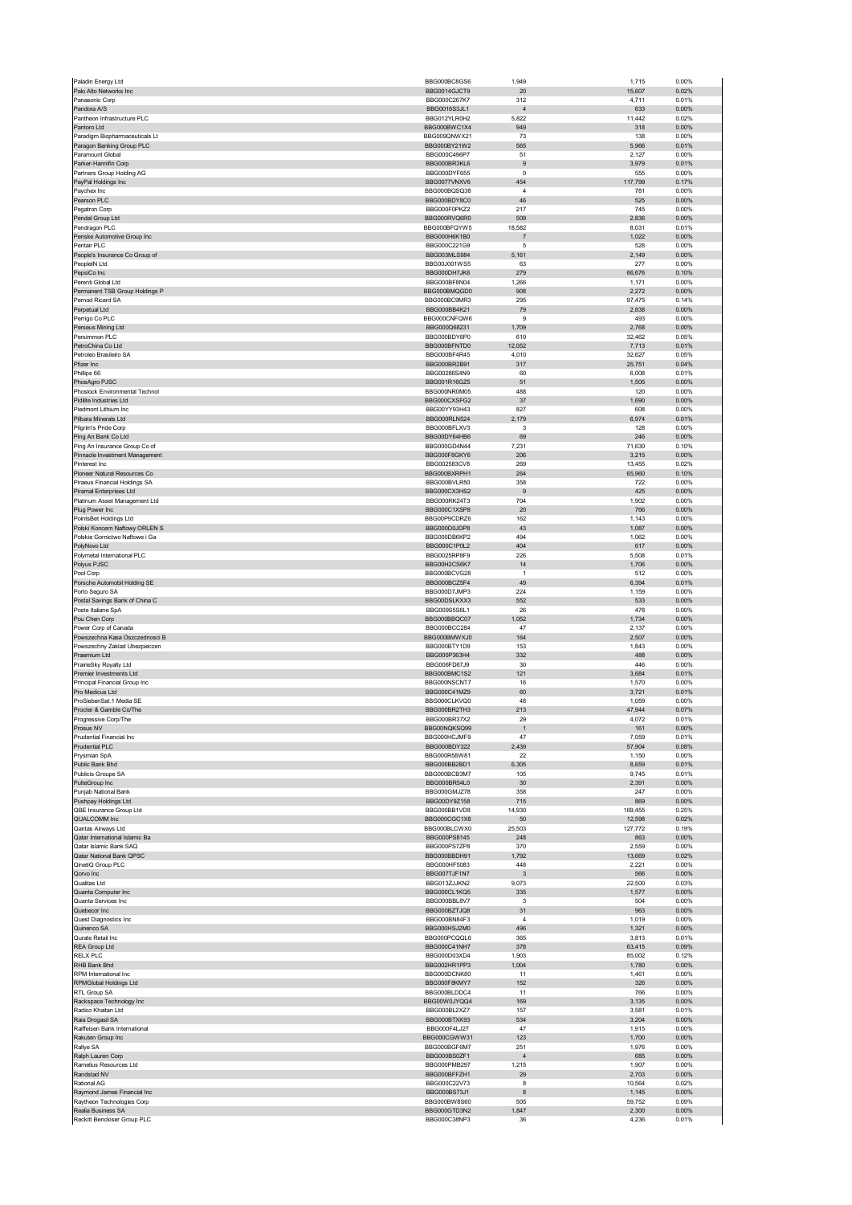| | | | | |
|---|---|---|---|---|
| Paladin Energy Ltd | BBG000BC8GS6 | 1,949 | 1,715 | 0.00% |
| Palo Alto Networks Inc | BBG0014GJCT9 | 20 | 15,607 | 0.02% |
| Panasonic Corp | BBG000C267K7 | 312 | 4,711 | 0.01% |
| Pandora A/S | BBG0016S3JL1 | 4 | 633 | 0.00% |
| Pantheon Infrastructure PLC | BBG012YLR0H2 | 5,822 | 11,442 | 0.02% |
| Pantoro Ltd | BBG000BWC1X4 | 949 | 318 | 0.00% |
| Paradigm Biopharmaceuticals Lt | BBG009QNWX21 | 73 | 138 | 0.00% |
| Paragon Banking Group PLC | BBG000BY21W2 | 565 | 5,966 | 0.01% |
| Paramount Global | BBG000C496P7 | 51 | 2,127 | 0.00% |
| Parker-Hannifin Corp | BBG000BR3KL6 | 9 | 3,979 | 0.01% |
| Partners Group Holding AG | BBG000DYF655 | 0 | 555 | 0.00% |
| PayPal Holdings Inc | BBG0077VNXV6 | 454 | 117,799 | 0.17% |
| Paychex Inc | BBG000BQSQ38 | 4 | 781 | 0.00% |
| Pearson PLC | BBG000BDY8C0 | 46 | 525 | 0.00% |
| Pegatron Corp | BBG000F0PKZ2 | 217 | 745 | 0.00% |
| Pendal Group Ltd | BBG000RVQ6R0 | 509 | 2,836 | 0.00% |
| Pendragon PLC | BBG000BFQYW5 | 18,582 | 8,031 | 0.01% |
| Penske Automotive Group Inc | BBG000H6K1B0 | 7 | 1,022 | 0.00% |
| Pentair PLC | BBG000C221G9 | 5 | 528 | 0.00% |
| People's Insurance Co Group of | BBG003MLS984 | 5,161 | 2,149 | 0.00% |
| PeopleIN Ltd | BBG00J001WS5 | 63 | 277 | 0.00% |
| PepsiCo Inc | BBG000DH7JK6 | 279 | 66,676 | 0.10% |
| Perenti Global Ltd | BBG000BF8N04 | 1,266 | 1,171 | 0.00% |
| Permanent TSB Group Holdings P | BBG000BMQGD0 | 908 | 2,272 | 0.00% |
| Pernod Ricard SA | BBG000BC9MR3 | 295 | 97,475 | 0.14% |
| Perpetual Ltd | BBG000BB4K21 | 79 | 2,838 | 0.00% |
| Perrigo Co PLC | BBG000CNFQW6 | 9 | 493 | 0.00% |
| Perseus Mining Ltd | BBG000Q68231 | 1,709 | 2,768 | 0.00% |
| Persimmon PLC | BBG000BDY6P0 | 610 | 32,462 | 0.05% |
| PetroChina Co Ltd | BBG000BFNTD0 | 12,052 | 7,713 | 0.01% |
| Petroleo Brasileiro SA | BBG000BF4R45 | 4,010 | 32,627 | 0.05% |
| Pfizer Inc | BBG000BR2B91 | 317 | 25,751 | 0.04% |
| Phillips 66 | BBG00286S4N9 | 60 | 6,008 | 0.01% |
| PhosAgro PJSC | BBG001R16GZ5 | 51 | 1,505 | 0.00% |
| Phoslock Environmental Technol | BBG000NR0M05 | 488 | 120 | 0.00% |
| Pidilite Industries Ltd | BBG000CXSFG2 | 37 | 1,690 | 0.00% |
| Piedmont Lithium Inc | BBG00YY93H43 | 827 | 608 | 0.00% |
| Pilbara Minerals Ltd | BBG000RLN524 | 2,179 | 6,974 | 0.01% |
| Pilgrim's Pride Corp | BBG000BFLXV3 | 3 | 128 | 0.00% |
| Ping An Bank Co Ltd | BBG000DY64HB6 | 69 | 246 | 0.00% |
| Ping An Insurance Group Co of | BBG000GD4N44 | 7,231 | 71,630 | 0.10% |
| Pinnacle Investment Management | BBG000F8GKY6 | 206 | 3,215 | 0.00% |
| Pinterest Inc | BBG002583CV8 | 269 | 13,455 | 0.02% |
| Pioneer Natural Resources Co | BBG000BXRPH1 | 264 | 65,960 | 0.10% |
| Piraeus Financial Holdings SA | BBG000BVLR50 | 358 | 722 | 0.00% |
| Piramal Enterprises Ltd | BBG000CX3HS2 | 9 | 425 | 0.00% |
| Platinum Asset Management Ltd | BBG000RK24T3 | 704 | 1,902 | 0.00% |
| Plug Power Inc | BBG000C1XSP8 | 20 | 766 | 0.00% |
| PointsBet Holdings Ltd | BBG00P9CDRZ6 | 162 | 1,143 | 0.00% |
| Polski Koncern Naftowy ORLEN S | BBG000D0JDP8 | 43 | 1,087 | 0.00% |
| Polskie Gornictwo Naftowe i Ga | BBG000DB6KP2 | 494 | 1,062 | 0.00% |
| PolyNovo Ltd | BBG000C1P0L2 | 404 | 617 | 0.00% |
| Polymetal International PLC | BBG0025RP8F9 | 226 | 5,508 | 0.01% |
| Polyus PJSC | BBG00H2CS6K7 | 14 | 1,706 | 0.00% |
| Pool Corp | BBG000BCVG28 | 1 | 512 | 0.00% |
| Porsche Automobil Holding SE | BBG000BCZ5F4 | 49 | 6,394 | 0.01% |
| Porto Seguro SA | BBG000D7JMP3 | 224 | 1,159 | 0.00% |
| Postal Savings Bank of China C | BBG00DSLKXX3 | 552 | 533 | 0.00% |
| Poste Italiane SpA | BBG009S5S6L1 | 26 | 478 | 0.00% |
| Pou Chen Corp | BBG000BBQC07 | 1,052 | 1,734 | 0.00% |
| Power Corp of Canada | BBG000BCC2B4 | 47 | 2,137 | 0.00% |
| Powszechna Kasa Oszczednosci B | BBG000BMWXJ0 | 164 | 2,507 | 0.00% |
| Powszechny Zaklad Ubezpieczen | BBG000BTY1D9 | 153 | 1,843 | 0.00% |
| Praemium Ltd | BBG000P363H4 | 332 | 488 | 0.00% |
| PrairieSky Royalty Ltd | BBG006FD67J9 | 30 | 446 | 0.00% |
| Premier Investments Ltd | BBG000BMC1S2 | 121 | 3,684 | 0.01% |
| Principal Financial Group Inc | BBG000NSCNT7 | 16 | 1,570 | 0.00% |
| Pro Medicus Ltd | BBG000C41MZ9 | 60 | 3,721 | 0.01% |
| ProSiebenSat.1 Media SE | BBG000CLKVQ0 | 48 | 1,059 | 0.00% |
| Procter & Gamble Co/The | BBG000BR2TH3 | 213 | 47,944 | 0.07% |
| Progressive Corp/The | BBG000BR37X2 | 29 | 4,072 | 0.01% |
| Prosus NV | BBG00NQKSQ99 | 1 | 161 | 0.00% |
| Prudential Financial Inc | BBG000HCJMF9 | 47 | 7,059 | 0.01% |
| Prudential PLC | BBG000BDY322 | 2,439 | 57,904 | 0.08% |
| Prysmian SpA | BBG000R58W81 | 22 | 1,150 | 0.00% |
| Public Bank Bhd | BBG000BB2BD1 | 6,305 | 8,659 | 0.01% |
| Publicis Groupe SA | BBG000BCB3M7 | 105 | 9,745 | 0.01% |
| PulteGroup Inc | BBG000BR54L0 | 30 | 2,391 | 0.00% |
| Punjab National Bank | BBG000GMJZ78 | 358 | 247 | 0.00% |
| Pushpay Holdings Ltd | BBG00DY9Z158 | 715 | 869 | 0.00% |
| QBE Insurance Group Ltd | BBG000BB1VD8 | 14,930 | 169,455 | 0.25% |
| QUALCOMM Inc | BBG000CGC1X8 | 50 | 12,598 | 0.02% |
| Qantas Airways Ltd | BBG000BLCWX0 | 25,503 | 127,772 | 0.19% |
| Qatar International Islamic Ba | BBG000PS8145 | 248 | 863 | 0.00% |
| Qatar Islamic Bank SAQ | BBG000PS7ZP8 | 370 | 2,559 | 0.00% |
| Qatar National Bank QPSC | BBG000BBDH91 | 1,792 | 13,669 | 0.02% |
| QinetiQ Group PLC | BBG000HF5083 | 448 | 2,221 | 0.00% |
| Qorvo Inc | BBG007TJF1N7 | 3 | 566 | 0.00% |
| Qualitas Ltd | BBG013ZJJKN2 | 9,073 | 22,500 | 0.03% |
| Quanta Computer Inc | BBG000CL1KQ5 | 335 | 1,577 | 0.00% |
| Quanta Services Inc | BBG000BBL8V7 | 3 | 504 | 0.00% |
| Quebecor Inc | BBG000B2TJQ8 | 31 | 963 | 0.00% |
| Quest Diagnostics Inc | BBG000BN84F3 | 4 | 1,019 | 0.00% |
| Quinenco SA | BBG000HSJ2M0 | 496 | 1,321 | 0.00% |
| Qurate Retail Inc | BBG000PCQQL6 | 365 | 3,813 | 0.01% |
| REA Group Ltd | BBG000C41NH7 | 378 | 63,415 | 0.09% |
| RELX PLC | BBG000D03XD4 | 1,903 | 85,002 | 0.12% |
| RHB Bank Bhd | BBG002HR1PP3 | 1,004 | 1,780 | 0.00% |
| RPM International Inc | BBG000DCNK80 | 11 | 1,461 | 0.00% |
| RPMGlobal Holdings Ltd | BBG000F8KMY7 | 152 | 326 | 0.00% |
| RTL Group SA | BBG000BLDDC4 | 11 | 766 | 0.00% |
| Rackspace Technology Inc | BBG00W0JYQQ4 | 169 | 3,135 | 0.00% |
| Radico Khaitan Ltd | BBG000BL2XZ7 | 157 | 3,581 | 0.01% |
| Raia Drogasil SA | BBG000BTXK93 | 534 | 3,204 | 0.00% |
| Raiffeisen Bank International | BBG000F4LJ27 | 47 | 1,915 | 0.00% |
| Rakuten Group Inc | BBG000CGWW31 | 123 | 1,700 | 0.00% |
| Rallye SA | BBG000BGF6M7 | 251 | 1,976 | 0.00% |
| Ralph Lauren Corp | BBG000BS0ZF1 | 4 | 685 | 0.00% |
| Ramelius Resources Ltd | BBG000PMB297 | 1,215 | 1,907 | 0.00% |
| Randstad NV | BBG000BFFZH1 | 29 | 2,703 | 0.00% |
| Rational AG | BBG000C22V73 | 8 | 10,564 | 0.02% |
| Raymond James Financial Inc | BBG000BS73J1 | 8 | 1,145 | 0.00% |
| Raytheon Technologies Corp | BBG000BW8S60 | 505 | 59,752 | 0.09% |
| Realia Business SA | BBG000GTD3N2 | 1,847 | 2,300 | 0.00% |
| Reckitt Benckiser Group PLC | BBG000C38NP3 | 36 | 4,236 | 0.01% |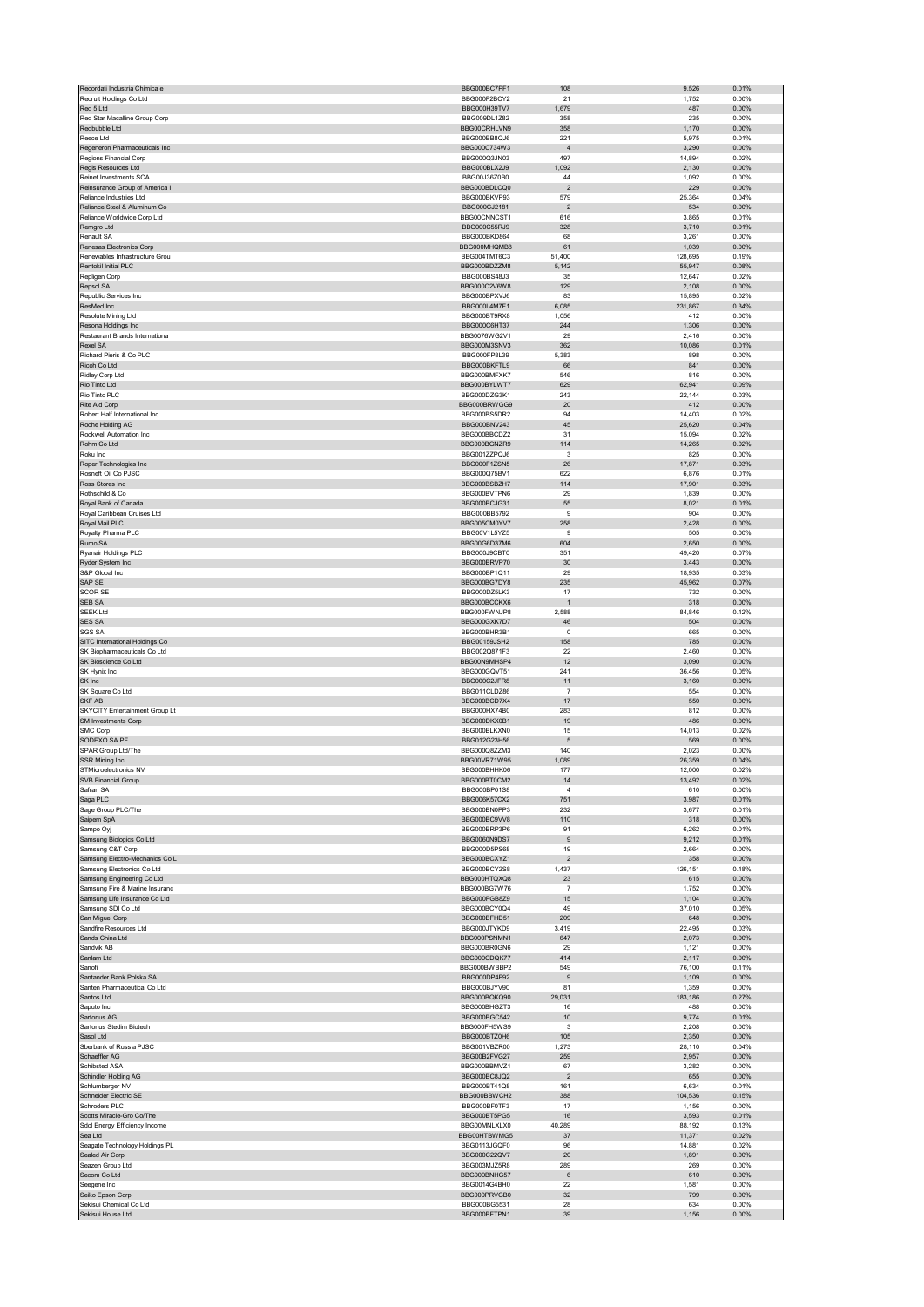| | | | | |
|---|---|---|---|---|
| Recordati Industria Chimica e | BBG000BC7PF1 | 108 | 9,526 | 0.01% |
| Recruit Holdings Co Ltd | BBG000F2BCY2 | 21 | 1,752 | 0.00% |
| Red 5 Ltd | BBG000H39TV7 | 1,679 | 487 | 0.00% |
| Red Star Macalline Group Corp | BBG009DL1Z82 | 358 | 235 | 0.00% |
| Redbubble Ltd | BBG00CRHLVN9 | 358 | 1,170 | 0.00% |
| Reece Ltd | BBG000BB8QJ6 | 221 | 5,975 | 0.01% |
| Regeneron Pharmaceuticals Inc | BBG000C734W3 | 4 | 3,290 | 0.00% |
| Regions Financial Corp | BBG000Q3JN03 | 497 | 14,894 | 0.02% |
| Regis Resources Ltd | BBG000BLX2J9 | 1,092 | 2,130 | 0.00% |
| Reinet Investments SCA | BBG00J36Z0B0 | 44 | 1,092 | 0.00% |
| Reinsurance Group of America I | BBG000BDLCQ0 | 2 | 229 | 0.00% |
| Reliance Industries Ltd | BBG000BKVP93 | 579 | 25,364 | 0.04% |
| Reliance Steel & Aluminum Co | BBG000CJ2181 | 2 | 534 | 0.00% |
| Reliance Worldwide Corp Ltd | BBG00CNNCST1 | 616 | 3,865 | 0.01% |
| Remgro Ltd | BBG000C55RJ9 | 328 | 3,710 | 0.01% |
| Renault SA | BBG000BKD864 | 68 | 3,261 | 0.00% |
| Renesas Electronics Corp | BBG000MHQMB8 | 61 | 1,039 | 0.00% |
| Renewables Infrastructure Grou | BBG004TMT6C3 | 51,400 | 128,695 | 0.19% |
| Rentokil Initial PLC | BBG000BDZZM8 | 5,142 | 55,947 | 0.08% |
| Repligen Corp | BBG000BS48J3 | 35 | 12,647 | 0.02% |
| Repsol SA | BBG000C2V6W8 | 129 | 2,108 | 0.00% |
| Republic Services Inc | BBG000BPXVJ6 | 83 | 15,895 | 0.02% |
| ResMed Inc | BBG000L4M7F1 | 6,085 | 231,867 | 0.34% |
| Resolute Mining Ltd | BBG000BT9RX8 | 1,056 | 412 | 0.00% |
| Resona Holdings Inc | BBG000C6HT37 | 244 | 1,306 | 0.00% |
| Restaurant Brands Internationa | BBG0076WG2V1 | 29 | 2,416 | 0.00% |
| Rexel SA | BBG000M3SNV3 | 362 | 10,086 | 0.01% |
| Richard Pieris & Co PLC | BBG000FP8L39 | 5,383 | 898 | 0.00% |
| Ricoh Co Ltd | BBG000BKFTL9 | 66 | 841 | 0.00% |
| Ridley Corp Ltd | BBG000BMFXK7 | 546 | 816 | 0.00% |
| Rio Tinto Ltd | BBG000BYLWT7 | 629 | 62,941 | 0.09% |
| Rio Tinto PLC | BBG000DZG3K1 | 243 | 22,144 | 0.03% |
| Rite Aid Corp | BBG000BRWGG9 | 20 | 412 | 0.00% |
| Robert Half International Inc | BBG000BS5DR2 | 94 | 14,403 | 0.02% |
| Roche Holding AG | BBG000BNV243 | 45 | 25,620 | 0.04% |
| Rockwell Automation Inc | BBG000BBCDZ2 | 31 | 15,094 | 0.02% |
| Rohm Co Ltd | BBG000BGNZR9 | 114 | 14,265 | 0.02% |
| Roku Inc | BBG001ZZPQJ6 | 3 | 825 | 0.00% |
| Roper Technologies Inc | BBG000F1ZSN5 | 26 | 17,871 | 0.03% |
| Rosneft Oil Co PJSC | BBG000Q75BV1 | 622 | 6,876 | 0.01% |
| Ross Stores Inc | BBG000BSBZH7 | 114 | 17,901 | 0.03% |
| Rothschild & Co | BBG000BVTPN6 | 29 | 1,839 | 0.00% |
| Royal Bank of Canada | BBG000BCJG31 | 55 | 8,021 | 0.01% |
| Royal Caribbean Cruises Ltd | BBG000BB5792 | 9 | 904 | 0.00% |
| Royal Mail PLC | BBG005CM0YV7 | 258 | 2,428 | 0.00% |
| Royalty Pharma PLC | BBG00V1L5YZ5 | 9 | 505 | 0.00% |
| Rumo SA | BBG00G6D37M6 | 604 | 2,650 | 0.00% |
| Ryanair Holdings PLC | BBG000J9CBT0 | 351 | 49,420 | 0.07% |
| Ryder System Inc | BBG000BRVP70 | 30 | 3,443 | 0.00% |
| S&P Global Inc | BBG000BP1Q11 | 29 | 18,935 | 0.03% |
| SAP SE | BBG000BG7DY8 | 235 | 45,962 | 0.07% |
| SCOR SE | BBG000DZ5LK3 | 17 | 732 | 0.00% |
| SEB SA | BBG000BCCKX6 | 1 | 318 | 0.00% |
| SEEK Ltd | BBG000FWNJP8 | 2,588 | 84,846 | 0.12% |
| SES SA | BBG000GXK7D7 | 46 | 504 | 0.00% |
| SGS SA | BBG000BHR3B1 | 0 | 665 | 0.00% |
| SITC International Holdings Co | BBG00159JSH2 | 158 | 785 | 0.00% |
| SK Biopharmaceuticals Co Ltd | BBG002Q871F3 | 22 | 2,460 | 0.00% |
| SK Bioscience Co Ltd | BBG00N9MHSP4 | 12 | 3,090 | 0.00% |
| SK Hynix Inc | BBG000GQVT51 | 241 | 36,456 | 0.05% |
| SK Inc | BBG000C2JFR8 | 11 | 3,160 | 0.00% |
| SK Square Co Ltd | BBG011CLDZ86 | 7 | 554 | 0.00% |
| SKF AB | BBG000BCD7X4 | 17 | 550 | 0.00% |
| SKYCITY Entertainment Group Lt | BBG000HX74B0 | 283 | 812 | 0.00% |
| SM Investments Corp | BBG000DKX0B1 | 19 | 486 | 0.00% |
| SMC Corp | BBG000BLKXN0 | 15 | 14,013 | 0.02% |
| SODEXO SA PF | BBG012G23H56 | 5 | 569 | 0.00% |
| SPAR Group Ltd/The | BBG000Q8ZZM3 | 140 | 2,023 | 0.00% |
| SSR Mining Inc | BBG00VR71W95 | 1,089 | 26,359 | 0.04% |
| STMicroelectronics NV | BBG000BHHK06 | 177 | 12,000 | 0.02% |
| SVB Financial Group | BBG000BT0CM2 | 14 | 13,492 | 0.02% |
| Safran SA | BBG000BP01S8 | 4 | 610 | 0.00% |
| Saga PLC | BBG006K57CX2 | 751 | 3,987 | 0.01% |
| Sage Group PLC/The | BBG000BN0PP3 | 232 | 3,677 | 0.01% |
| Saipem SpA | BBG000BC9VV8 | 110 | 318 | 0.00% |
| Sampo Oyj | BBG000BRP3P6 | 91 | 6,262 | 0.01% |
| Samsung Biologics Co Ltd | BBG0060N9DS7 | 9 | 9,212 | 0.01% |
| Samsung C&T Corp | BBG000D5PS68 | 19 | 2,664 | 0.00% |
| Samsung Electro-Mechanics Co L | BBG000BCXYZ1 | 2 | 358 | 0.00% |
| Samsung Electronics Co Ltd | BBG000BCY2S8 | 1,437 | 126,151 | 0.18% |
| Samsung Engineering Co Ltd | BBG000HTQXQ8 | 23 | 615 | 0.00% |
| Samsung Fire & Marine Insuranc | BBG000BG7W76 | 7 | 1,752 | 0.00% |
| Samsung Life Insurance Co Ltd | BBG000FGB8Z9 | 15 | 1,104 | 0.00% |
| Samsung SDI Co Ltd | BBG000BCY0Q4 | 49 | 37,010 | 0.05% |
| San Miguel Corp | BBG000BFHD51 | 209 | 648 | 0.00% |
| Sandfire Resources Ltd | BBG000JTYKD9 | 3,419 | 22,495 | 0.03% |
| Sands China Ltd | BBG000PSNMN1 | 647 | 2,073 | 0.00% |
| Sandvik AB | BBG000BR0GN6 | 29 | 1,121 | 0.00% |
| Sanlam Ltd | BBG000CDQK77 | 414 | 2,117 | 0.00% |
| Sanofi | BBG000BWBBP2 | 549 | 76,100 | 0.11% |
| Santander Bank Polska SA | BBG000DP4F92 | 9 | 1,109 | 0.00% |
| Santen Pharmaceutical Co Ltd | BBG000BJYV90 | 81 | 1,359 | 0.00% |
| Santos Ltd | BBG000BQKQ90 | 29,031 | 183,186 | 0.27% |
| Saputo Inc | BBG000BHGZT3 | 16 | 488 | 0.00% |
| Sartorius AG | BBG000BGC542 | 10 | 9,774 | 0.01% |
| Sartorius Stedim Biotech | BBG000FH5WS9 | 3 | 2,208 | 0.00% |
| Sasol Ltd | BBG000BTZ0H6 | 105 | 2,350 | 0.00% |
| Sberbank of Russia PJSC | BBG001VBZR00 | 1,273 | 28,110 | 0.04% |
| Schaeffler AG | BBG00B2FVG27 | 259 | 2,957 | 0.00% |
| Schibsted ASA | BBG000BBMVZ1 | 67 | 3,282 | 0.00% |
| Schindler Holding AG | BBG000BC8JQ2 | 2 | 655 | 0.00% |
| Schlumberger NV | BBG000BT41Q8 | 161 | 6,634 | 0.01% |
| Schneider Electric SE | BBG000BBVCH2 | 388 | 104,536 | 0.15% |
| Schroders PLC | BBG000BF0TF3 | 17 | 1,156 | 0.00% |
| Scotts Miracle-Gro Co/The | BBG000BT5PG5 | 16 | 3,593 | 0.01% |
| Sdcl Energy Efficiency Income | BBG00MNLXLX0 | 40,289 | 88,192 | 0.13% |
| Sea Ltd | BBG00HTBWMG5 | 37 | 11,371 | 0.02% |
| Seagate Technology Holdings PL | BBG0113JGQF0 | 96 | 14,881 | 0.02% |
| Sealed Air Corp | BBG000C22QV7 | 20 | 1,891 | 0.00% |
| Seazen Group Ltd | BBG003MJZ5R8 | 289 | 269 | 0.00% |
| Secom Co Ltd | BBG000BNHG57 | 6 | 610 | 0.00% |
| Seegene Inc | BBG0014G4BH0 | 22 | 1,581 | 0.00% |
| Seiko Epson Corp | BBG000PRVGB0 | 32 | 799 | 0.00% |
| Sekisui Chemical Co Ltd | BBG000BG5531 | 28 | 634 | 0.00% |
| Sekisui House Ltd | BBG000BFTPN1 | 39 | 1,156 | 0.00% |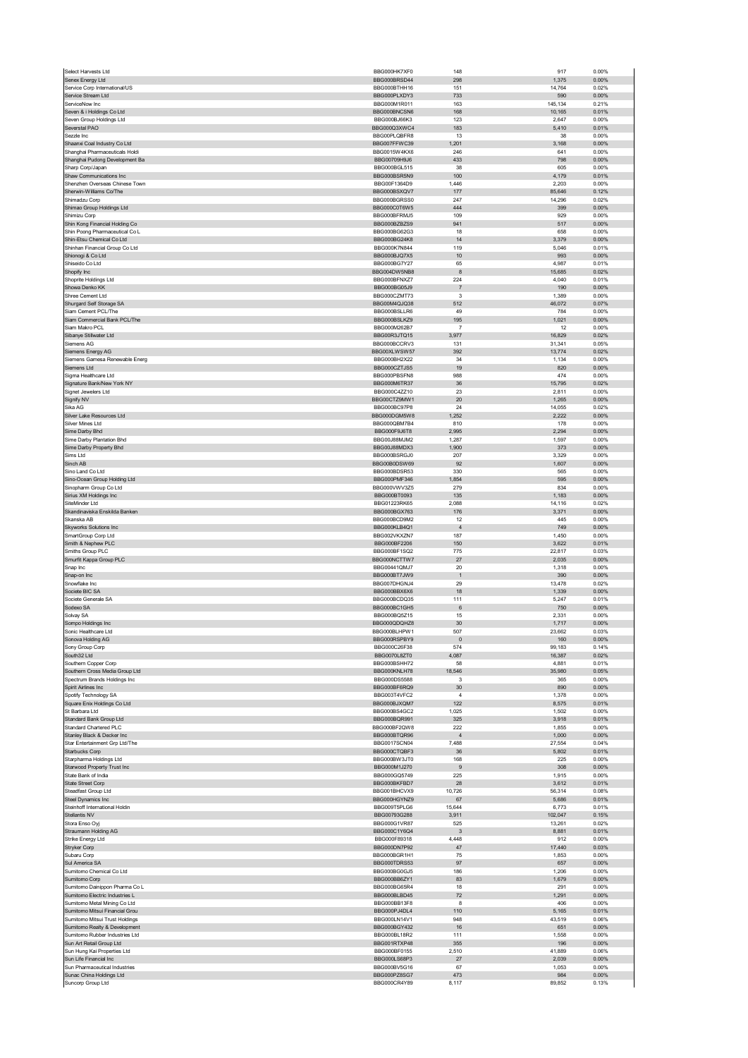| | | | | |
|---|---|---|---|---|
| Select Harvests Ltd | BBG000HK7XF0 | 148 | 917 | 0.00% |
| Senex Energy Ltd | BBG000BRSD44 | 298 | 1,375 | 0.00% |
| Service Corp International/US | BBG000BTHH16 | 151 | 14,764 | 0.02% |
| Service Stream Ltd | BBG000PLXDY3 | 733 | 590 | 0.00% |
| ServiceNow Inc | BBG000M1R011 | 163 | 145,134 | 0.21% |
| Seven & i Holdings Co Ltd | BBG000BNCSN6 | 168 | 10,165 | 0.01% |
| Seven Group Holdings Ltd | BBG000BJ66K3 | 123 | 2,647 | 0.00% |
| Severstal PAO | BBG000Q3XWC4 | 183 | 5,410 | 0.01% |
| Sezzle Inc | BBG00PLQBFR8 | 13 | 38 | 0.00% |
| Shaanxi Coal Industry Co Ltd | BBG007FFWC39 | 1,201 | 3,168 | 0.00% |
| Shanghai Pharmaceuticals Holdi | BBG0015W4KX6 | 246 | 641 | 0.00% |
| Shanghai Pudong Development Ba | BBG00709H9J6 | 433 | 798 | 0.00% |
| Sharp Corp/Japan | BBG000BGL515 | 38 | 605 | 0.00% |
| Shaw Communications Inc | BBG000BSR5N9 | 100 | 4,179 | 0.01% |
| Shenzhen Overseas Chinese Town | BBG00F1364D9 | 1,446 | 2,203 | 0.00% |
| Sherwin-Williams Co/The | BBG000BSXQV7 | 177 | 85,646 | 0.12% |
| Shimadzu Corp | BBG000BGRSS0 | 247 | 14,296 | 0.02% |
| Shimao Group Holdings Ltd | BBG000C0T6W5 | 444 | 399 | 0.00% |
| Shimizu Corp | BBG000BFRMJ5 | 109 | 929 | 0.00% |
| Shin Kong Financial Holding Co | BBG000BZBZS9 | 941 | 517 | 0.00% |
| Shin Poong Pharmaceutical Co L | BBG000BG62G3 | 18 | 658 | 0.00% |
| Shin-Etsu Chemical Co Ltd | BBG000BG24K8 | 14 | 3,379 | 0.00% |
| Shinhan Financial Group Co Ltd | BBG000K7N844 | 119 | 5,046 | 0.01% |
| Shionogi & Co Ltd | BBG000BJQ7X5 | 10 | 993 | 0.00% |
| Shiseido Co Ltd | BBG000BG7Y27 | 65 | 4,987 | 0.01% |
| Shopify Inc | BBG004DW5NB8 | 8 | 15,685 | 0.02% |
| Shoprite Holdings Ltd | BBG000BFNXZ7 | 224 | 4,040 | 0.01% |
| Showa Denko KK | BBG000BG05J9 | 7 | 190 | 0.00% |
| Shree Cement Ltd | BBG000CZMT73 | 3 | 1,389 | 0.00% |
| Shurgard Self Storage SA | BBG00M4QJQ38 | 512 | 46,072 | 0.07% |
| Siam Cement PCL/The | BBG000BSLLR6 | 49 | 784 | 0.00% |
| Siam Commercial Bank PCL/The | BBG000BSLKZ9 | 195 | 1,021 | 0.00% |
| Siam Makro PCL | BBG000M262B7 | 7 | 12 | 0.00% |
| Sibanye Stillwater Ltd | BBG00R5JTQ15 | 3,977 | 16,829 | 0.02% |
| Siemens AG | BBG000BCCRV3 | 131 | 31,341 | 0.05% |
| Siemens Energy AG | BBG00XLWSW57 | 392 | 13,774 | 0.02% |
| Siemens Gamesa Renewable Energ | BBG000BH2X22 | 34 | 1,134 | 0.00% |
| Siemens Ltd | BBG000CZTJS5 | 19 | 820 | 0.00% |
| Sigma Healthcare Ltd | BBG000PBSFN8 | 988 | 474 | 0.00% |
| Signature Bank/New York NY | BBG000M6TR37 | 36 | 15,795 | 0.02% |
| Signet Jewelers Ltd | BBG000C4ZZ10 | 23 | 2,811 | 0.00% |
| Signify NV | BBG00CTZ9MW1 | 20 | 1,265 | 0.00% |
| Sika AG | BBG000BC97P8 | 24 | 14,055 | 0.02% |
| Silver Lake Resources Ltd | BBG000DGM5W8 | 1,252 | 2,222 | 0.00% |
| Silver Mines Ltd | BBG000QBM7B4 | 810 | 178 | 0.00% |
| Sime Darby Bhd | BBG000F9J6T8 | 2,995 | 2,294 | 0.00% |
| Sime Darby Plantation Bhd | BBG00J88MJM2 | 1,287 | 1,597 | 0.00% |
| Sime Darby Property Bhd | BBG00J88MDX3 | 1,900 | 373 | 0.00% |
| Sims Ltd | BBG000BSRGJ0 | 207 | 3,329 | 0.00% |
| Sinch AB | BBG00B0DSW69 | 92 | 1,607 | 0.00% |
| Sino Land Co Ltd | BBG000BDSR53 | 330 | 565 | 0.00% |
| Sino-Ocean Group Holding Ltd | BBG000PMF346 | 1,854 | 595 | 0.00% |
| Sinopharm Group Co Ltd | BBG000VWV3Z5 | 279 | 834 | 0.00% |
| Sirius XM Holdings Inc | BBG000BT0093 | 135 | 1,183 | 0.00% |
| SiteMinder Ltd | BBG01223RK65 | 2,088 | 14,116 | 0.02% |
| Skandinaviska Enskilda Banken | BBG000BGX763 | 176 | 3,371 | 0.00% |
| Skanska AB | BBG000BCD9M2 | 12 | 445 | 0.00% |
| Skyworks Solutions Inc | BBG000KLB4Q1 | 4 | 749 | 0.00% |
| SmartGroup Corp Ltd | BBG002VKXZN7 | 187 | 1,450 | 0.00% |
| Smith & Nephew PLC | BBG000BF2206 | 150 | 3,622 | 0.01% |
| Smiths Group PLC | BBG000BF1SQ2 | 775 | 22,817 | 0.03% |
| Smurfit Kappa Group PLC | BBG000NCTTW7 | 27 | 2,035 | 0.00% |
| Snap Inc | BBG00441QMJ7 | 20 | 1,318 | 0.00% |
| Snap-on Inc | BBG000BT7JW9 | 1 | 390 | 0.00% |
| Snowflake Inc | BBG007DHGNJ4 | 29 | 13,478 | 0.02% |
| Societe BIC SA | BBG000BBX6X6 | 18 | 1,339 | 0.00% |
| Societe Generale SA | BBG000BCDQ35 | 111 | 5,247 | 0.01% |
| Sodexo SA | BBG000BC1GH5 | 6 | 750 | 0.00% |
| Solvay SA | BBG000BQ5Z15 | 15 | 2,331 | 0.00% |
| Sompo Holdings Inc | BBG000QDQHZ8 | 30 | 1,717 | 0.00% |
| Sonic Healthcare Ltd | BBG000BLHPW1 | 507 | 23,662 | 0.03% |
| Sonova Holding AG | BBG000RSPBY9 | 0 | 160 | 0.00% |
| Sony Group Corp | BBG000C26F38 | 574 | 99,183 | 0.14% |
| South32 Ltd | BBG0070L8ZT0 | 4,087 | 16,387 | 0.02% |
| Southern Copper Corp | BBG000BSHH72 | 58 | 4,881 | 0.01% |
| Southern Cross Media Group Ltd | BBG000KNLH78 | 18,546 | 35,980 | 0.05% |
| Spectrum Brands Holdings Inc | BBG000DS5588 | 3 | 365 | 0.00% |
| Spirit Airlines Inc | BBG000BF6RQ9 | 30 | 890 | 0.00% |
| Spotify Technology SA | BBG003T4VFC2 | 4 | 1,378 | 0.00% |
| Square Enix Holdings Co Ltd | BBG000BJXQM7 | 122 | 8,575 | 0.01% |
| St Barbara Ltd | BBG000BS4GC2 | 1,025 | 1,502 | 0.00% |
| Standard Bank Group Ltd | BBG000BQR991 | 325 | 3,918 | 0.01% |
| Standard Chartered PLC | BBG000BF2QW8 | 222 | 1,855 | 0.00% |
| Stanley Black & Decker Inc | BBG000BTQR96 | 4 | 1,000 | 0.00% |
| Star Entertainment Grp Ltd/The | BBG0017SCN04 | 7,488 | 27,554 | 0.04% |
| Starbucks Corp | BBG000CTQBF3 | 36 | 5,802 | 0.01% |
| Starpharma Holdings Ltd | BBG000BW3JT0 | 168 | 225 | 0.00% |
| Starwood Property Trust Inc | BBG000M1J270 | 9 | 308 | 0.00% |
| State Bank of India | BBG000GQ5749 | 225 | 1,915 | 0.00% |
| State Street Corp | BBG000BKFBD7 | 28 | 3,612 | 0.01% |
| Steadfast Group Ltd | BBG001BHCVX9 | 10,726 | 56,314 | 0.08% |
| Steel Dynamics Inc | BBG000HGYNZ9 | 67 | 5,686 | 0.01% |
| Steinhoff International Holdin | BBG009T5PLG6 | 15,644 | 6,773 | 0.01% |
| Stellantis NV | BBG00793G288 | 3,911 | 102,047 | 0.15% |
| Stora Enso Oyj | BBG000G1VR87 | 525 | 13,261 | 0.02% |
| Straumann Holding AG | BBG000C1Y6Q4 | 3 | 8,881 | 0.01% |
| Strike Energy Ltd | BBG000F89318 | 4,448 | 912 | 0.00% |
| Stryker Corp | BBG000DN7P92 | 47 | 17,440 | 0.03% |
| Subaru Corp | BBG000BGR1H1 | 75 | 1,853 | 0.00% |
| Sul America SA | BBG000TDRS53 | 97 | 657 | 0.00% |
| Sumitomo Chemical Co Ltd | BBG000BG0GJ5 | 186 | 1,206 | 0.00% |
| Sumitomo Corp | BBG000BB6ZY1 | 83 | 1,679 | 0.00% |
| Sumitomo Dainippon Pharma Co L | BBG000BG65R4 | 18 | 291 | 0.00% |
| Sumitomo Electric Industries L | BBG000BLBD45 | 72 | 1,291 | 0.00% |
| Sumitomo Metal Mining Co Ltd | BBG000BB13F8 | 8 | 406 | 0.00% |
| Sumitomo Mitsui Financial Grou | BBG000PJ4DL4 | 110 | 5,165 | 0.01% |
| Sumitomo Mitsui Trust Holdings | BBG000LN14V1 | 948 | 43,519 | 0.06% |
| Sumitomo Realty & Development | BBG000BGY432 | 16 | 651 | 0.00% |
| Sumitomo Rubber Industries Ltd | BBG000BL18R2 | 111 | 1,558 | 0.00% |
| Sun Art Retail Group Ltd | BBG001RTXP48 | 355 | 196 | 0.00% |
| Sun Hung Kai Properties Ltd | BBG000BF0155 | 2,510 | 41,889 | 0.06% |
| Sun Life Financial Inc | BBG000LS68P3 | 27 | 2,039 | 0.00% |
| Sun Pharmaceutical Industries | BBG000BV5G16 | 67 | 1,053 | 0.00% |
| Sunac China Holdings Ltd | BBG000PZ8SG7 | 473 | 984 | 0.00% |
| Suncorp Group Ltd | BBG000CR4Y89 | 8,117 | 89,852 | 0.13% |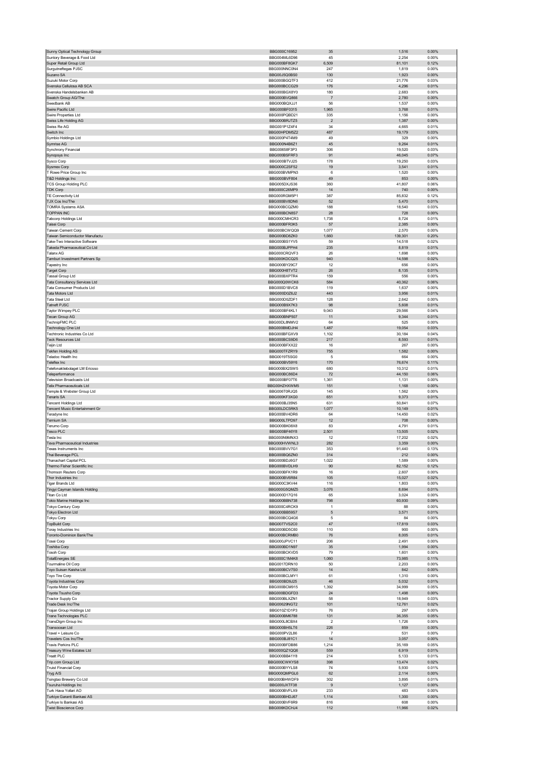| | | | | |
|---|---|---|---|---|
| Sunny Optical Technology Group | BBG000C16952 | 35 | 1,516 | 0.00% |
| Suntory Beverage & Food Ltd | BBG004ML6D96 | 45 | 2,254 | 0.00% |
| Super Retail Group Ltd | BBG000BF8GK7 | 6,509 | 81,101 | 0.12% |
| Surgutneftegas PJSC | BBG000NNC0N4 | 247 | 1,819 | 0.00% |
| Suzano SA | BBG00J5Q0BS0 | 130 | 1,923 | 0.00% |
| Suzuki Motor Corp | BBG000BGQTF3 | 412 | 21,776 | 0.03% |
| Svenska Cellulosa AB SCA | BBG000BCCG29 | 176 | 4,296 | 0.01% |
| Svenska Handelsbanken AB | BBG000BGX8Y0 | 180 | 2,683 | 0.00% |
| Swatch Group AG/The | BBG000BVQ866 | 7 | 2,780 | 0.00% |
| Swedbank AB | BBG000BQXJJ1 | 56 | 1,537 | 0.00% |
| Swire Pacific Ltd | BBG000BF0315 | 1,965 | 3,768 | 0.01% |
| Swire Properties Ltd | BBG000PQBD21 | 335 | 1,156 | 0.00% |
| Swiss Life Holding AG | BBG000BRJTZ5 | 2 | 1,367 | 0.00% |
| Swiss Re AG | BBG001P1Z4F4 | 34 | 4,665 | 0.01% |
| Switch Inc | BBG00HPDM5Z2 | 487 | 19,179 | 0.03% |
| Symbio Holdings Ltd | BBG000P4T4M9 | 49 | 329 | 0.00% |
| Symrise AG | BBG000N4B6Z1 | 45 | 9,264 | 0.01% |
| Synchrony Financial | BBG00658F3P3 | 306 | 19,520 | 0.03% |
| Synopsys Inc | BBG000BSFRF3 | 91 | 46,045 | 0.07% |
| Sysco Corp | BBG000BTVJ25 | 178 | 19,250 | 0.03% |
| Sysmex Corp | BBG000C2SF52 | 19 | 3,541 | 0.01% |
| T Rowe Price Group Inc | BBG000BVMPN3 | 6 | 1,520 | 0.00% |
| T&D Holdings Inc | BBG000BVF804 | 49 | 853 | 0.00% |
| TCS Group Holding PLC | BBG005DXJS36 | 360 | 41,807 | 0.06% |
| TDK Corp | BBG000C26MP9 | 14 | 740 | 0.00% |
| TE Connectivity Ltd | BBG000RGM5P1 | 387 | 85,832 | 0.12% |
| TJX Cos Inc/The | BBG000BV8DN6 | 52 | 5,470 | 0.01% |
| TOMRA Systems ASA | BBG000BCQZM0 | 188 | 18,540 | 0.03% |
| TOPPAN INC | BBG000BCN8S7 | 28 | 728 | 0.00% |
| Tabcorp Holdings Ltd | BBG000CMHCR3 | 1,738 | 8,724 | 0.01% |
| Taisei Corp | BBG000BFR3K5 | 57 | 2,385 | 0.00% |
| Taiwan Cement Corp | BBG000BCWQQ9 | 1,077 | 2,570 | 0.00% |
| Taiwan Semiconductor Manufactu | BBG000BD8ZK0 | 1,660 | 138,301 | 0.20% |
| Take-Two Interactive Software | BBG000BS1YV5 | 59 | 14,518 | 0.02% |
| Takeda Pharmaceutical Co Ltd | BBG000BJPPH4 | 235 | 8,819 | 0.01% |
| Talanx AG | BBG000CRQVF3 | 26 | 1,698 | 0.00% |
| Tamburi Investment Partners Sp | BBG000KDCQ25 | 940 | 14,598 | 0.02% |
| Tapestry Inc | BBG000BY29C7 | 12 | 656 | 0.00% |
| Target Corp | BBG000H8TVT2 | 26 | 8,135 | 0.01% |
| Tassal Group Ltd | BBG000BXPTR4 | 159 | 556 | 0.00% |
| Tata Consultancy Services Ltd | BBG000Q0WCK6 | 584 | 40,362 | 0.06% |
| Tata Consumer Products Ltd | BBG000D1BVC8 | 119 | 1,637 | 0.00% |
| Tata Motors Ltd | BBG000D0Z6J2 | 443 | 3,956 | 0.01% |
| Tata Steel Ltd | BBG000D0ZDF1 | 128 | 2,642 | 0.00% |
| Tatneft PJSC | BBG000B9X7K3 | 98 | 5,608 | 0.01% |
| Taylor Wimpey PLC | BBG000BF4KL1 | 9,043 | 29,566 | 0.04% |
| Tecan Group AG | BBG000BNP507 | 11 | 9,344 | 0.01% |
| TechnipFMC PLC | BBG00DL8NMV2 | 64 | 525 | 0.00% |
| Technology One Ltd | BBG000BMDJH4 | 1,487 | 19,054 | 0.03% |
| Techtronic Industries Co Ltd | BBG000BFGXV9 | 1,102 | 30,184 | 0.04% |
| Teck Resources Ltd | BBG000BCS9D6 | 217 | 8,593 | 0.01% |
| Teijin Ltd | BBG000BFXX22 | 16 | 267 | 0.00% |
| Tekfen Holding AS | BBG000TFZRY9 | 755 | 1,582 | 0.00% |
| Teladoc Health Inc | BBG0019T5SG0 | 5 | 664 | 0.00% |
| Teleflex Inc | BBG000BV59Y6 | 170 | 76,674 | 0.11% |
| Telefonaktiebolaget LM Ericsso | BBG000BX2BW5 | 680 | 10,312 | 0.01% |
| Teleperformance | BBG000BC86D4 | 72 | 44,150 | 0.06% |
| Television Broadcasts Ltd | BBG000BF07T6 | 1,361 | 1,131 | 0.00% |
| Telix Pharmaceuticals Ltd | BBG00HZHXWM5 | 151 | 1,168 | 0.00% |
| Temple & Webster Group Ltd | BBG006T0RJQ5 | 145 | 1,562 | 0.00% |
| Tenaris SA | BBG000KF3XG0 | 651 | 9,373 | 0.01% |
| Tencent Holdings Ltd | BBG000BJ35N5 | 631 | 50,841 | 0.07% |
| Tencent Music Entertainment Gr | BBG00LDC5RK5 | 1,077 | 10,149 | 0.01% |
| Teradyne Inc | BBG000BV4DR6 | 64 | 14,450 | 0.02% |
| Ternium SA | BBG000LTPD97 | 12 | 708 | 0.00% |
| Terumo Corp | BBG000BK08X8 | 83 | 4,791 | 0.01% |
| Tesco PLC | BBG000BF46Y8 | 2,501 | 13,505 | 0.02% |
| Tesla Inc | BBG000N9MNX3 | 12 | 17,202 | 0.02% |
| Teva Pharmaceutical Industries | BBG000HVWNL3 | 282 | 3,359 | 0.00% |
| Texas Instruments Inc | BBG000BVV7G1 | 353 | 91,440 | 0.13% |
| Thai Beverage PCL | BBG000BQ6ZN0 | 314 | 212 | 0.00% |
| Thanachart Capital PCL | BBG000BDJ6G7 | 1,022 | 1,589 | 0.00% |
| Thermo Fisher Scientific Inc | BBG000BVDLH9 | 90 | 82,152 | 0.12% |
| Thomson Reuters Corp | BBG000BFK1R9 | 16 | 2,607 | 0.00% |
| Thor Industries Inc | BBG000BV6R84 | 105 | 15,027 | 0.02% |
| Tiger Brands Ltd | BBG000C3KV44 | 116 | 1,803 | 0.00% |
| Tingyi Cayman Islands Holding | BBG000G5QMZ5 | 3,076 | 8,694 | 0.01% |
| Titan Co Ltd | BBG000D17Q16 | 65 | 3,024 | 0.00% |
| Tokio Marine Holdings Inc | BBG000BBN738 | 798 | 60,930 | 0.09% |
| Tokyo Century Corp | BBG000C4RCK9 | 1 | 88 | 0.00% |
| Tokyo Electron Ltd | BBG000BB59S7 | 5 | 3,571 | 0.01% |
| Tokyu Corp | BBG000BCQ4G6 | 5 | 84 | 0.00% |
| TopBuild Corp | BBG0077VS2C0 | 47 | 17,819 | 0.03% |
| Toray Industries Inc | BBG000BD5C60 | 110 | 900 | 0.00% |
| Toronto-Dominion Bank/The | BBG000BCRMB0 | 76 | 8,005 | 0.01% |
| Tosei Corp | BBG000JPVC11 | 206 | 2,491 | 0.00% |
| Toshiba Corp | BBG000BD1N97 | 35 | 1,994 | 0.00% |
| Tosoh Corp | BBG000BCKVD5 | 79 | 1,601 | 0.00% |
| TotalEnergies SE | BBG000C1M4K8 | 1,060 | 73,985 | 0.11% |
| Tourmaline Oil Corp | BBG0017DRN10 | 50 | 2,203 | 0.00% |
| Toyo Suisan Kaisha Ltd | BBG000BCV7S0 | 14 | 842 | 0.00% |
| Toyo Tire Corp | BBG000BCLMY1 | 61 | 1,310 | 0.00% |
| Toyota Industries Corp | BBG000BD9J25 | 46 | 5,032 | 0.01% |
| Toyota Motor Corp | BBG000BCM915 | 1,392 | 34,999 | 0.05% |
| Toyota Tsusho Corp | BBG000BDGFD3 | 24 | 1,498 | 0.00% |
| Tractor Supply Co | BBG000BLXZN1 | 58 | 18,949 | 0.03% |
| Trade Desk Inc/The | BBG00629NGT2 | 101 | 12,761 | 0.02% |
| Trajan Group Holdings Ltd | BBG010Z1D1P3 | 76 | 297 | 0.00% |
| Trane Technologies PLC | BBG000BM6788 | 131 | 36,355 | 0.05% |
| TransDigm Group Inc | BBG000L8CBX4 | 2 | 1,726 | 0.00% |
| Transocean Ltd | BBG000BH5LT6 | 226 | 859 | 0.00% |
| Travel + Leisure Co | BBG000PV2L86 | 7 | 531 | 0.00% |
| Travelers Cos Inc/The | BBG000BJ81C1 | 14 | 3,057 | 0.00% |
| Travis Perkins PLC | BBG000BFDB86 | 1,214 | 35,169 | 0.05% |
| Treasury Wine Estates Ltd | BBG000QZ1QQ6 | 559 | 6,919 | 0.01% |
| Treatt PLC | BBG000BB41Y8 | 214 | 5,133 | 0.01% |
| Trip.com Group Ltd | BBG000CWKYS8 | 398 | 13,474 | 0.02% |
| Truist Financial Corp | BBG000BYYLS8 | 74 | 5,930 | 0.01% |
| Tryg A/S | BBG000QMPGL6 | 62 | 2,114 | 0.00% |
| Tsingtao Brewery Co Ltd | BBG000BHWDF9 | 302 | 3,895 | 0.01% |
| Tsuruha Holdings Inc | BBG000JXTF38 | 9 | 1,127 | 0.00% |
| Turk Hava Yollari AO | BBG000BVFLX9 | 233 | 483 | 0.00% |
| Turkiye Garanti Bankasi AS | BBG000BHDJ67 | 1,114 | 1,300 | 0.00% |
| Turkiye Is Bankasi AS | BBG000BVF6R9 | 816 | 608 | 0.00% |
| Twist Bioscience Corp | BBG006KDCHJ4 | 112 | 11,966 | 0.02% |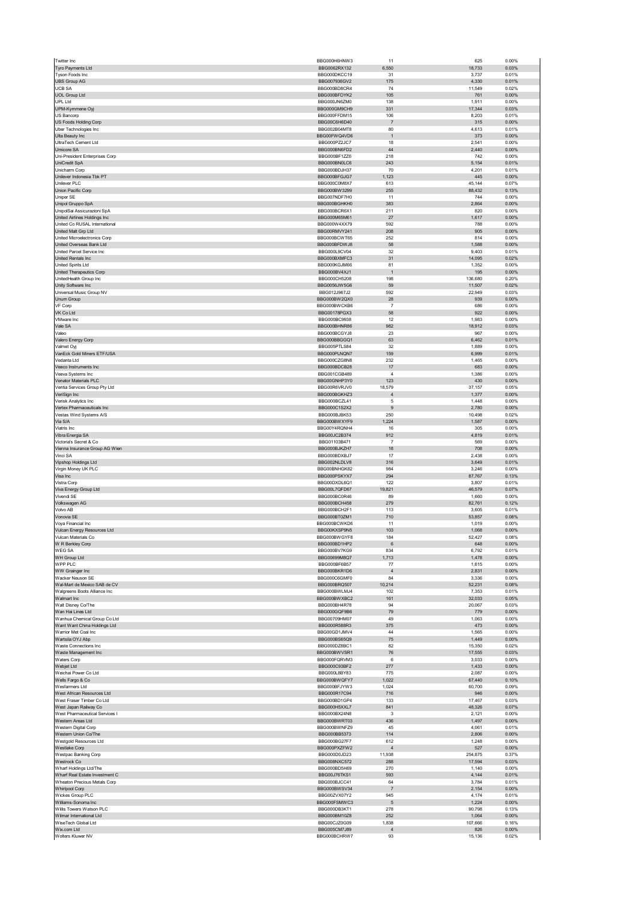| | | | | |
|---|---|---|---|---|
| Twitter Inc | BBG000H6HNW3 | 11 | 625 | 0.00% |
| Tyro Payments Ltd | BBG0062RX132 | 6,550 | 18,733 | 0.03% |
| Tyson Foods Inc | BBG000DKCC19 | 31 | 3,737 | 0.01% |
| UBS Group AG | BBG007936GV2 | 175 | 4,330 | 0.01% |
| UCB SA | BBG000BD8CR4 | 74 | 11,549 | 0.02% |
| UOL Group Ltd | BBG000BFDYK2 | 105 | 761 | 0.00% |
| UPL Ltd | BBG000JN6ZM0 | 138 | 1,911 | 0.00% |
| UPM-Kymmene Oyj | BBG000GM9CH9 | 331 | 17,344 | 0.03% |
| US Bancorp | BBG000FFDM15 | 106 | 8,203 | 0.01% |
| US Foods Holding Corp | BBG00C6H6D40 | 7 | 315 | 0.00% |
| Uber Technologies Inc | BBG002B04MT8 | 80 | 4,613 | 0.01% |
| Ulta Beauty Inc | BBG00FWQ4VD6 | 1 | 373 | 0.00% |
| UltraTech Cement Ltd | BBG000PZ2JC7 | 18 | 2,541 | 0.00% |
| Umicore SA | BBG000BN6FD2 | 44 | 2,440 | 0.00% |
| Uni-President Enterprises Corp | BBG000BF1ZZ6 | 218 | 742 | 0.00% |
| UniCredit SpA | BBG000BN0LC6 | 243 | 5,154 | 0.01% |
| Unicharm Corp | BBG000BDJH37 | 70 | 4,201 | 0.01% |
| Unilever Indonesia Tbk PT | BBG000BFGJG7 | 1,123 | 445 | 0.00% |
| Unilever PLC | BBG000C0M8X7 | 613 | 45,144 | 0.07% |
| Union Pacific Corp | BBG000BW3299 | 255 | 88,432 | 0.13% |
| Uniper SE | BBG007NDF7H0 | 11 | 744 | 0.00% |
| Unipol Gruppo SpA | BBG000BGHKH0 | 383 | 2,864 | 0.00% |
| UnipolSai Assicurazioni SpA | BBG000BCR6X1 | 211 | 820 | 0.00% |
| United Airlines Holdings Inc | BBG000M65M61 | 27 | 1,617 | 0.00% |
| United Co RUSAL International | BBG000W4XX79 | 592 | 788 | 0.00% |
| United Malt Grp Ltd | BBG00RMVY241 | 208 | 905 | 0.00% |
| United Microelectronics Corp | BBG000BCWT65 | 252 | 814 | 0.00% |
| United Overseas Bank Ltd | BBG000BFDWJ8 | 58 | 1,588 | 0.00% |
| United Parcel Service Inc | BBG000L9CV04 | 32 | 9,403 | 0.01% |
| United Rentals Inc | BBG000BXMFC3 | 31 | 14,095 | 0.02% |
| United Spirits Ltd | BBG000KGJM66 | 81 | 1,352 | 0.00% |
| United Therapeutics Corp | BBG000BV4XJ1 | 1 | 195 | 0.00% |
| UnitedHealth Group Inc | BBG000CH5208 | 198 | 136,680 | 0.20% |
| Unity Software Inc | BBG0056JW5G6 | 59 | 11,507 | 0.02% |
| Universal Music Group NV | BBG012J967J2 | 592 | 22,949 | 0.03% |
| Unum Group | BBG000BW2QX0 | 28 | 939 | 0.00% |
| VF Corp | BBG000BWCKB6 | 7 | 686 | 0.00% |
| VK Co Ltd | BBG00178PGX3 | 58 | 922 | 0.00% |
| VMware Inc | BBG000BC9938 | 12 | 1,983 | 0.00% |
| Vale SA | BBG000BHNR86 | 982 | 18,912 | 0.03% |
| Valeo | BBG000BCGYJ8 | 23 | 967 | 0.00% |
| Valero Energy Corp | BBG000BBGGQ1 | 63 | 6,462 | 0.01% |
| Valmet Oyj | BBG005PTLS84 | 32 | 1,889 | 0.00% |
| VanEck Gold Miners ETF/USA | BBG000PLNQN7 | 159 | 6,999 | 0.01% |
| Vedanta Ltd | BBG000CZG8N8 | 232 | 1,465 | 0.00% |
| Veeco Instruments Inc | BBG000BDCB28 | 17 | 683 | 0.00% |
| Veeva Systems Inc | BBG001CGB489 | 4 | 1,386 | 0.00% |
| Venator Materials PLC | BBG00GNHP3Y0 | 123 | 430 | 0.00% |
| Ventia Services Group Pty Ltd | BBG00R6VRJV0 | 18,579 | 37,157 | 0.05% |
| VeriSign Inc | BBG000BGKHZ3 | 4 | 1,377 | 0.00% |
| Verisk Analytics Inc | BBG000BCZL41 | 5 | 1,448 | 0.00% |
| Vertex Pharmaceuticals Inc | BBG000C1S2X2 | 9 | 2,780 | 0.00% |
| Vestas Wind Systems A/S | BBG000BJBK53 | 250 | 10,498 | 0.02% |
| Via S/A | BBG000BWXYF9 | 1,224 | 1,587 | 0.00% |
| Viatris Inc | BBG00Y4RQNH4 | 16 | 305 | 0.00% |
| Vibra Energia SA | BBG00JC2B374 | 912 | 4,819 | 0.01% |
| Victoria's Secret & Co | BBG01103B471 | 7 | 569 | 0.00% |
| Vienna Insurance Group AG Wien | BBG000BJKZH7 | 18 | 708 | 0.00% |
| Vinci SA | BBG000BDXBJ7 | 17 | 2,438 | 0.00% |
| Vipshop Holdings Ltd | BBG002NLDLV8 | 316 | 3,649 | 0.01% |
| Virgin Money UK PLC | BBG00BNHGK82 | 984 | 3,246 | 0.00% |
| Visa Inc | BBG000PSKYX7 | 294 | 87,767 | 0.13% |
| Vistra Corp | BBG00DXDL6Q1 | 122 | 3,807 | 0.01% |
| Viva Energy Group Ltd | BBG00L7QFD67 | 19,821 | 46,579 | 0.07% |
| Vivendi SE | BBG000BC0R46 | 89 | 1,660 | 0.00% |
| Volkswagen AG | BBG000BCH458 | 279 | 82,761 | 0.12% |
| Volvo AB | BBG000BCH2F1 | 113 | 3,605 | 0.01% |
| Vonovia SE | BBG000BT0ZM1 | 710 | 53,857 | 0.08% |
| Voya Financial Inc | BBG000BCWKD6 | 11 | 1,019 | 0.00% |
| Vulcan Energy Resources Ltd | BBG00KXSP9N5 | 103 | 1,068 | 0.00% |
| Vulcan Materials Co | BBG000BWGYF8 | 184 | 52,427 | 0.08% |
| W R Berkley Corp | BBG000BD1HP2 | 6 | 648 | 0.00% |
| WEG SA | BBG000BV7KG9 | 834 | 6,792 | 0.01% |
| WH Group Ltd | BBG00699M8Q7 | 1,713 | 1,478 | 0.00% |
| WPP PLC | BBG000BF6B57 | 77 | 1,615 | 0.00% |
| WW Grainger Inc | BBG000BKR1D6 | 4 | 2,831 | 0.00% |
| Wacker Neuson SE | BBG000C6GMF0 | 84 | 3,336 | 0.00% |
| Wal-Mart de Mexico SAB de CV | BBG000BRQ507 | 10,214 | 52,231 | 0.08% |
| Walgreens Boots Alliance Inc | BBG000BWLMJ4 | 102 | 7,353 | 0.01% |
| Walmart Inc | BBG000BWXBC2 | 161 | 32,033 | 0.05% |
| Walt Disney Co/The | BBG000BH4R78 | 94 | 20,067 | 0.03% |
| Wan Hai Lines Ltd | BBG000GQF9B6 | 79 | 779 | 0.00% |
| Wanhua Chemical Group Co Ltd | BBG00709HM07 | 49 | 1,063 | 0.00% |
| Want Want China Holdings Ltd | BBG000R588R3 | 375 | 473 | 0.00% |
| Warrior Met Coal Inc | BBG00GD1JMV4 | 44 | 1,565 | 0.00% |
| Wartsila OYJ Abp | BBG000BS65Q9 | 75 | 1,449 | 0.00% |
| Waste Connections Inc | BBG000DZ8BC1 | 82 | 15,350 | 0.02% |
| Waste Management Inc | BBG000BWVSR1 | 76 | 17,555 | 0.03% |
| Waters Corp | BBG000FQRVM3 | 6 | 3,033 | 0.00% |
| Webjet Ltd | BBG000C93BF2 | 277 | 1,433 | 0.00% |
| Weichai Power Co Ltd | BBG000L8BY83 | 775 | 2,087 | 0.00% |
| Wells Fargo & Co | BBG000BWQFY7 | 1,022 | 67,440 | 0.10% |
| Wesfarmers Ltd | BBG000BFJYW3 | 1,024 | 60,700 | 0.09% |
| West African Resources Ltd | BBG000R17C94 | 716 | 946 | 0.00% |
| West Fraser Timber Co Ltd | BBG000BD1GP4 | 133 | 17,467 | 0.03% |
| West Japan Railway Co | BBG000H5XXL7 | 841 | 48,326 | 0.07% |
| West Pharmaceutical Services I | BBG000BX24N8 | 3 | 2,121 | 0.00% |
| Western Areas Ltd | BBG000BWRT03 | 436 | 1,497 | 0.00% |
| Western Digital Corp | BBG000BWNFZ9 | 45 | 4,061 | 0.01% |
| Western Union Co/The | BBG000BB5373 | 114 | 2,806 | 0.00% |
| Westgold Resources Ltd | BBG000BG27F7 | 612 | 1,248 | 0.00% |
| Westlake Corp | BBG000PXZFW2 | 4 | 527 | 0.00% |
| Westpac Banking Corp | BBG000D0JD23 | 11,938 | 254,875 | 0.37% |
| Westrock Co | BBG008NXC572 | 288 | 17,594 | 0.03% |
| Wharf Holdings Ltd/The | BBG000BD5H69 | 270 | 1,140 | 0.00% |
| Wharf Real Estate Investment C | BBG00J76TKS1 | 593 | 4,144 | 0.01% |
| Wheaton Precious Metals Corp | BBG000BJCC41 | 64 | 3,784 | 0.01% |
| Whirlpool Corp | BBG000BWSV34 | 7 | 2,154 | 0.00% |
| Wickes Group PLC | BBG00ZVX07Y2 | 945 | 4,174 | 0.01% |
| Williams-Sonoma Inc | BBG000FSMWC3 | 5 | 1,224 | 0.00% |
| Willis Towers Watson PLC | BBG000DB3KT1 | 278 | 90,798 | 0.13% |
| Wilmar International Ltd | BBG000BM10Z8 | 252 | 1,064 | 0.00% |
| WiseTech Global Ltd | BBG00CJZ0G09 | 1,838 | 107,666 | 0.16% |
| Wix.com Ltd | BBG005CM7J89 | 4 | 826 | 0.00% |
| Wolters Kluwer NV | BBG000BCHRW7 | 93 | 15,136 | 0.02% |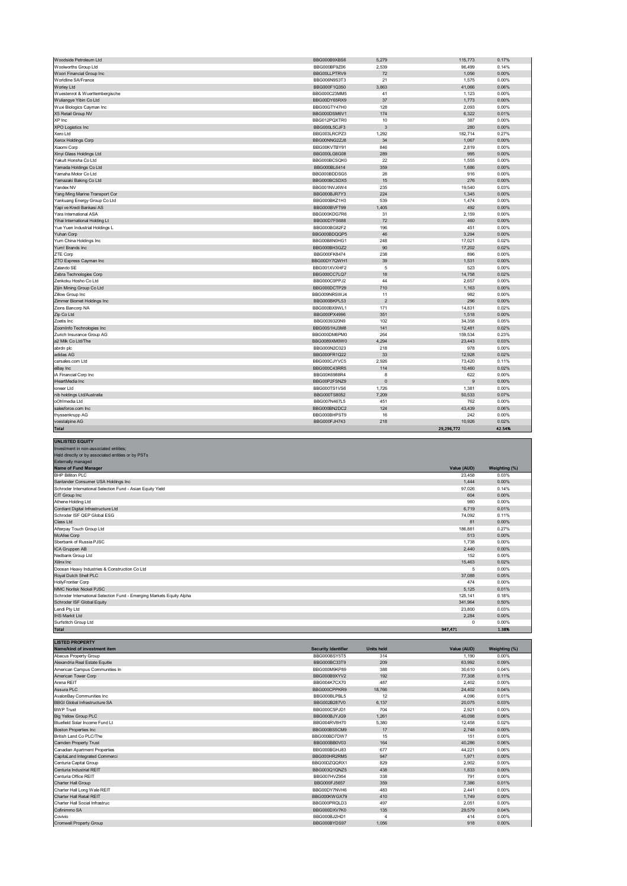| | | | | |
|---|---|---|---|---|
| Woodside Petroleum Ltd | BBG000B9XBS6 | 5,279 | 115,773 | 0.17% |
| Woolworths Group Ltd | BBG000BF9Z06 | 2,539 | 96,499 | 0.14% |
| Woori Financial Group Inc | BBG00LLPTRV9 | 72 | 1,056 | 0.00% |
| Worldline SA/France | BBG006N9S3T3 | 21 | 1,575 | 0.00% |
| Worley Ltd | BBG000F1Q350 | 3,863 | 41,066 | 0.06% |
| Wuestenrot & Wuerttembergische | BBG000C23MM5 | 41 | 1,123 | 0.00% |
| Wuliangye Yibin Co Ltd | BBG00DY65RX9 | 37 | 1,773 | 0.00% |
| Wuxi Biologics Cayman Inc | BBG00GTY47H0 | 128 | 2,093 | 0.00% |
| X5 Retail Group NV | BBG000DSM6V1 | 174 | 6,322 | 0.01% |
| XP Inc | BBG012PQXTR0 | 10 | 387 | 0.00% |
| XPO Logistics Inc | BBG000L5CJF3 | 3 | 280 | 0.00% |
| Xero Ltd | BBG003LRCPZ3 | 1,292 | 182,714 | 0.27% |
| Xerox Holdings Corp | BBG00NNG2ZJ8 | 34 | 1,067 | 0.00% |
| Xiaomi Corp | BBG00KVTBY91 | 846 | 2,819 | 0.00% |
| Xinyi Glass Holdings Ltd | BBG000LG6G08 | 289 | 995 | 0.00% |
| Yakult Honsha Co Ltd | BBG000BCSQK0 | 22 | 1,555 | 0.00% |
| Yamada Holdings Co Ltd | BBG000BL6414 | 359 | 1,686 | 0.00% |
| Yamaha Motor Co Ltd | BBG000BDDSG5 | 28 | 916 | 0.00% |
| Yamazaki Baking Co Ltd | BBG000BCSDX5 | 15 | 276 | 0.00% |
| Yandex NV | BBG001NVJ6W4 | 235 | 19,540 | 0.03% |
| Yang Ming Marine Transport Cor | BBG000BJR7Y3 | 224 | 1,345 | 0.00% |
| Yankuang Energy Group Co Ltd | BBG000BKZ1H3 | 539 | 1,474 | 0.00% |
| Yapi ve Kredi Bankasi AS | BBG000BVFT99 | 1,405 | 492 | 0.00% |
| Yara International ASA | BBG000KDG7R6 | 31 | 2,159 | 0.00% |
| Yihai International Holding Lt | BBG00D7FS688 | 72 | 460 | 0.00% |
| Yue Yuen Industrial Holdings L | BBG000BG82F2 | 196 | 451 | 0.00% |
| Yuhan Corp | BBG000BDQQP5 | 46 | 3,294 | 0.00% |
| Yum China Holdings Inc | BBG00B8N0HG1 | 248 | 17,021 | 0.02% |
| Yum! Brands Inc | BBG000BH3GZ2 | 90 | 17,202 | 0.02% |
| ZTE Corp | BBG000FK8474 | 238 | 896 | 0.00% |
| ZTO Express Cayman Inc | BBG00DY7QWH1 | 39 | 1,531 | 0.00% |
| Zalando SE | BBG001XVXHF2 | 5 | 523 | 0.00% |
| Zebra Technologies Corp | BBG000CC7LQ7 | 18 | 14,758 | 0.02% |
| Zenkoku Hosho Co Ltd | BBG000C3PPJ2 | 44 | 2,657 | 0.00% |
| Zijin Mining Group Co Ltd | BBG000DCTP29 | 710 | 1,163 | 0.00% |
| Zillow Group Inc | BBG009NRSWJ4 | 11 | 982 | 0.00% |
| Zimmer Biomet Holdings Inc | BBG000BKPL53 | 2 | 296 | 0.00% |
| Zions Bancorp NA | BBG000BX9WL1 | 171 | 14,831 | 0.02% |
| Zip Co Ltd | BBG000PX4996 | 351 | 1,518 | 0.00% |
| Zoetis Inc | BBG0039320N9 | 102 | 34,358 | 0.05% |
| ZoomInfo Technologies Inc | BBG00S1HJ3M8 | 141 | 12,481 | 0.02% |
| Zurich Insurance Group AG | BBG000DM6PM0 | 264 | 159,534 | 0.23% |
| a2 Milk Co Ltd/The | BBG0089XM0W0 | 4,294 | 23,443 | 0.03% |
| abrdn plc | BBG000N2C023 | 218 | 978 | 0.00% |
| adidas AG | BBG000FR1Q22 | 33 | 12,928 | 0.02% |
| carsales.com Ltd | BBG000CJYVC5 | 2,926 | 73,420 | 0.11% |
| eBay Inc | BBG000C43RR5 | 114 | 10,460 | 0.02% |
| iA Financial Corp Inc | BBG00K6988R4 | 8 | 622 | 0.00% |
| iHeartMedia Inc | BBG00P2FSNZ9 | 0 | 9 | 0.00% |
| ioneer Ltd | BBG000TS1VS6 | 1,726 | 1,381 | 0.00% |
| nib holdings Ltd/Australia | BBG000TS8052 | 7,209 | 50,533 | 0.07% |
| oOh!media Ltd | BBG007N467L5 | 451 | 762 | 0.00% |
| salesforce.com Inc | BBG000BN2DC2 | 124 | 43,439 | 0.06% |
| thyssenkrupp AG | BBG000BHPST9 | 16 | 242 | 0.00% |
| voestalpine AG | BBG000FJH743 | 218 | 10,926 | 0.02% |
| **Total** | | | **29,296,772** | **42.54%** |

**UNLISTED EQUITY**

Investment in non-associated entities;
Held directly or by associated entities or by PSTs
Externally managed

| Name of Fund Manager | Value (AUD) | Weighting (%) |
|---|---|---|
| BHP Billiton PLC | 23,458 | 0.03% |
| Santander Consumer USA Holdings Inc | 1,444 | 0.00% |
| Schroder International Selection Fund - Asian Equity Yield | 97,026 | 0.14% |
| CIT Group Inc | 604 | 0.00% |
| Athene Holding Ltd | 980 | 0.00% |
| Cordiant Digital Infrastructure Ltd | 6,719 | 0.01% |
| Schroder ISF QEP Global ESG | 74,092 | 0.11% |
| Class Ltd | 81 | 0.00% |
| Afterpay Touch Group Ltd | 186,881 | 0.27% |
| McAfee Corp | 513 | 0.00% |
| Sberbank of Russia PJSC | 1,738 | 0.00% |
| ICA Gruppen AB | 2,440 | 0.00% |
| Nedbank Group Ltd | 152 | 0.00% |
| Xilinx Inc | 15,463 | 0.02% |
| Doosan Heavy Industries & Construction Co Ltd | 5 | 0.00% |
| Royal Dutch Shell PLC | 37,088 | 0.05% |
| HollyFrontier Corp | 474 | 0.00% |
| MMC Norilsk Nickel PJSC | 5,125 | 0.01% |
| Schroder International Selection Fund - Emerging Markets Equity Alpha | 125,141 | 0.18% |
| Schroder ISF Global Equity | 341,964 | 0.50% |
| Lendi Pty Ltd | 23,800 | 0.03% |
| IHS Markit Ltd | 2,284 | 0.00% |
| Surfstitch Group Ltd | 0 | 0.00% |
| **Total** | **947,471** | **1.38%** |

**LISTED PROPERTY**

| Name/kind of investment item | Security Identifier | Units held | Value (AUD) | Weighting (%) |
|---|---|---|---|---|
| Abacus Property Group | BBG000BSY5T5 | 314 | 1,190 | 0.00% |
| Alexandria Real Estate Equitie | BBG000BC33T9 | 209 | 63,992 | 0.09% |
| American Campus Communities In | BBG000M9KP89 | 388 | 30,610 | 0.04% |
| American Tower Corp | BBG000B9XYV2 | 192 | 77,308 | 0.11% |
| Arena REIT | BBG004K7CX70 | 487 | 2,402 | 0.00% |
| Assura PLC | BBG000CPPKR9 | 18,766 | 24,402 | 0.04% |
| AvalonBay Communities Inc | BBG000BLPBL5 | 12 | 4,096 | 0.01% |
| BBGI Global Infrastructure SA | BBG002B287V0 | 6,137 | 20,075 | 0.03% |
| BWP Trust | BBG000C5PJD1 | 704 | 2,921 | 0.00% |
| Big Yellow Group PLC | BBG000BJYJG9 | 1,261 | 40,098 | 0.06% |
| Bluefield Solar Income Fund Lt | BBG004RV8H70 | 5,380 | 12,458 | 0.02% |
| Boston Properties Inc | BBG000BS5CM9 | 17 | 2,748 | 0.00% |
| British Land Co PLC/The | BBG000BD7DW7 | 15 | 151 | 0.00% |
| Camden Property Trust | BBG000BB0V03 | 164 | 40,286 | 0.06% |
| Canadian Apartment Properties | BBG000BGHJ83 | 677 | 44,221 | 0.06% |
| CapitaLand Integrated Commerci | BBG000HR2RM5 | 947 | 1,971 | 0.00% |
| Centuria Capital Group | BBG00DZQQRX1 | 829 | 2,902 | 0.00% |
| Centuria Industrial REIT | BBG003Q1QNZ5 | 438 | 1,833 | 0.00% |
| Centuria Office REIT | BBG007HVZ954 | 338 | 791 | 0.00% |
| Charter Hall Group | BBG000FJ5657 | 359 | 7,386 | 0.01% |
| Charter Hall Long Wale REIT | BBG00DY7NVH6 | 483 | 2,441 | 0.00% |
| Charter Hall Retail REIT | BBG000KWGX79 | 410 | 1,749 | 0.00% |
| Charter Hall Social Infrastruc | BBG000PRQLD3 | 497 | 2,051 | 0.00% |
| Cofinimmo SA | BBG000DXV7K0 | 135 | 29,579 | 0.04% |
| Covivio | BBG000BJ2HD1 | 4 | 414 | 0.00% |
| Cromwell Property Group | BBG000BYDS97 | 1,056 | 918 | 0.00% |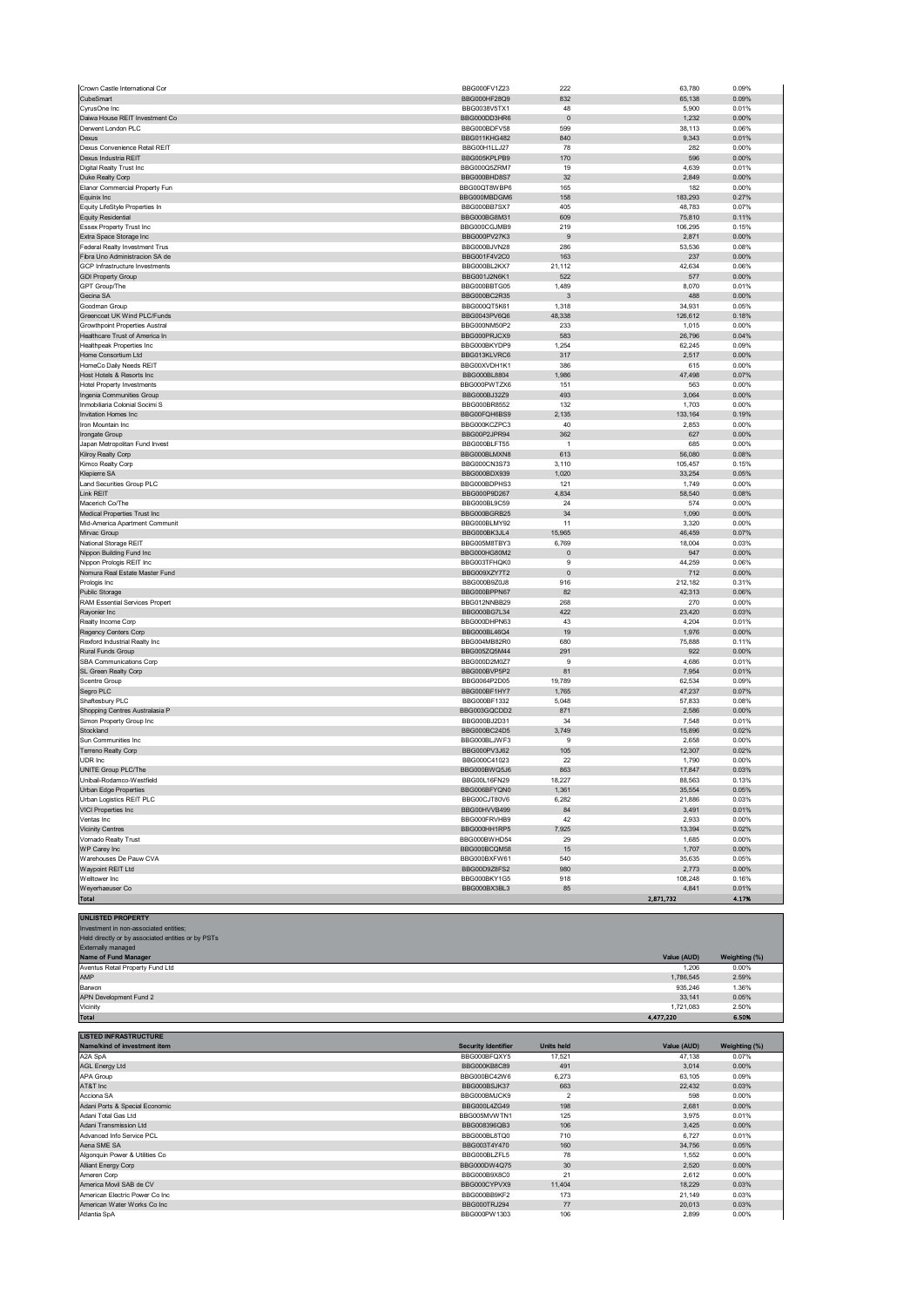| | | | | |
|---|---|---|---|---|
| Crown Castle International Cor | BBG000FV1Z23 | 222 | 63,780 | 0.09% |
| CubeSmart | BBG000HF28Q9 | 832 | 65,138 | 0.09% |
| CyrusOne Inc | BBG0038V5TX1 | 48 | 5,900 | 0.01% |
| Daiwa House REIT Investment Co | BBG000DD3HR6 | 0 | 1,232 | 0.00% |
| Derwent London PLC | BBG000BDFV58 | 599 | 38,113 | 0.06% |
| Dexus | BBG011KHG482 | 840 | 9,343 | 0.01% |
| Dexus Convenience Retail REIT | BBG00H1LLJ27 | 78 | 282 | 0.00% |
| Dexus Industria REIT | BBG005KPLPB9 | 170 | 596 | 0.00% |
| Digital Realty Trust Inc | BBG000Q5ZRM7 | 19 | 4,639 | 0.01% |
| Duke Realty Corp | BBG000BHD8S7 | 32 | 2,849 | 0.00% |
| Elanor Commercial Property Fun | BBG00QT8WBP6 | 165 | 182 | 0.00% |
| Equinix Inc | BBG000MBDGM6 | 158 | 183,293 | 0.27% |
| Equity LifeStyle Properties In | BBG000BB7SX7 | 405 | 48,783 | 0.07% |
| Equity Residential | BBG000BG8M31 | 609 | 75,810 | 0.11% |
| Essex Property Trust Inc | BBG000CGJMB9 | 219 | 106,295 | 0.15% |
| Extra Space Storage Inc | BBG000PV27K3 | 9 | 2,871 | 0.00% |
| Federal Realty Investment Trus | BBG000BJVN28 | 286 | 53,536 | 0.08% |
| Fibra Uno Administracion SA de | BBG001F4V2C0 | 163 | 237 | 0.00% |
| GCP Infrastructure Investments | BBG000BL2KX7 | 21,112 | 42,634 | 0.06% |
| GDI Property Group | BBG001J2N6K1 | 522 | 577 | 0.00% |
| GPT Group/The | BBG000BBTG05 | 1,489 | 8,070 | 0.01% |
| Gecina SA | BBG000BC2R35 | 3 | 488 | 0.00% |
| Goodman Group | BBG000QT5K61 | 1,318 | 34,931 | 0.05% |
| Greencoat UK Wind PLC/Funds | BBG0043PV6Q6 | 48,338 | 126,612 | 0.18% |
| Growthpoint Properties Austral | BBG000NM50P2 | 233 | 1,015 | 0.00% |
| Healthcare Trust of America In | BBG000PRJCX9 | 583 | 26,796 | 0.04% |
| Healthpeak Properties Inc | BBG000BKYDP9 | 1,254 | 62,245 | 0.09% |
| Home Consortium Ltd | BBG013KLVRC6 | 317 | 2,517 | 0.00% |
| HomeCo Daily Needs REIT | BBG00XVDH1K1 | 386 | 615 | 0.00% |
| Host Hotels & Resorts Inc | BBG000BL8804 | 1,986 | 47,498 | 0.07% |
| Hotel Property Investments | BBG000PWTZX6 | 151 | 563 | 0.00% |
| Ingenia Communities Group | BBG000BJ32Z9 | 493 | 3,064 | 0.00% |
| Inmobiliaria Colonial Socimi S | BBG000BR8552 | 132 | 1,703 | 0.00% |
| Invitation Homes Inc | BBG00FQH6BS9 | 2,135 | 133,164 | 0.19% |
| Iron Mountain Inc | BBG000KCZPC3 | 40 | 2,853 | 0.00% |
| Irongate Group | BBG00P2JPR94 | 362 | 627 | 0.00% |
| Japan Metropolitan Fund Invest | BBG000BLFT55 | 1 | 685 | 0.00% |
| Kilroy Realty Corp | BBG000BLMXN8 | 613 | 56,080 | 0.08% |
| Kimco Realty Corp | BBG000CN3S73 | 3,110 | 105,457 | 0.15% |
| Klepierre SA | BBG000BDX939 | 1,020 | 33,254 | 0.05% |
| Land Securities Group PLC | BBG000BDPHS3 | 121 | 1,749 | 0.00% |
| Link REIT | BBG000P9D267 | 4,834 | 58,540 | 0.08% |
| Macerich Co/The | BBG000BL9C59 | 24 | 574 | 0.00% |
| Medical Properties Trust Inc | BBG000BGRB25 | 34 | 1,090 | 0.00% |
| Mid-America Apartment Communit | BBG000BLMY92 | 11 | 3,320 | 0.00% |
| Mirvac Group | BBG000BK3JL4 | 15,965 | 46,459 | 0.07% |
| National Storage REIT | BBG005M8TBY3 | 6,769 | 18,004 | 0.03% |
| Nippon Building Fund Inc | BBG000HG80M2 | 0 | 947 | 0.00% |
| Nippon Prologis REIT Inc | BBG003TFHQK0 | 9 | 44,259 | 0.06% |
| Nomura Real Estate Master Fund | BBG009XZY7T2 | 0 | 712 | 0.00% |
| Prologis Inc | BBG000B9Z0J8 | 916 | 212,182 | 0.31% |
| Public Storage | BBG000BPPN67 | 82 | 42,313 | 0.06% |
| RAM Essential Services Propert | BBG012NNBB29 | 268 | 270 | 0.00% |
| Rayonier Inc | BBG000BG7L34 | 422 | 23,420 | 0.03% |
| Realty Income Corp | BBG000DHPN63 | 43 | 4,204 | 0.01% |
| Regency Centers Corp | BBG000BL46Q4 | 19 | 1,976 | 0.00% |
| Rexford Industrial Realty Inc | BBG004MB82R0 | 680 | 75,888 | 0.11% |
| Rural Funds Group | BBG005ZQ5M44 | 291 | 922 | 0.00% |
| SBA Communications Corp | BBG000D2M0Z7 | 9 | 4,686 | 0.01% |
| SL Green Realty Corp | BBG000BVP5P2 | 81 | 7,954 | 0.01% |
| Scentre Group | BBG0064P2D05 | 19,789 | 62,534 | 0.09% |
| Segro PLC | BBG000BF1HY7 | 1,765 | 47,237 | 0.07% |
| Shaftesbury PLC | BBG000BF1332 | 5,048 | 57,833 | 0.08% |
| Shopping Centres Australasia P | BBG003GQCDD2 | 871 | 2,586 | 0.00% |
| Simon Property Group Inc | BBG000BJ2D31 | 34 | 7,548 | 0.01% |
| Stockland | BBG000BC24D5 | 3,749 | 15,896 | 0.02% |
| Sun Communities Inc | BBG000BLJWF3 | 9 | 2,658 | 0.00% |
| Terreno Realty Corp | BBG000PV3J62 | 105 | 12,307 | 0.02% |
| UDR Inc | BBG000C41023 | 22 | 1,790 | 0.00% |
| UNITE Group PLC/The | BBG000BWQ5J6 | 863 | 17,847 | 0.03% |
| Unibail-Rodamco-Westfield | BBG00L16FN29 | 18,227 | 88,563 | 0.13% |
| Urban Edge Properties | BBG006BFYQN0 | 1,361 | 35,554 | 0.05% |
| Urban Logistics REIT PLC | BBG00CJT80V6 | 6,282 | 21,886 | 0.03% |
| VICI Properties Inc | BBG00HVVB499 | 84 | 3,491 | 0.01% |
| Ventas Inc | BBG000FRVHB9 | 42 | 2,933 | 0.00% |
| Vicinity Centres | BBG000HH1RP5 | 7,925 | 13,394 | 0.02% |
| Vornado Realty Trust | BBG000BWHD54 | 29 | 1,685 | 0.00% |
| WP Carey Inc | BBG000BCQM58 | 15 | 1,707 | 0.00% |
| Warehouses De Pauw CVA | BBG000BXFW61 | 540 | 35,635 | 0.05% |
| Waypoint REIT Ltd | BBG00D9Z8FS2 | 980 | 2,773 | 0.00% |
| Welltower Inc | BBG000BKY1G5 | 918 | 108,248 | 0.16% |
| Weyerhaeuser Co | BBG000BX3BL3 | 85 | 4,841 | 0.01% |
| **Total** | | | **2,871,732** | **4.17%** |

**UNLISTED PROPERTY**

Investment in non-associated entities;
Held directly or by associated entities or by PSTs
Externally managed

| Name of Fund Manager | Value (AUD) | Weighting (%) |
|---|---|---|
| Aventus Retail Property Fund Ltd | 1,206 | 0.00% |
| AMP | 1,786,545 | 2.59% |
| Barwon | 935,246 | 1.36% |
| APN Development Fund 2 | 33,141 | 0.05% |
| Vicinity | 1,721,083 | 2.50% |
| **Total** | **4,477,220** | **6.50%** |

**LISTED INFRASTRUCTURE**

| Name/kind of investment item | Security Identifier | Units held | Value (AUD) | Weighting (%) |
|---|---|---|---|---|
| A2A SpA | BBG000BFQXY5 | 17,521 | 47,138 | 0.07% |
| AGL Energy Ltd | BBG000KB8C89 | 491 | 3,014 | 0.00% |
| APA Group | BBG000BC42W6 | 6,273 | 63,105 | 0.09% |
| AT&T Inc | BBG000BSJK37 | 663 | 22,432 | 0.03% |
| Acciona SA | BBG000BMJCK9 | 2 | 598 | 0.00% |
| Adani Ports & Special Economic | BBG000L4ZG49 | 198 | 2,681 | 0.00% |
| Adani Total Gas Ltd | BBG005MVWTN1 | 125 | 3,975 | 0.01% |
| Adani Transmission Ltd | BBG008396QB3 | 106 | 3,425 | 0.00% |
| Advanced Info Service PCL | BBG000BL8TQ0 | 710 | 6,727 | 0.01% |
| Aena SME SA | BBG003T4Y470 | 160 | 34,756 | 0.05% |
| Algonquin Power & Utilities Co | BBG000BLZFL5 | 78 | 1,552 | 0.00% |
| Alliant Energy Corp | BBG000DW4Q75 | 30 | 2,520 | 0.00% |
| Ameren Corp | BBG000B9X8C0 | 21 | 2,612 | 0.00% |
| America Movil SAB de CV | BBG000CYPVX9 | 11,404 | 18,229 | 0.03% |
| American Electric Power Co Inc | BBG000BB6KF2 | 173 | 21,149 | 0.03% |
| American Water Works Co Inc | BBG000TRJ294 | 77 | 20,013 | 0.03% |
| Atlantia SpA | BBG000PW1303 | 106 | 2,899 | 0.00% |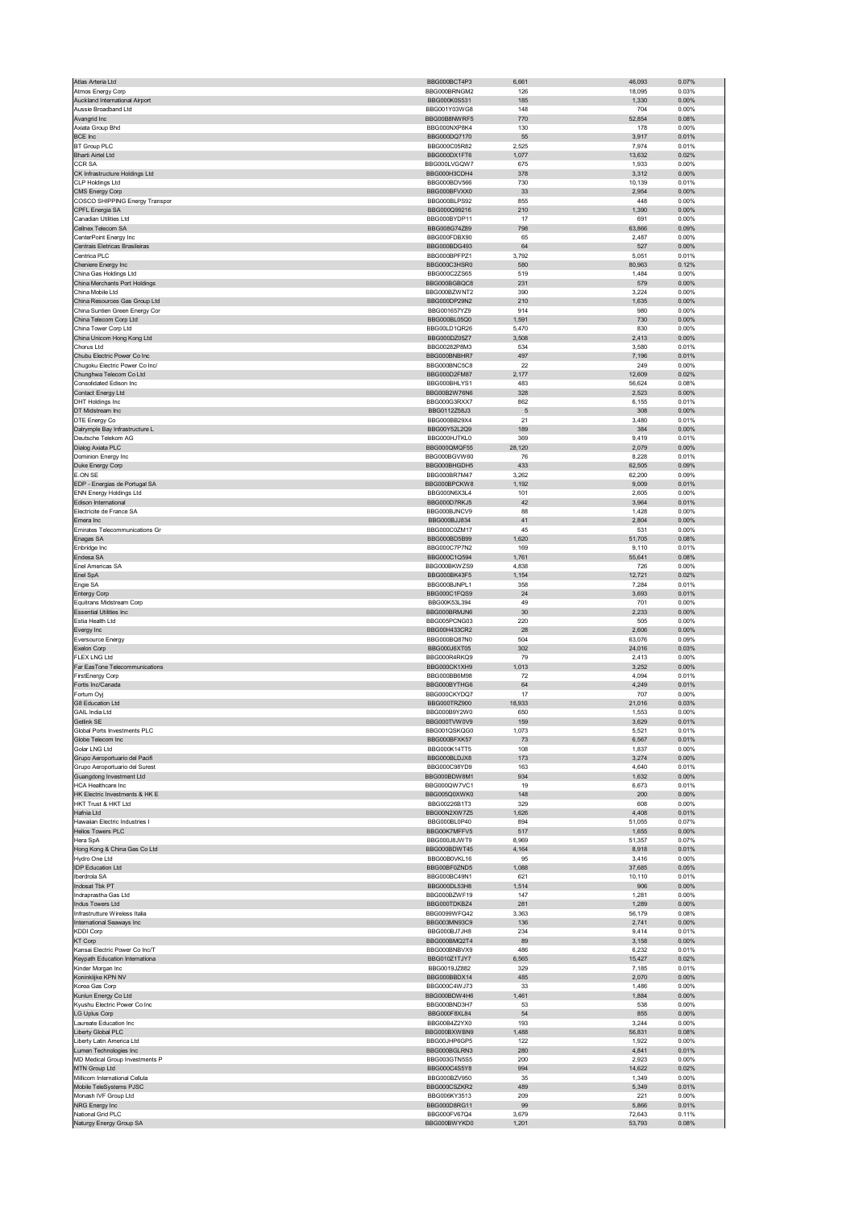| | | | | |
|---|---|---|---|---|
| Atlas Arteria Ltd | BBG000BCT4P3 | 6,661 | 46,093 | 0.07% |
| Atmos Energy Corp | BBG000BRNGM2 | 126 | 18,095 | 0.03% |
| Auckland International Airport | BBG000K0S531 | 185 | 1,330 | 0.00% |
| Aussie Broadband Ltd | BBG001Y03WG8 | 148 | 704 | 0.00% |
| Avangrid Inc | BBG00B8NWRF5 | 770 | 52,854 | 0.08% |
| Axiata Group Bhd | BBG000NXP8K4 | 130 | 178 | 0.00% |
| BCE Inc | BBG000DQ7170 | 55 | 3,917 | 0.01% |
| BT Group PLC | BBG000C05R82 | 2,525 | 7,974 | 0.01% |
| Bharti Airtel Ltd | BBG000DX1FT6 | 1,077 | 13,632 | 0.02% |
| CCR SA | BBG000LVGQW7 | 675 | 1,933 | 0.00% |
| CK Infrastructure Holdings Ltd | BBG000H3CDH4 | 378 | 3,312 | 0.00% |
| CLP Holdings Ltd | BBG000BDV566 | 730 | 10,139 | 0.01% |
| CMS Energy Corp | BBG000BFVXX0 | 33 | 2,954 | 0.00% |
| COSCO SHIPPING Energy Transpor | BBG000BLPS92 | 855 | 448 | 0.00% |
| CPFL Energia SA | BBG000Q99216 | 210 | 1,390 | 0.00% |
| Canadian Utilities Ltd | BBG000BYDP11 | 17 | 691 | 0.00% |
| Cellnex Telecom SA | BBG008G74Z89 | 798 | 63,866 | 0.09% |
| CenterPoint Energy Inc | BBG000FDBX90 | 65 | 2,487 | 0.00% |
| Centrais Eletricas Brasileiras | BBG000BDG493 | 64 | 527 | 0.00% |
| Centrica PLC | BBG000BPFPZ1 | 3,792 | 5,051 | 0.01% |
| Cheniere Energy Inc | BBG000C3HSR0 | 580 | 80,963 | 0.12% |
| China Gas Holdings Ltd | BBG000C2ZS65 | 519 | 1,484 | 0.00% |
| China Merchants Port Holdings | BBG000BGBQC8 | 231 | 579 | 0.00% |
| China Mobile Ltd | BBG000BZWNT2 | 390 | 3,224 | 0.00% |
| China Resources Gas Group Ltd | BBG000DP29N2 | 210 | 1,635 | 0.00% |
| China Suntien Green Energy Cor | BBG001657YZ9 | 914 | 980 | 0.00% |
| China Telecom Corp Ltd | BBG000BL05Q0 | 1,591 | 730 | 0.00% |
| China Tower Corp Ltd | BBG00LD1QR26 | 5,470 | 830 | 0.00% |
| China Unicom Hong Kong Ltd | BBG000DZ05Z7 | 3,508 | 2,413 | 0.00% |
| Chorus Ltd | BBG00282P8M3 | 534 | 3,580 | 0.01% |
| Chubu Electric Power Co Inc | BBG000BNBHR7 | 497 | 7,196 | 0.01% |
| Chugoku Electric Power Co Inc/ | BBG000BNC5C8 | 22 | 249 | 0.00% |
| Chunghwa Telecom Co Ltd | BBG000D2FM87 | 2,177 | 12,609 | 0.02% |
| Consolidated Edison Inc | BBG000BHLYS1 | 483 | 56,624 | 0.08% |
| Contact Energy Ltd | BBG00B2W76N6 | 328 | 2,523 | 0.00% |
| DHT Holdings Inc | BBG000G3RXX7 | 862 | 6,155 | 0.01% |
| DT Midstream Inc | BBG0112Z58J3 | 5 | 308 | 0.00% |
| DTE Energy Co | BBG000BB29X4 | 21 | 3,480 | 0.01% |
| Dalrymple Bay Infrastructure L | BBG00Y52L2Q9 | 189 | 384 | 0.00% |
| Deutsche Telekom AG | BBG000HJTKL0 | 369 | 9,419 | 0.01% |
| Dialog Axiata PLC | BBG000QMQF55 | 28,120 | 2,079 | 0.00% |
| Dominion Energy Inc | BBG000BGVW60 | 76 | 8,228 | 0.01% |
| Duke Energy Corp | BBG000BHGDH5 | 433 | 62,505 | 0.09% |
| E.ON SE | BBG000BR7M47 | 3,262 | 62,200 | 0.09% |
| EDP - Energias de Portugal SA | BBG000BPCKW8 | 1,192 | 9,009 | 0.01% |
| ENN Energy Holdings Ltd | BBG000N6X3L4 | 101 | 2,605 | 0.00% |
| Edison International | BBG000D7RKJ5 | 42 | 3,964 | 0.01% |
| Electricite de France SA | BBG000BJNCV9 | 88 | 1,428 | 0.00% |
| Emera Inc | BBG000BJJ834 | 41 | 2,804 | 0.00% |
| Emirates Telecommunications Gr | BBG000C0ZM17 | 45 | 531 | 0.00% |
| Enagas SA | BBG000BD5B99 | 1,620 | 51,705 | 0.08% |
| Enbridge Inc | BBG000C7P7N2 | 169 | 9,110 | 0.01% |
| Endesa SA | BBG000C1Q594 | 1,761 | 55,641 | 0.08% |
| Enel Americas SA | BBG000BKWZS9 | 4,838 | 726 | 0.00% |
| Enel SpA | BBG000BK43F5 | 1,154 | 12,721 | 0.02% |
| Engie SA | BBG000BJNPL1 | 358 | 7,284 | 0.01% |
| Entergy Corp | BBG000C1FQS9 | 24 | 3,693 | 0.01% |
| Equitrans Midstream Corp | BBG00K53L394 | 49 | 701 | 0.00% |
| Essential Utilities Inc | BBG000BRMJN6 | 30 | 2,233 | 0.00% |
| Estia Health Ltd | BBG005PCNG03 | 220 | 505 | 0.00% |
| Evergy Inc | BBG00H433CR2 | 28 | 2,606 | 0.00% |
| Eversource Energy | BBG000BQ87N0 | 504 | 63,076 | 0.09% |
| Exelon Corp | BBG000J6XT05 | 302 | 24,016 | 0.03% |
| FLEX LNG Ltd | BBG000R4RKQ9 | 79 | 2,413 | 0.00% |
| Far EasTone Telecommunications | BBG000CK1XH9 | 1,013 | 3,252 | 0.00% |
| FirstEnergy Corp | BBG000BB6M98 | 72 | 4,094 | 0.01% |
| Fortis Inc/Canada | BBG000BYTHG6 | 64 | 4,249 | 0.01% |
| Fortum Oyj | BBG000CKYDQ7 | 17 | 707 | 0.00% |
| G8 Education Ltd | BBG000TRZ900 | 18,933 | 21,016 | 0.03% |
| GAIL India Ltd | BBG000B9Y2W0 | 650 | 1,553 | 0.00% |
| Getlink SE | BBG000TVW0V9 | 159 | 3,629 | 0.01% |
| Global Ports Investments PLC | BBG001QSKQG0 | 1,073 | 5,521 | 0.01% |
| Globe Telecom Inc | BBG000BFXK57 | 73 | 6,567 | 0.01% |
| Golar LNG Ltd | BBG000K14TT5 | 108 | 1,837 | 0.00% |
| Grupo Aeroportuario del Pacifi | BBG000BLDJX8 | 173 | 3,274 | 0.00% |
| Grupo Aeroportuario del Surest | BBG000C98YD9 | 163 | 4,640 | 0.01% |
| Guangdong Investment Ltd | BBG000BDW8M1 | 934 | 1,632 | 0.00% |
| HCA Healthcare Inc | BBG000QW7VC1 | 19 | 6,673 | 0.01% |
| HK Electric Investments & HK E | BBG005Q0XWK0 | 148 | 200 | 0.00% |
| HKT Trust & HKT Ltd | BBG00226B1T3 | 329 | 608 | 0.00% |
| Hafnia Ltd | BBG00N2XW7Z5 | 1,626 | 4,408 | 0.01% |
| Hawaiian Electric Industries I | BBG000BL0P40 | 894 | 51,055 | 0.07% |
| Helios Towers PLC | BBG00K7MFFV5 | 517 | 1,655 | 0.00% |
| Hera SpA | BBG000J8JWT9 | 8,969 | 51,357 | 0.07% |
| Hong Kong & China Gas Co Ltd | BBG000BDWT45 | 4,164 | 8,918 | 0.01% |
| Hydro One Ltd | BBG00B0VKL16 | 95 | 3,416 | 0.00% |
| IDP Education Ltd | BBG00BF0ZND5 | 1,088 | 37,685 | 0.05% |
| Iberdrola SA | BBG000BC49N1 | 621 | 10,110 | 0.01% |
| Indosat Tbk PT | BBG000DL53H8 | 1,514 | 906 | 0.00% |
| Indraprastha Gas Ltd | BBG000BZWF19 | 147 | 1,281 | 0.00% |
| Indus Towers Ltd | BBG000TDKBZ4 | 281 | 1,289 | 0.00% |
| Infrastrutture Wireless Italia | BBG0099WFQ42 | 3,363 | 56,179 | 0.08% |
| International Seaways Inc | BBG003MN93C9 | 136 | 2,741 | 0.00% |
| KDDI Corp | BBG000BJ7JH8 | 234 | 9,414 | 0.01% |
| KT Corp | BBG000BMQ2T4 | 89 | 3,158 | 0.00% |
| Kansai Electric Power Co Inc/T | BBG000BNBVX9 | 486 | 6,232 | 0.01% |
| Keypath Education Internationa | BBG010Z1TJY7 | 6,565 | 15,427 | 0.02% |
| Kinder Morgan Inc | BBG0019JZ882 | 329 | 7,185 | 0.01% |
| Koninklijke KPN NV | BBG000BBDX14 | 485 | 2,070 | 0.00% |
| Korea Gas Corp | BBG000C4WJ73 | 33 | 1,486 | 0.00% |
| Kunlun Energy Co Ltd | BBG000BDW4H6 | 1,461 | 1,884 | 0.00% |
| Kyushu Electric Power Co Inc | BBG000BND3H7 | 53 | 538 | 0.00% |
| LG Uplus Corp | BBG000F8XL84 | 54 | 855 | 0.00% |
| Laureate Education Inc | BBG00B4Z2YX0 | 193 | 3,244 | 0.00% |
| Liberty Global PLC | BBG000BXWBN9 | 1,488 | 56,831 | 0.08% |
| Liberty Latin America Ltd | BBG00JHP6GP5 | 122 | 1,922 | 0.00% |
| Lumen Technologies Inc | BBG000BGLRN3 | 280 | 4,841 | 0.01% |
| MD Medical Group Investments P | BBG003GTN5S5 | 200 | 2,923 | 0.00% |
| MTN Group Ltd | BBG000C4S5Y8 | 994 | 14,622 | 0.02% |
| Millicom International Cellula | BBG000BZV950 | 35 | 1,349 | 0.00% |
| Mobile TeleSystems PJSC | BBG000CSZKR2 | 489 | 5,349 | 0.01% |
| Monash IVF Group Ltd | BBG006KY3513 | 209 | 221 | 0.00% |
| NRG Energy Inc | BBG000D8RG11 | 99 | 5,866 | 0.01% |
| National Grid PLC | BBG000FV67Q4 | 3,679 | 72,643 | 0.11% |
| Naturgy Energy Group SA | BBG000BWYKD0 | 1,201 | 53,793 | 0.08% |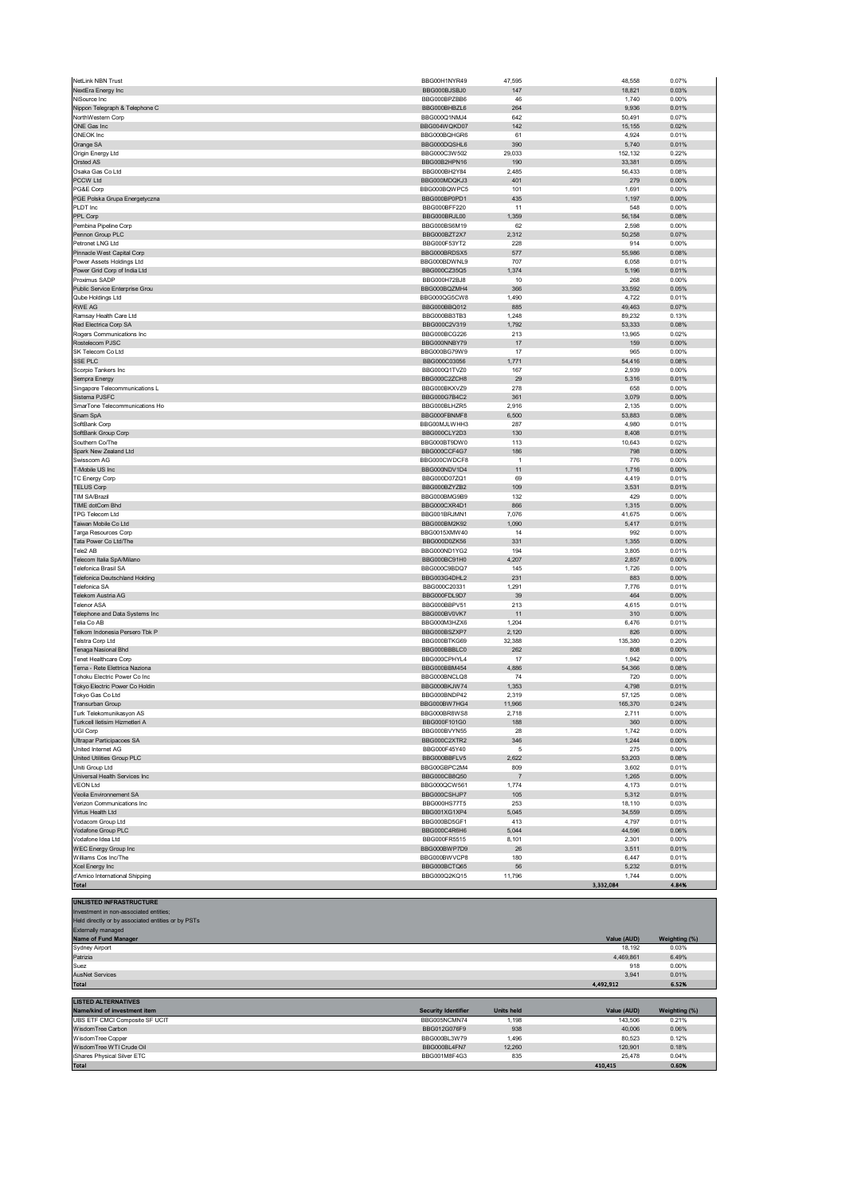| | | | | |
|---|---|---|---|---|
| NetLink NBN Trust | BBG00H1NYR49 | 47,595 | 48,558 | 0.07% |
| NextEra Energy Inc | BBG000BJSBJ0 | 147 | 18,821 | 0.03% |
| NiSource Inc | BBG000BPZBB6 | 46 | 1,740 | 0.00% |
| Nippon Telegraph & Telephone C | BBG000BHBZL6 | 264 | 9,936 | 0.01% |
| NorthWestern Corp | BBG000Q1NMJ4 | 642 | 50,491 | 0.07% |
| ONE Gas Inc | BBG004WQKD07 | 142 | 15,155 | 0.02% |
| ONEOK Inc | BBG000BQHGR6 | 61 | 4,924 | 0.01% |
| Orange SA | BBG000DQSHL6 | 390 | 5,740 | 0.01% |
| Origin Energy Ltd | BBG000C3W502 | 29,033 | 152,132 | 0.22% |
| Orsted AS | BBG00B2HPN16 | 190 | 33,381 | 0.05% |
| Osaka Gas Co Ltd | BBG000BH2Y84 | 2,485 | 56,433 | 0.08% |
| PCCW Ltd | BBG000MDQKJ3 | 401 | 279 | 0.00% |
| PG&E Corp | BBG000BQWPC5 | 101 | 1,691 | 0.00% |
| PGE Polska Grupa Energetyczna | BBG000BP0PD1 | 435 | 1,197 | 0.00% |
| PLDT Inc | BBG000BFF220 | 11 | 548 | 0.00% |
| PPL Corp | BBG000BRJL00 | 1,359 | 56,184 | 0.08% |
| Pembina Pipeline Corp | BBG000BS6M19 | 62 | 2,598 | 0.00% |
| Pennon Group PLC | BBG000BZT2X7 | 2,312 | 50,258 | 0.07% |
| Petronet LNG Ltd | BBG000F53YT2 | 228 | 914 | 0.00% |
| Pinnacle West Capital Corp | BBG000BRDSX5 | 577 | 55,986 | 0.08% |
| Power Assets Holdings Ltd | BBG000BDWNL9 | 707 | 6,058 | 0.01% |
| Power Grid Corp of India Ltd | BBG000CZ35Q5 | 1,374 | 5,196 | 0.01% |
| Proximus SADP | BBG000H72BJ8 | 10 | 268 | 0.00% |
| Public Service Enterprise Grou | BBG000BQZMH4 | 366 | 33,592 | 0.05% |
| Qube Holdings Ltd | BBG000QG5CW8 | 1,490 | 4,722 | 0.01% |
| RWE AG | BBG000BBQ012 | 885 | 49,463 | 0.07% |
| Ramsay Health Care Ltd | BBG000BB3TB3 | 1,248 | 89,232 | 0.13% |
| Red Electrica Corp SA | BBG000C2V319 | 1,792 | 53,333 | 0.08% |
| Rogers Communications Inc | BBG000BCG226 | 213 | 13,965 | 0.02% |
| Rostelecom PJSC | BBG000NNBY79 | 17 | 159 | 0.00% |
| SK Telecom Co Ltd | BBG000BG79W9 | 17 | 965 | 0.00% |
| SSE PLC | BBG000C03056 | 1,771 | 54,416 | 0.08% |
| Scorpio Tankers Inc | BBG000Q1TVZ0 | 167 | 2,939 | 0.00% |
| Sempra Energy | BBG000C2ZCH8 | 29 | 5,316 | 0.01% |
| Singapore Telecommunications L | BBG000BKXVZ9 | 278 | 658 | 0.00% |
| Sistema PJSFC | BBG000G7B4C2 | 361 | 3,079 | 0.00% |
| SmarTone Telecommunications Ho | BBG000BLHZR5 | 2,916 | 2,135 | 0.00% |
| Snam SpA | BBG000FBNMF8 | 6,500 | 53,883 | 0.08% |
| SoftBank Corp | BBG00MJLWHH3 | 287 | 4,980 | 0.01% |
| SoftBank Group Corp | BBG000CLY2D3 | 130 | 8,408 | 0.01% |
| Southern Co/The | BBG000BT9DW0 | 113 | 10,643 | 0.02% |
| Spark New Zealand Ltd | BBG000CCF4G7 | 186 | 798 | 0.00% |
| Swisscom AG | BBG000CWDCF8 | 1 | 776 | 0.00% |
| T-Mobile US Inc | BBG000NDV1D4 | 11 | 1,716 | 0.00% |
| TC Energy Corp | BBG000D07ZQ1 | 69 | 4,419 | 0.01% |
| TELUS Corp | BBG000BZYZB2 | 109 | 3,531 | 0.01% |
| TIM SA/Brazil | BBG000BMG9B9 | 132 | 429 | 0.00% |
| TIME dotCom Bhd | BBG000CXR4D1 | 866 | 1,315 | 0.00% |
| TPG Telecom Ltd | BBG001BRJMN1 | 7,076 | 41,675 | 0.06% |
| Taiwan Mobile Co Ltd | BBG000BM2K92 | 1,090 | 5,417 | 0.01% |
| Targa Resources Corp | BBG0015XMW40 | 14 | 992 | 0.00% |
| Tata Power Co Ltd/The | BBG000D0ZK56 | 331 | 1,355 | 0.00% |
| Tele2 AB | BBG000ND1YG2 | 194 | 3,805 | 0.01% |
| Telecom Italia SpA/Milano | BBG000BC91H0 | 4,207 | 2,857 | 0.00% |
| Telefonica Brasil SA | BBG000C9BDQ7 | 145 | 1,726 | 0.00% |
| Telefonica Deutschland Holding | BBG003G4DHL2 | 231 | 883 | 0.00% |
| Telefonica SA | BBG000C20331 | 1,291 | 7,776 | 0.01% |
| Telekom Austria AG | BBG000FDL9D7 | 39 | 464 | 0.00% |
| Telenor ASA | BBG000BBPV51 | 213 | 4,615 | 0.01% |
| Telephone and Data Systems Inc | BBG000BV0VK7 | 11 | 310 | 0.00% |
| Telia Co AB | BBG000M3HZX6 | 1,204 | 6,476 | 0.01% |
| Telkom Indonesia Persero Tbk P | BBG000BSZXP7 | 2,120 | 826 | 0.00% |
| Telstra Corp Ltd | BBG000BTKG69 | 32,388 | 135,380 | 0.20% |
| Tenaga Nasional Bhd | BBG000BBBLC0 | 262 | 808 | 0.00% |
| Tenet Healthcare Corp | BBG000CPHYL4 | 17 | 1,942 | 0.00% |
| Terna - Rete Elettrica Naziona | BBG000BBM454 | 4,886 | 54,366 | 0.08% |
| Tohoku Electric Power Co Inc | BBG000BNCLQ8 | 74 | 720 | 0.00% |
| Tokyo Electric Power Co Holdin | BBG000BKJW74 | 1,353 | 4,798 | 0.01% |
| Tokyo Gas Co Ltd | BBG000BNDP42 | 2,319 | 57,125 | 0.08% |
| Transurban Group | BBG000BW7HG4 | 11,966 | 165,370 | 0.24% |
| Turk Telekomunikasyon AS | BBG000BR8VS8 | 2,718 | 2,711 | 0.00% |
| Turkcell Iletisim Hizmetleri A | BBG000F101G0 | 188 | 360 | 0.00% |
| UGI Corp | BBG000BVYN55 | 28 | 1,742 | 0.00% |
| Ultrapar Participacoes SA | BBG000C2XTR2 | 346 | 1,244 | 0.00% |
| United Internet AG | BBG000F45Y40 | 5 | 275 | 0.00% |
| United Utilities Group PLC | BBG000BBFLV5 | 2,622 | 53,203 | 0.08% |
| Uniti Group Ltd | BBG00GBPC2M4 | 809 | 3,602 | 0.01% |
| Universal Health Services Inc | BBG000CB8Q50 | 7 | 1,265 | 0.00% |
| VEON Ltd | BBG000QCW561 | 1,774 | 4,173 | 0.01% |
| Veolia Environnement SA | BBG000CSHJP7 | 105 | 5,312 | 0.01% |
| Verizon Communications Inc | BBG000HS77T5 | 253 | 18,110 | 0.03% |
| Virtus Health Ltd | BBG001XG1XP4 | 5,045 | 34,559 | 0.05% |
| Vodacom Group Ltd | BBG000BD5GF1 | 413 | 4,797 | 0.01% |
| Vodafone Group PLC | BBG000C4R6H6 | 5,044 | 44,596 | 0.06% |
| Vodafone Idea Ltd | BBG000FR5515 | 8,101 | 2,301 | 0.00% |
| WEC Energy Group Inc | BBG000BWP7D9 | 26 | 3,511 | 0.01% |
| Williams Cos Inc/The | BBG000BWVCP8 | 180 | 6,447 | 0.01% |
| Xcel Energy Inc | BBG000BCTQ65 | 56 | 5,232 | 0.01% |
| d'Amico International Shipping | BBG000Q2KQ15 | 11,796 | 1,744 | 0.00% |
| **Total** | | | **3,332,084** | **4.84%** |

**UNLISTED INFRASTRUCTURE**

Investment in non-associated entities;
Held directly or by associated entities or by PSTs
Externally managed

| Name of Fund Manager | Value (AUD) | Weighting (%) |
|---|---|---|
| Sydney Airport | 18,192 | 0.03% |
| Patrizia | 4,469,861 | 6.49% |
| Suez | 918 | 0.00% |
| AusNet Services | 3,941 | 0.01% |
| **Total** | **4,492,912** | **6.52%** |

**LISTED ALTERNATIVES**

| Name/kind of investment item | Security Identifier | Units held | Value (AUD) | Weighting (%) |
|---|---|---|---|---|
| UBS ETF CMCI Composite SF UCIT | BBG005NCMN74 | 1,198 | 143,506 | 0.21% |
| WisdomTree Carbon | BBG012G076F9 | 938 | 40,006 | 0.06% |
| WisdomTree Copper | BBG000BL3W79 | 1,496 | 80,523 | 0.12% |
| WisdomTree WTI Crude Oil | BBG000BL4FN7 | 12,260 | 120,901 | 0.18% |
| iShares Physical Silver ETC | BBG001M8F4G3 | 835 | 25,478 | 0.04% |
| **Total** | | | **410,415** | **0.60%** |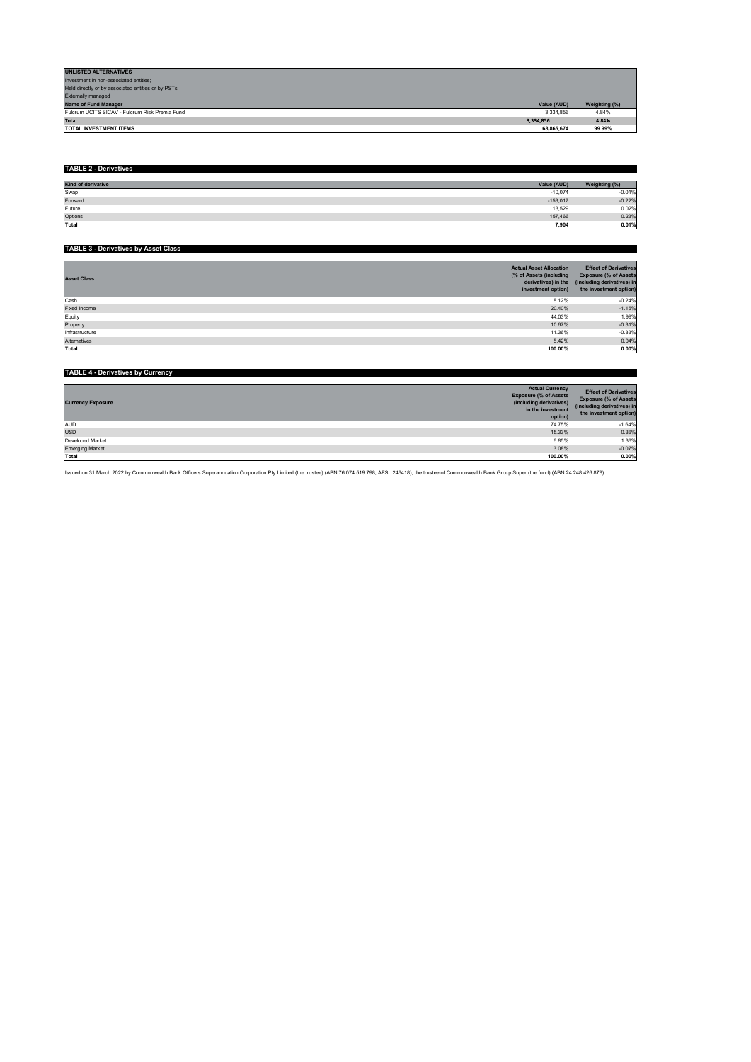| UNLISTED ALTERNATIVES | | |
|---|---|---|
| Investment in non-associated entities; | | |
| Held directly or by associated entities or by PSTs | | |
| Externally managed | | |
| **Name of Fund Manager** | **Value (AUD)** | **Weighting (%)** |
| Fulcrum UCITS SICAV - Fulcrum Risk Premia Fund | 3,334,856 | 4.84% |
| **Total** | **3,334,856** | **4.84%** |
| **TOTAL INVESTMENT ITEMS** | **68,865,674** | **99.99%** |

## TABLE 2 - Derivatives

| Kind of derivative | Value (AUD) | Weighting (%) |
|---|---|---|
| Swap | -10,074 | -0.01% |
| Forward | -153,017 | -0.22% |
| Future | 13,529 | 0.02% |
| Options | 157,466 | 0.23% |
| **Total** | **7,904** | **0.01%** |

## TABLE 3 - Derivatives by Asset Class

| Asset Class | Actual Asset Allocation (% of Assets (including derivatives) in the investment option) | Effect of Derivatives Exposure (% of Assets (including derivatives) in the investment option) |
|---|---|---|
| Cash | 8.12% | -0.24% |
| Fixed Income | 20.40% | -1.15% |
| Equity | 44.03% | 1.99% |
| Property | 10.67% | -0.31% |
| Infrastructure | 11.36% | -0.33% |
| Alternatives | 5.42% | 0.04% |
| **Total** | **100.00%** | **0.00%** |

## TABLE 4 - Derivatives by Currency

| Currency Exposure | Actual Currency Exposure (% of Assets (including derivatives) in the investment option) | Effect of Derivatives Exposure (% of Assets (including derivatives) in the investment option) |
|---|---|---|
| AUD | 74.75% | -1.64% |
| USD | 15.33% | 0.36% |
| Developed Market | 6.85% | 1.36% |
| Emerging Market | 3.08% | -0.07% |
| **Total** | **100.00%** | **0.00%** |

Issued on 31 March 2022 by Commonwealth Bank Officers Superannuation Corporation Pty Limited (the trustee) (ABN 76 074 519 798, AFSL 246418), the trustee of Commonwealth Bank Group Super (the fund) (ABN 24 248 426 878).